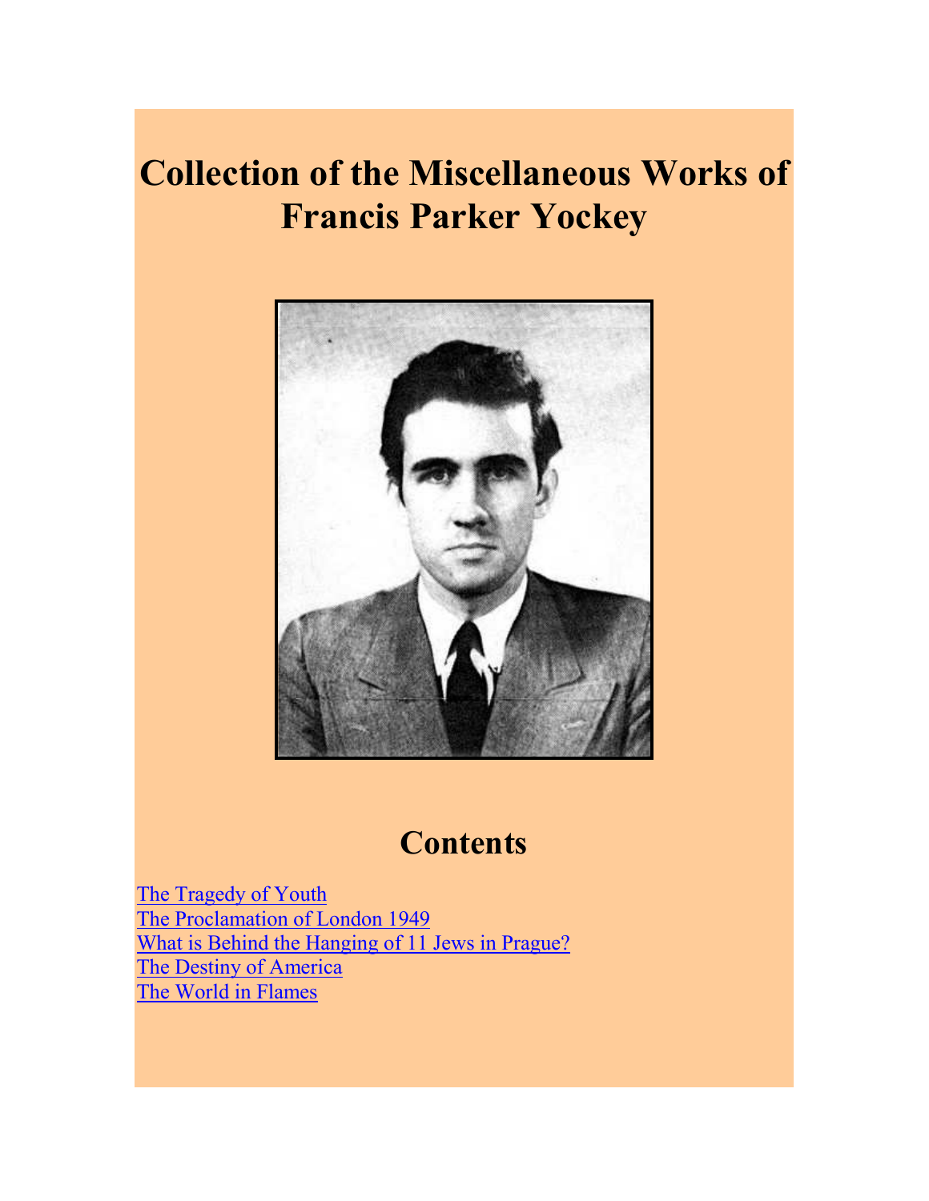# Collection of the Miscellaneous Works of Francis Parker Yockey

## Contents

The Tragedy of Youth
The Proclamation of London 1949
What is Behind the Hanging of 11 Jews in Prague?
The Destiny of America
The World in Flames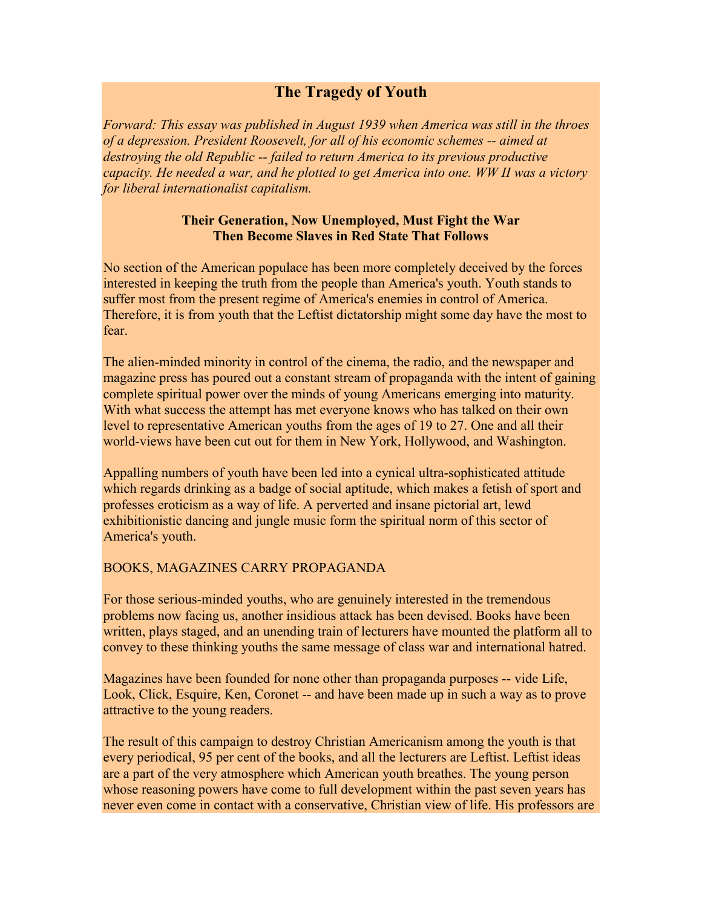## The Tragedy of Youth

*Forward: This essay was published in August 1939 when America was still in the throes of a depression. President Roosevelt, for all of his economic schemes -- aimed at destroying the old Republic -- failed to return America to its previous productive capacity. He needed a war, and he plotted to get America into one. WW II was a victory for liberal internationalist capitalism.*

### Their Generation, Now Unemployed, Must Fight the War Then Become Slaves in Red State That Follows

No section of the American populace has been more completely deceived by the forces interested in keeping the truth from the people than America's youth. Youth stands to suffer most from the present regime of America's enemies in control of America. Therefore, it is from youth that the Leftist dictatorship might some day have the most to fear.

The alien-minded minority in control of the cinema, the radio, and the newspaper and magazine press has poured out a constant stream of propaganda with the intent of gaining complete spiritual power over the minds of young Americans emerging into maturity. With what success the attempt has met everyone knows who has talked on their own level to representative American youths from the ages of 19 to 27. One and all their world-views have been cut out for them in New York, Hollywood, and Washington.

Appalling numbers of youth have been led into a cynical ultra-sophisticated attitude which regards drinking as a badge of social aptitude, which makes a fetish of sport and professes eroticism as a way of life. A perverted and insane pictorial art, lewd exhibitionistic dancing and jungle music form the spiritual norm of this sector of America's youth.

BOOKS, MAGAZINES CARRY PROPAGANDA

For those serious-minded youths, who are genuinely interested in the tremendous problems now facing us, another insidious attack has been devised. Books have been written, plays staged, and an unending train of lecturers have mounted the platform all to convey to these thinking youths the same message of class war and international hatred.

Magazines have been founded for none other than propaganda purposes -- vide Life, Look, Click, Esquire, Ken, Coronet -- and have been made up in such a way as to prove attractive to the young readers.

The result of this campaign to destroy Christian Americanism among the youth is that every periodical, 95 per cent of the books, and all the lecturers are Leftist. Leftist ideas are a part of the very atmosphere which American youth breathes. The young person whose reasoning powers have come to full development within the past seven years has never even come in contact with a conservative, Christian view of life. His professors are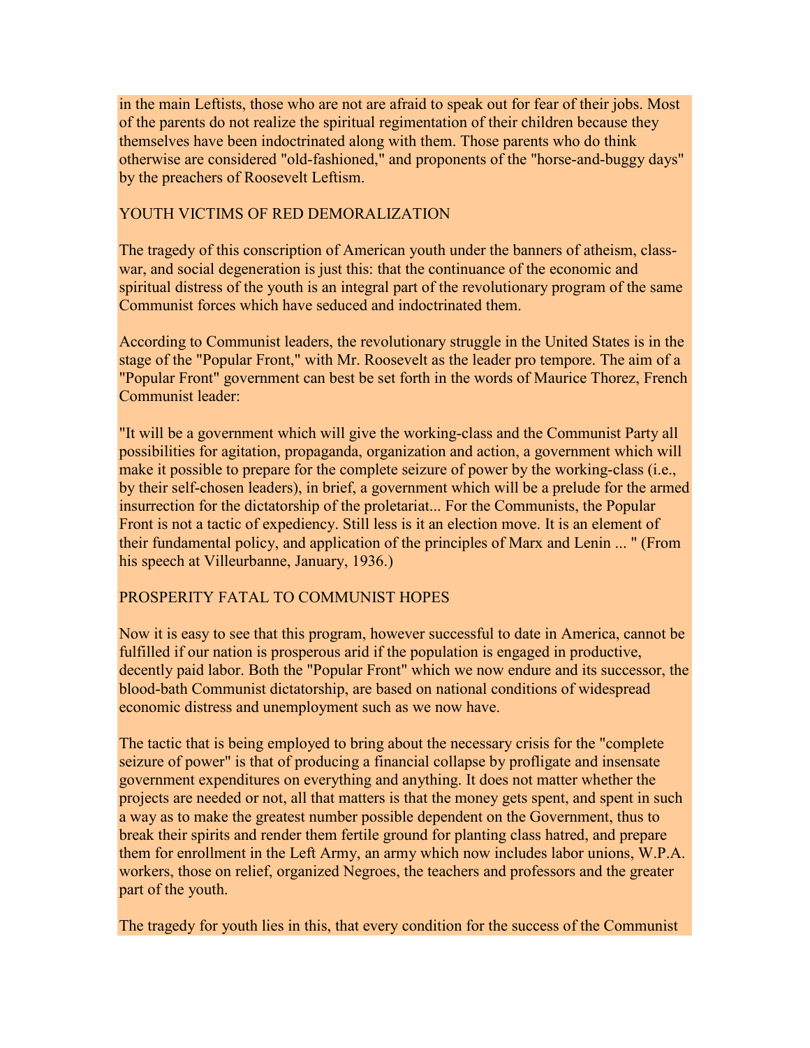in the main Leftists, those who are not are afraid to speak out for fear of their jobs. Most of the parents do not realize the spiritual regimentation of their children because they themselves have been indoctrinated along with them. Those parents who do think otherwise are considered "old-fashioned," and proponents of the "horse-and-buggy days" by the preachers of Roosevelt Leftism.

## YOUTH VICTIMS OF RED DEMORALIZATION

The tragedy of this conscription of American youth under the banners of atheism, class-war, and social degeneration is just this: that the continuance of the economic and spiritual distress of the youth is an integral part of the revolutionary program of the same Communist forces which have seduced and indoctrinated them.

According to Communist leaders, the revolutionary struggle in the United States is in the stage of the "Popular Front," with Mr. Roosevelt as the leader pro tempore. The aim of a "Popular Front" government can best be set forth in the words of Maurice Thorez, French Communist leader:

"It will be a government which will give the working-class and the Communist Party all possibilities for agitation, propaganda, organization and action, a government which will make it possible to prepare for the complete seizure of power by the working-class (i.e., by their self-chosen leaders), in brief, a government which will be a prelude for the armed insurrection for the dictatorship of the proletariat... For the Communists, the Popular Front is not a tactic of expediency. Still less is it an election move. It is an element of their fundamental policy, and application of the principles of Marx and Lenin ... " (From his speech at Villeurbanne, January, 1936.)

## PROSPERITY FATAL TO COMMUNIST HOPES

Now it is easy to see that this program, however successful to date in America, cannot be fulfilled if our nation is prosperous arid if the population is engaged in productive, decently paid labor. Both the "Popular Front" which we now endure and its successor, the blood-bath Communist dictatorship, are based on national conditions of widespread economic distress and unemployment such as we now have.

The tactic that is being employed to bring about the necessary crisis for the "complete seizure of power" is that of producing a financial collapse by profligate and insensate government expenditures on everything and anything. It does not matter whether the projects are needed or not, all that matters is that the money gets spent, and spent in such a way as to make the greatest number possible dependent on the Government, thus to break their spirits and render them fertile ground for planting class hatred, and prepare them for enrollment in the Left Army, an army which now includes labor unions, W.P.A. workers, those on relief, organized Negroes, the teachers and professors and the greater part of the youth.

The tragedy for youth lies in this, that every condition for the success of the Communist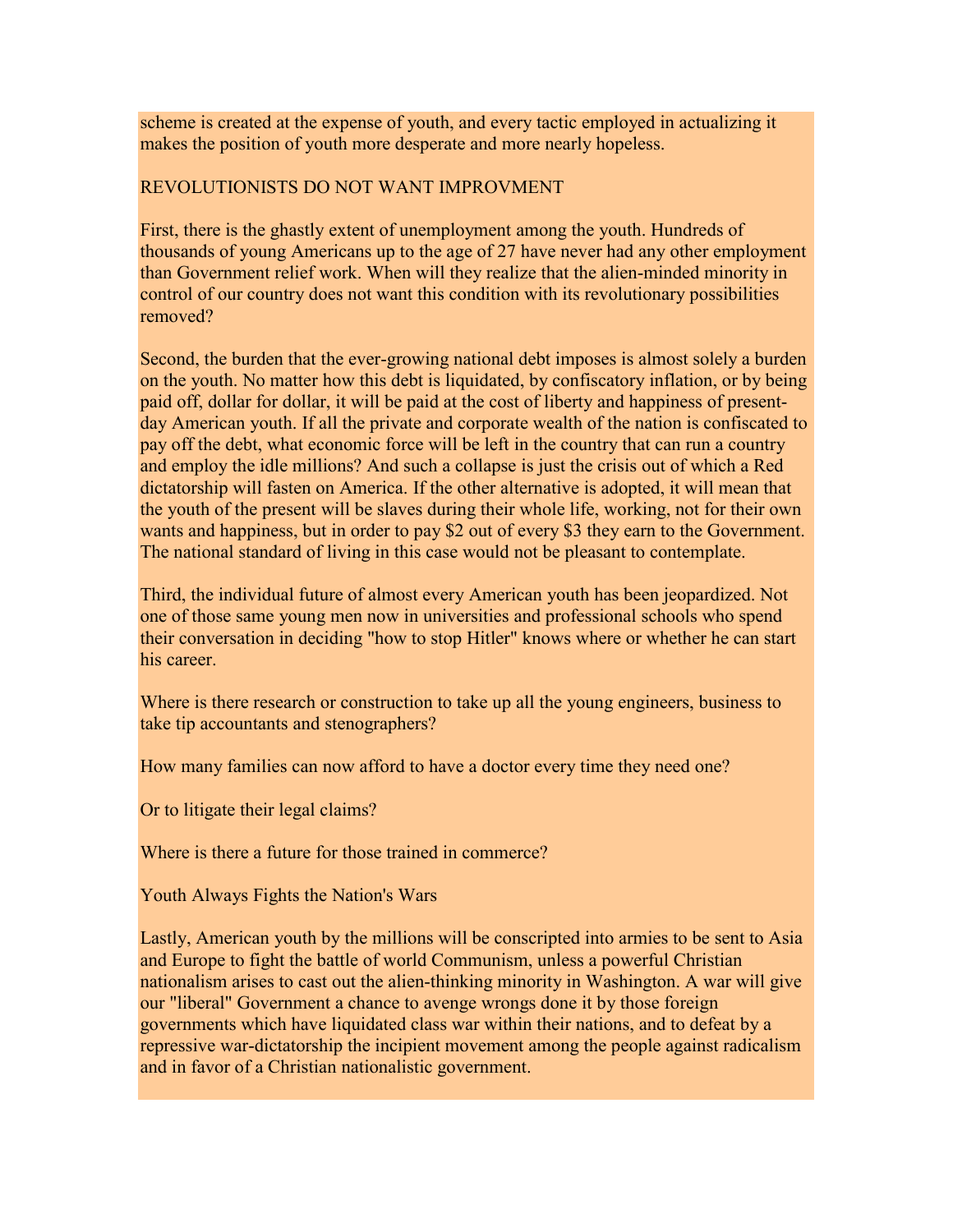scheme is created at the expense of youth, and every tactic employed in actualizing it makes the position of youth more desperate and more nearly hopeless.

## REVOLUTIONISTS DO NOT WANT IMPROVMENT

First, there is the ghastly extent of unemployment among the youth. Hundreds of thousands of young Americans up to the age of 27 have never had any other employment than Government relief work. When will they realize that the alien-minded minority in control of our country does not want this condition with its revolutionary possibilities removed?

Second, the burden that the ever-growing national debt imposes is almost solely a burden on the youth. No matter how this debt is liquidated, by confiscatory inflation, or by being paid off, dollar for dollar, it will be paid at the cost of liberty and happiness of present-day American youth. If all the private and corporate wealth of the nation is confiscated to pay off the debt, what economic force will be left in the country that can run a country and employ the idle millions? And such a collapse is just the crisis out of which a Red dictatorship will fasten on America. If the other alternative is adopted, it will mean that the youth of the present will be slaves during their whole life, working, not for their own wants and happiness, but in order to pay $2 out of every $3 they earn to the Government. The national standard of living in this case would not be pleasant to contemplate.

Third, the individual future of almost every American youth has been jeopardized. Not one of those same young men now in universities and professional schools who spend their conversation in deciding "how to stop Hitler" knows where or whether he can start his career.

Where is there research or construction to take up all the young engineers, business to take tip accountants and stenographers?

How many families can now afford to have a doctor every time they need one?

Or to litigate their legal claims?

Where is there a future for those trained in commerce?

## Youth Always Fights the Nation's Wars

Lastly, American youth by the millions will be conscripted into armies to be sent to Asia and Europe to fight the battle of world Communism, unless a powerful Christian nationalism arises to cast out the alien-thinking minority in Washington. A war will give our "liberal" Government a chance to avenge wrongs done it by those foreign governments which have liquidated class war within their nations, and to defeat by a repressive war-dictatorship the incipient movement among the people against radicalism and in favor of a Christian nationalistic government.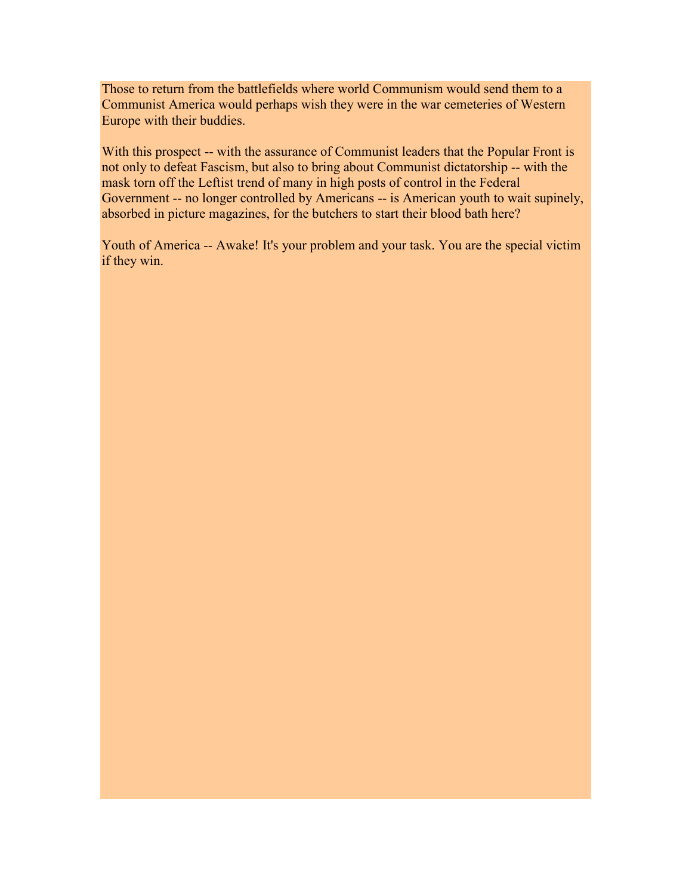Those to return from the battlefields where world Communism would send them to a Communist America would perhaps wish they were in the war cemeteries of Western Europe with their buddies.

With this prospect -- with the assurance of Communist leaders that the Popular Front is not only to defeat Fascism, but also to bring about Communist dictatorship -- with the mask torn off the Leftist trend of many in high posts of control in the Federal Government -- no longer controlled by Americans -- is American youth to wait supinely, absorbed in picture magazines, for the butchers to start their blood bath here?

Youth of America -- Awake! It's your problem and your task. You are the special victim if they win.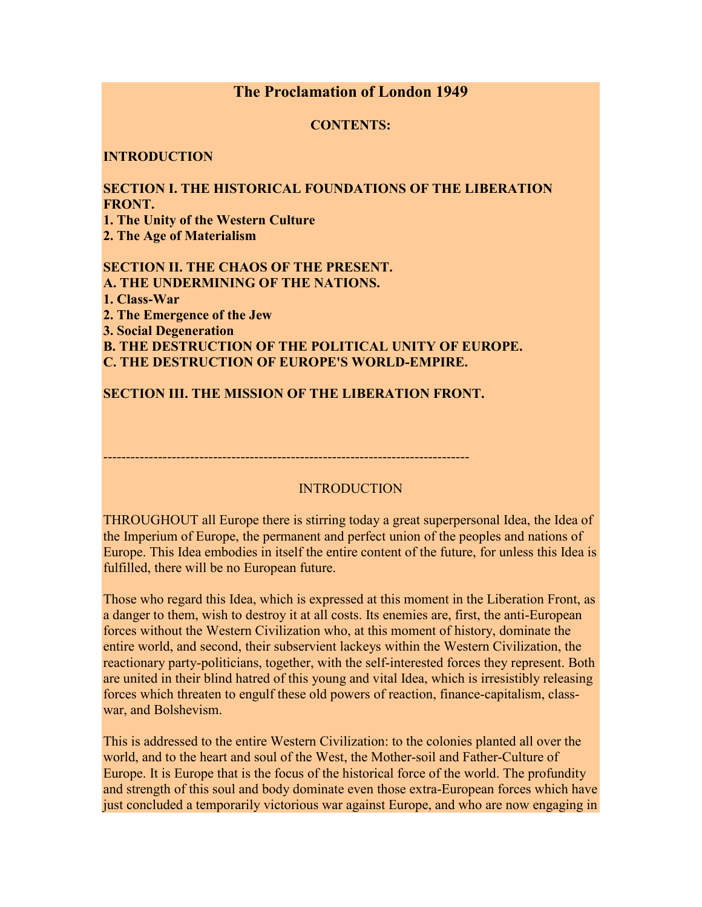# The Proclamation of London 1949

**CONTENTS:**

**INTRODUCTION**

**SECTION I. THE HISTORICAL FOUNDATIONS OF THE LIBERATION FRONT.**
**1. The Unity of the Western Culture**
**2. The Age of Materialism**

**SECTION II. THE CHAOS OF THE PRESENT.**
**A. THE UNDERMINING OF THE NATIONS.**
**1. Class-War**
**2. The Emergence of the Jew**
**3. Social Degeneration**
**B. THE DESTRUCTION OF THE POLITICAL UNITY OF EUROPE.**
**C. THE DESTRUCTION OF EUROPE'S WORLD-EMPIRE.**

**SECTION III. THE MISSION OF THE LIBERATION FRONT.**

---

## INTRODUCTION

THROUGHOUT all Europe there is stirring today a great superpersonal Idea, the Idea of the Imperium of Europe, the permanent and perfect union of the peoples and nations of Europe. This Idea embodies in itself the entire content of the future, for unless this Idea is fulfilled, there will be no European future.

Those who regard this Idea, which is expressed at this moment in the Liberation Front, as a danger to them, wish to destroy it at all costs. Its enemies are, first, the anti-European forces without the Western Civilization who, at this moment of history, dominate the entire world, and second, their subservient lackeys within the Western Civilization, the reactionary party-politicians, together, with the self-interested forces they represent. Both are united in their blind hatred of this young and vital Idea, which is irresistibly releasing forces which threaten to engulf these old powers of reaction, finance-capitalism, class-war, and Bolshevism.

This is addressed to the entire Western Civilization: to the colonies planted all over the world, and to the heart and soul of the West, the Mother-soil and Father-Culture of Europe. It is Europe that is the focus of the historical force of the world. The profundity and strength of this soul and body dominate even those extra-European forces which have just concluded a temporarily victorious war against Europe, and who are now engaging in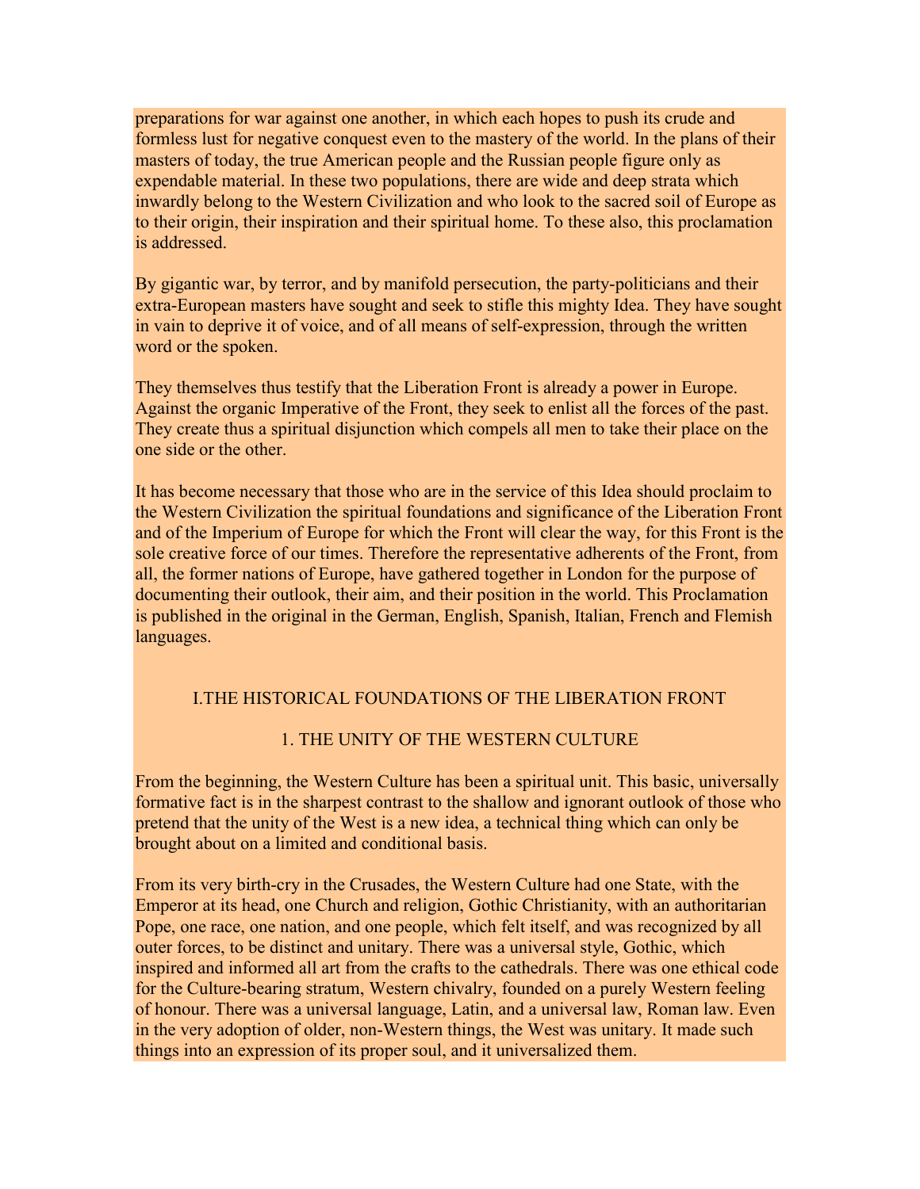preparations for war against one another, in which each hopes to push its crude and formless lust for negative conquest even to the mastery of the world. In the plans of their masters of today, the true American people and the Russian people figure only as expendable material. In these two populations, there are wide and deep strata which inwardly belong to the Western Civilization and who look to the sacred soil of Europe as to their origin, their inspiration and their spiritual home. To these also, this proclamation is addressed.

By gigantic war, by terror, and by manifold persecution, the party-politicians and their extra-European masters have sought and seek to stifle this mighty Idea. They have sought in vain to deprive it of voice, and of all means of self-expression, through the written word or the spoken.

They themselves thus testify that the Liberation Front is already a power in Europe. Against the organic Imperative of the Front, they seek to enlist all the forces of the past. They create thus a spiritual disjunction which compels all men to take their place on the one side or the other.

It has become necessary that those who are in the service of this Idea should proclaim to the Western Civilization the spiritual foundations and significance of the Liberation Front and of the Imperium of Europe for which the Front will clear the way, for this Front is the sole creative force of our times. Therefore the representative adherents of the Front, from all, the former nations of Europe, have gathered together in London for the purpose of documenting their outlook, their aim, and their position in the world. This Proclamation is published in the original in the German, English, Spanish, Italian, French and Flemish languages.

## I.THE HISTORICAL FOUNDATIONS OF THE LIBERATION FRONT

### 1. THE UNITY OF THE WESTERN CULTURE

From the beginning, the Western Culture has been a spiritual unit. This basic, universally formative fact is in the sharpest contrast to the shallow and ignorant outlook of those who pretend that the unity of the West is a new idea, a technical thing which can only be brought about on a limited and conditional basis.

From its very birth-cry in the Crusades, the Western Culture had one State, with the Emperor at its head, one Church and religion, Gothic Christianity, with an authoritarian Pope, one race, one nation, and one people, which felt itself, and was recognized by all outer forces, to be distinct and unitary. There was a universal style, Gothic, which inspired and informed all art from the crafts to the cathedrals. There was one ethical code for the Culture-bearing stratum, Western chivalry, founded on a purely Western feeling of honour. There was a universal language, Latin, and a universal law, Roman law. Even in the very adoption of older, non-Western things, the West was unitary. It made such things into an expression of its proper soul, and it universalized them.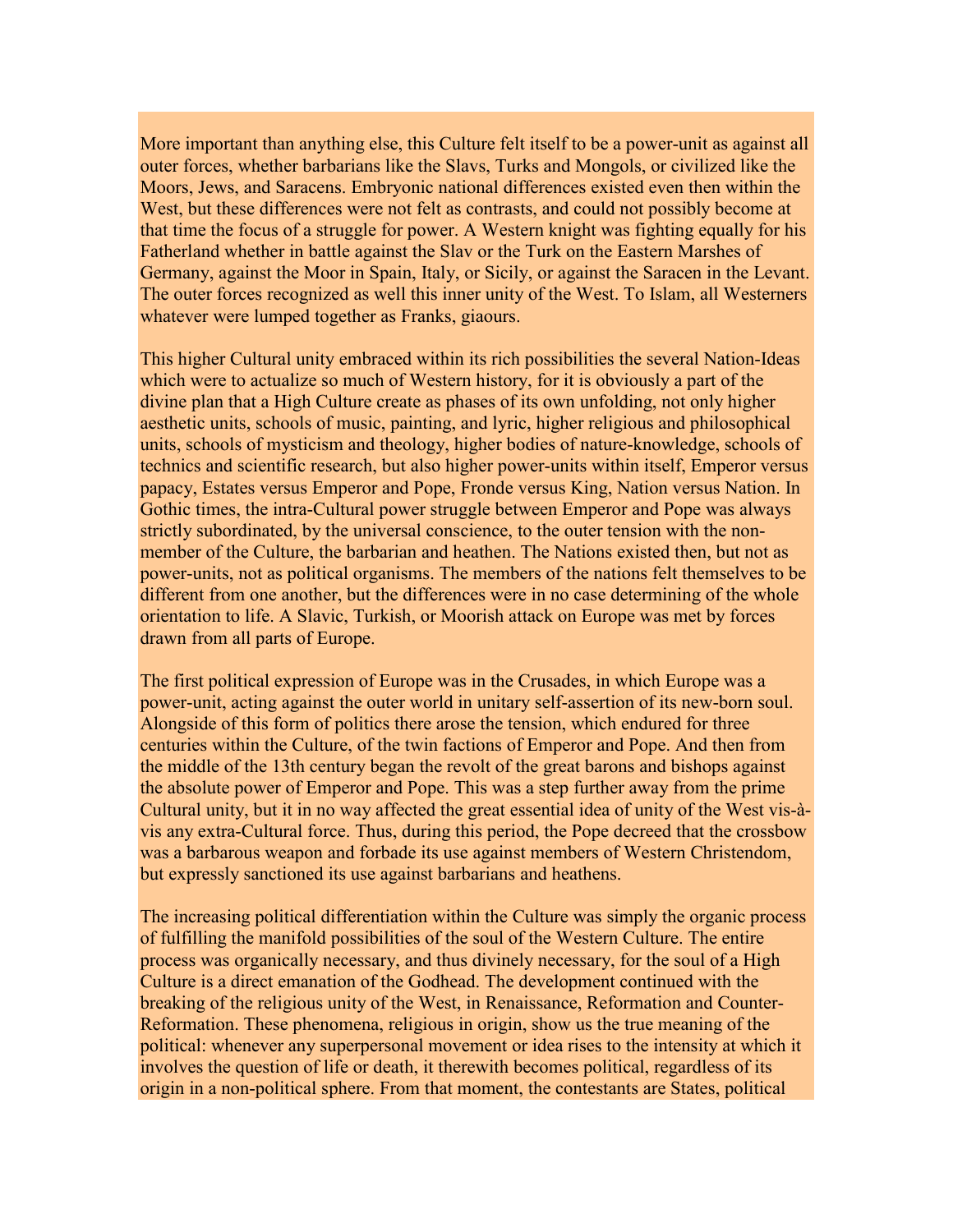More important than anything else, this Culture felt itself to be a power-unit as against all outer forces, whether barbarians like the Slavs, Turks and Mongols, or civilized like the Moors, Jews, and Saracens. Embryonic national differences existed even then within the West, but these differences were not felt as contrasts, and could not possibly become at that time the focus of a struggle for power. A Western knight was fighting equally for his Fatherland whether in battle against the Slav or the Turk on the Eastern Marshes of Germany, against the Moor in Spain, Italy, or Sicily, or against the Saracen in the Levant. The outer forces recognized as well this inner unity of the West. To Islam, all Westerners whatever were lumped together as Franks, giaours.

This higher Cultural unity embraced within its rich possibilities the several Nation-Ideas which were to actualize so much of Western history, for it is obviously a part of the divine plan that a High Culture create as phases of its own unfolding, not only higher aesthetic units, schools of music, painting, and lyric, higher religious and philosophical units, schools of mysticism and theology, higher bodies of nature-knowledge, schools of technics and scientific research, but also higher power-units within itself, Emperor versus papacy, Estates versus Emperor and Pope, Fronde versus King, Nation versus Nation. In Gothic times, the intra-Cultural power struggle between Emperor and Pope was always strictly subordinated, by the universal conscience, to the outer tension with the non-member of the Culture, the barbarian and heathen. The Nations existed then, but not as power-units, not as political organisms. The members of the nations felt themselves to be different from one another, but the differences were in no case determining of the whole orientation to life. A Slavic, Turkish, or Moorish attack on Europe was met by forces drawn from all parts of Europe.

The first political expression of Europe was in the Crusades, in which Europe was a power-unit, acting against the outer world in unitary self-assertion of its new-born soul. Alongside of this form of politics there arose the tension, which endured for three centuries within the Culture, of the twin factions of Emperor and Pope. And then from the middle of the 13th century began the revolt of the great barons and bishops against the absolute power of Emperor and Pope. This was a step further away from the prime Cultural unity, but it in no way affected the great essential idea of unity of the West vis-à-vis any extra-Cultural force. Thus, during this period, the Pope decreed that the crossbow was a barbarous weapon and forbade its use against members of Western Christendom, but expressly sanctioned its use against barbarians and heathens.

The increasing political differentiation within the Culture was simply the organic process of fulfilling the manifold possibilities of the soul of the Western Culture. The entire process was organically necessary, and thus divinely necessary, for the soul of a High Culture is a direct emanation of the Godhead. The development continued with the breaking of the religious unity of the West, in Renaissance, Reformation and Counter-Reformation. These phenomena, religious in origin, show us the true meaning of the political: whenever any superpersonal movement or idea rises to the intensity at which it involves the question of life or death, it therewith becomes political, regardless of its origin in a non-political sphere. From that moment, the contestants are States, political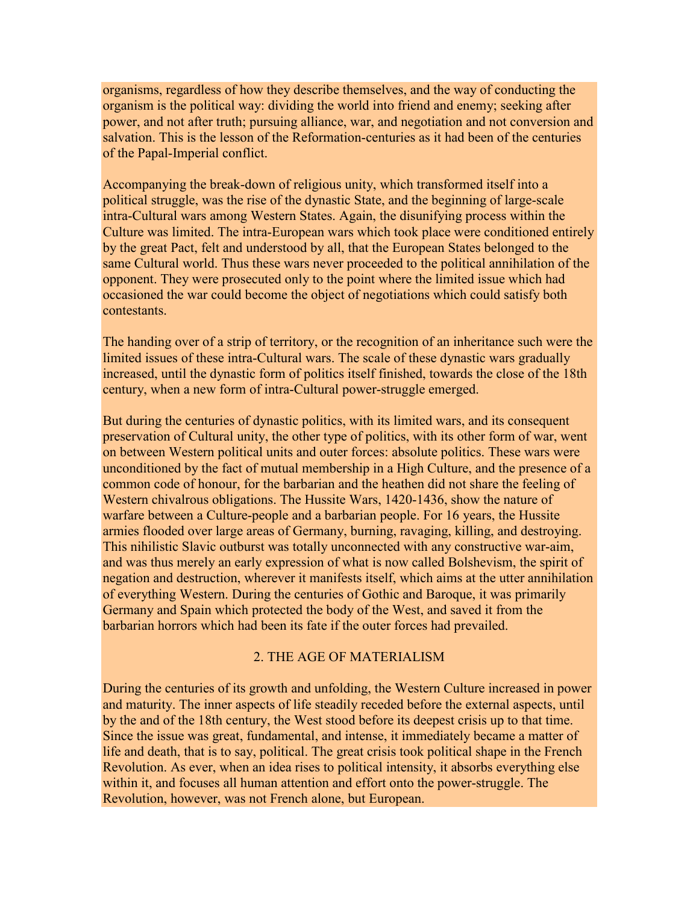organisms, regardless of how they describe themselves, and the way of conducting the organism is the political way: dividing the world into friend and enemy; seeking after power, and not after truth; pursuing alliance, war, and negotiation and not conversion and salvation. This is the lesson of the Reformation-centuries as it had been of the centuries of the Papal-Imperial conflict.

Accompanying the break-down of religious unity, which transformed itself into a political struggle, was the rise of the dynastic State, and the beginning of large-scale intra-Cultural wars among Western States. Again, the disunifying process within the Culture was limited. The intra-European wars which took place were conditioned entirely by the great Pact, felt and understood by all, that the European States belonged to the same Cultural world. Thus these wars never proceeded to the political annihilation of the opponent. They were prosecuted only to the point where the limited issue which had occasioned the war could become the object of negotiations which could satisfy both contestants.

The handing over of a strip of territory, or the recognition of an inheritance such were the limited issues of these intra-Cultural wars. The scale of these dynastic wars gradually increased, until the dynastic form of politics itself finished, towards the close of the 18th century, when a new form of intra-Cultural power-struggle emerged.

But during the centuries of dynastic politics, with its limited wars, and its consequent preservation of Cultural unity, the other type of politics, with its other form of war, went on between Western political units and outer forces: absolute politics. These wars were unconditioned by the fact of mutual membership in a High Culture, and the presence of a common code of honour, for the barbarian and the heathen did not share the feeling of Western chivalrous obligations. The Hussite Wars, 1420-1436, show the nature of warfare between a Culture-people and a barbarian people. For 16 years, the Hussite armies flooded over large areas of Germany, burning, ravaging, killing, and destroying. This nihilistic Slavic outburst was totally unconnected with any constructive war-aim, and was thus merely an early expression of what is now called Bolshevism, the spirit of negation and destruction, wherever it manifests itself, which aims at the utter annihilation of everything Western. During the centuries of Gothic and Baroque, it was primarily Germany and Spain which protected the body of the West, and saved it from the barbarian horrors which had been its fate if the outer forces had prevailed.

## 2. THE AGE OF MATERIALISM

During the centuries of its growth and unfolding, the Western Culture increased in power and maturity. The inner aspects of life steadily receded before the external aspects, until by the and of the 18th century, the West stood before its deepest crisis up to that time. Since the issue was great, fundamental, and intense, it immediately became a matter of life and death, that is to say, political. The great crisis took political shape in the French Revolution. As ever, when an idea rises to political intensity, it absorbs everything else within it, and focuses all human attention and effort onto the power-struggle. The Revolution, however, was not French alone, but European.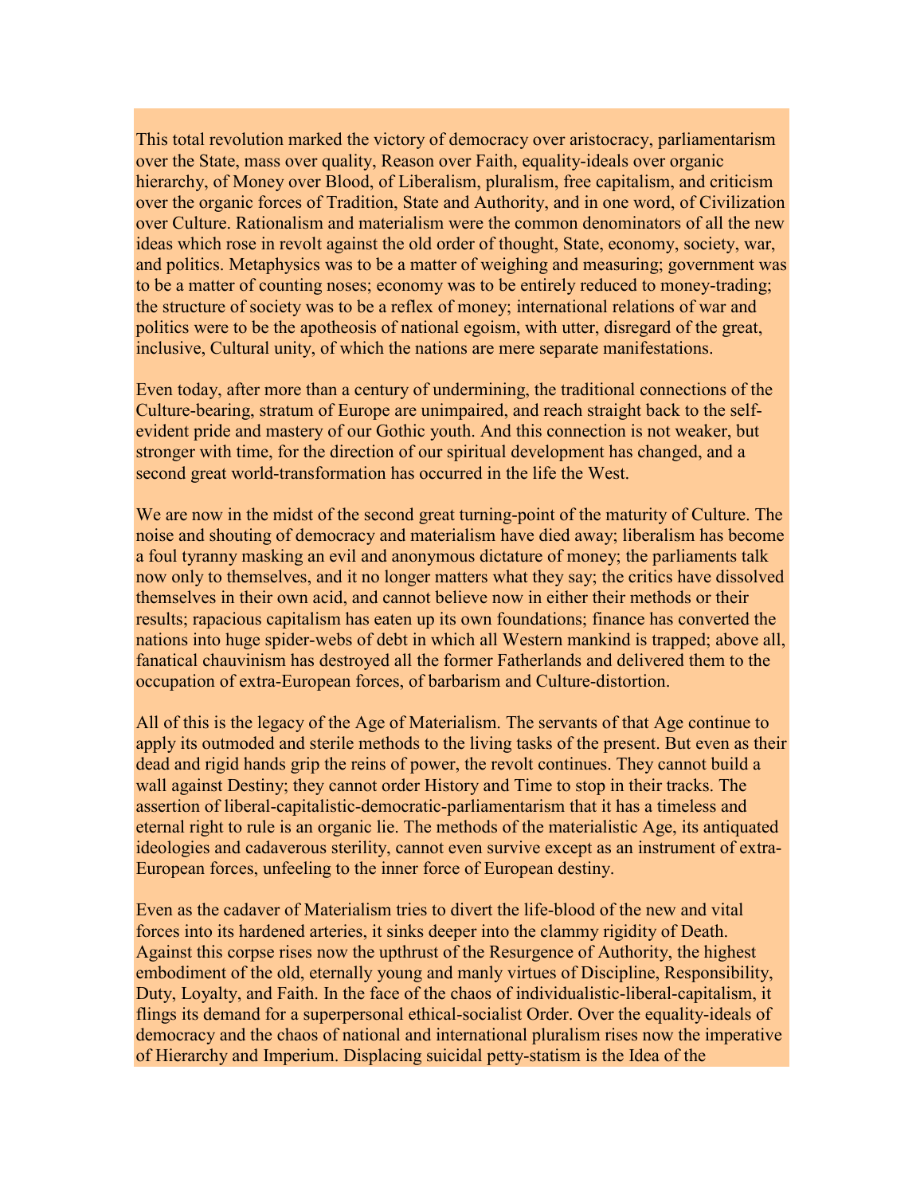This total revolution marked the victory of democracy over aristocracy, parliamentarism over the State, mass over quality, Reason over Faith, equality-ideals over organic hierarchy, of Money over Blood, of Liberalism, pluralism, free capitalism, and criticism over the organic forces of Tradition, State and Authority, and in one word, of Civilization over Culture. Rationalism and materialism were the common denominators of all the new ideas which rose in revolt against the old order of thought, State, economy, society, war, and politics. Metaphysics was to be a matter of weighing and measuring; government was to be a matter of counting noses; economy was to be entirely reduced to money-trading; the structure of society was to be a reflex of money; international relations of war and politics were to be the apotheosis of national egoism, with utter, disregard of the great, inclusive, Cultural unity, of which the nations are mere separate manifestations.

Even today, after more than a century of undermining, the traditional connections of the Culture-bearing, stratum of Europe are unimpaired, and reach straight back to the self-evident pride and mastery of our Gothic youth. And this connection is not weaker, but stronger with time, for the direction of our spiritual development has changed, and a second great world-transformation has occurred in the life the West.

We are now in the midst of the second great turning-point of the maturity of Culture. The noise and shouting of democracy and materialism have died away; liberalism has become a foul tyranny masking an evil and anonymous dictature of money; the parliaments talk now only to themselves, and it no longer matters what they say; the critics have dissolved themselves in their own acid, and cannot believe now in either their methods or their results; rapacious capitalism has eaten up its own foundations; finance has converted the nations into huge spider-webs of debt in which all Western mankind is trapped; above all, fanatical chauvinism has destroyed all the former Fatherlands and delivered them to the occupation of extra-European forces, of barbarism and Culture-distortion.

All of this is the legacy of the Age of Materialism. The servants of that Age continue to apply its outmoded and sterile methods to the living tasks of the present. But even as their dead and rigid hands grip the reins of power, the revolt continues. They cannot build a wall against Destiny; they cannot order History and Time to stop in their tracks. The assertion of liberal-capitalistic-democratic-parliamentarism that it has a timeless and eternal right to rule is an organic lie. The methods of the materialistic Age, its antiquated ideologies and cadaverous sterility, cannot even survive except as an instrument of extra-European forces, unfeeling to the inner force of European destiny.

Even as the cadaver of Materialism tries to divert the life-blood of the new and vital forces into its hardened arteries, it sinks deeper into the clammy rigidity of Death. Against this corpse rises now the upthrust of the Resurgence of Authority, the highest embodiment of the old, eternally young and manly virtues of Discipline, Responsibility, Duty, Loyalty, and Faith. In the face of the chaos of individualistic-liberal-capitalism, it flings its demand for a superpersonal ethical-socialist Order. Over the equality-ideals of democracy and the chaos of national and international pluralism rises now the imperative of Hierarchy and Imperium. Displacing suicidal petty-statism is the Idea of the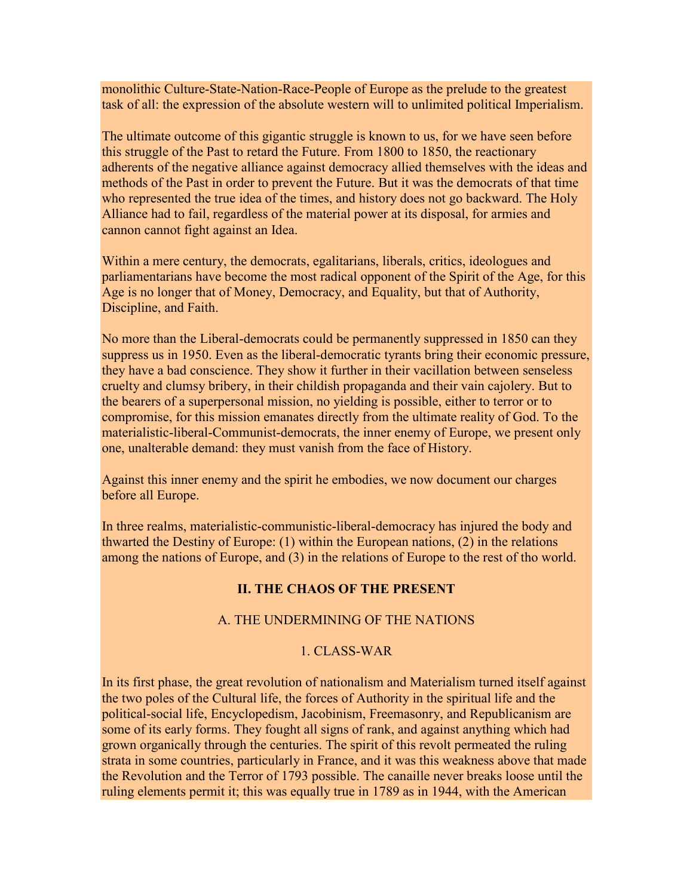monolithic Culture-State-Nation-Race-People of Europe as the prelude to the greatest task of all: the expression of the absolute western will to unlimited political Imperialism.

The ultimate outcome of this gigantic struggle is known to us, for we have seen before this struggle of the Past to retard the Future. From 1800 to 1850, the reactionary adherents of the negative alliance against democracy allied themselves with the ideas and methods of the Past in order to prevent the Future. But it was the democrats of that time who represented the true idea of the times, and history does not go backward. The Holy Alliance had to fail, regardless of the material power at its disposal, for armies and cannon cannot fight against an Idea.

Within a mere century, the democrats, egalitarians, liberals, critics, ideologues and parliamentarians have become the most radical opponent of the Spirit of the Age, for this Age is no longer that of Money, Democracy, and Equality, but that of Authority, Discipline, and Faith.

No more than the Liberal-democrats could be permanently suppressed in 1850 can they suppress us in 1950. Even as the liberal-democratic tyrants bring their economic pressure, they have a bad conscience. They show it further in their vacillation between senseless cruelty and clumsy bribery, in their childish propaganda and their vain cajolery. But to the bearers of a superpersonal mission, no yielding is possible, either to terror or to compromise, for this mission emanates directly from the ultimate reality of God. To the materialistic-liberal-Communist-democrats, the inner enemy of Europe, we present only one, unalterable demand: they must vanish from the face of History.

Against this inner enemy and the spirit he embodies, we now document our charges before all Europe.

In three realms, materialistic-communistic-liberal-democracy has injured the body and thwarted the Destiny of Europe: (1) within the European nations, (2) in the relations among the nations of Europe, and (3) in the relations of Europe to the rest of tho world.

## II. THE CHAOS OF THE PRESENT

### A. THE UNDERMINING OF THE NATIONS

#### 1. CLASS-WAR

In its first phase, the great revolution of nationalism and Materialism turned itself against the two poles of the Cultural life, the forces of Authority in the spiritual life and the political-social life, Encyclopedism, Jacobinism, Freemasonry, and Republicanism are some of its early forms. They fought all signs of rank, and against anything which had grown organically through the centuries. The spirit of this revolt permeated the ruling strata in some countries, particularly in France, and it was this weakness above that made the Revolution and the Terror of 1793 possible. The canaille never breaks loose until the ruling elements permit it; this was equally true in 1789 as in 1944, with the American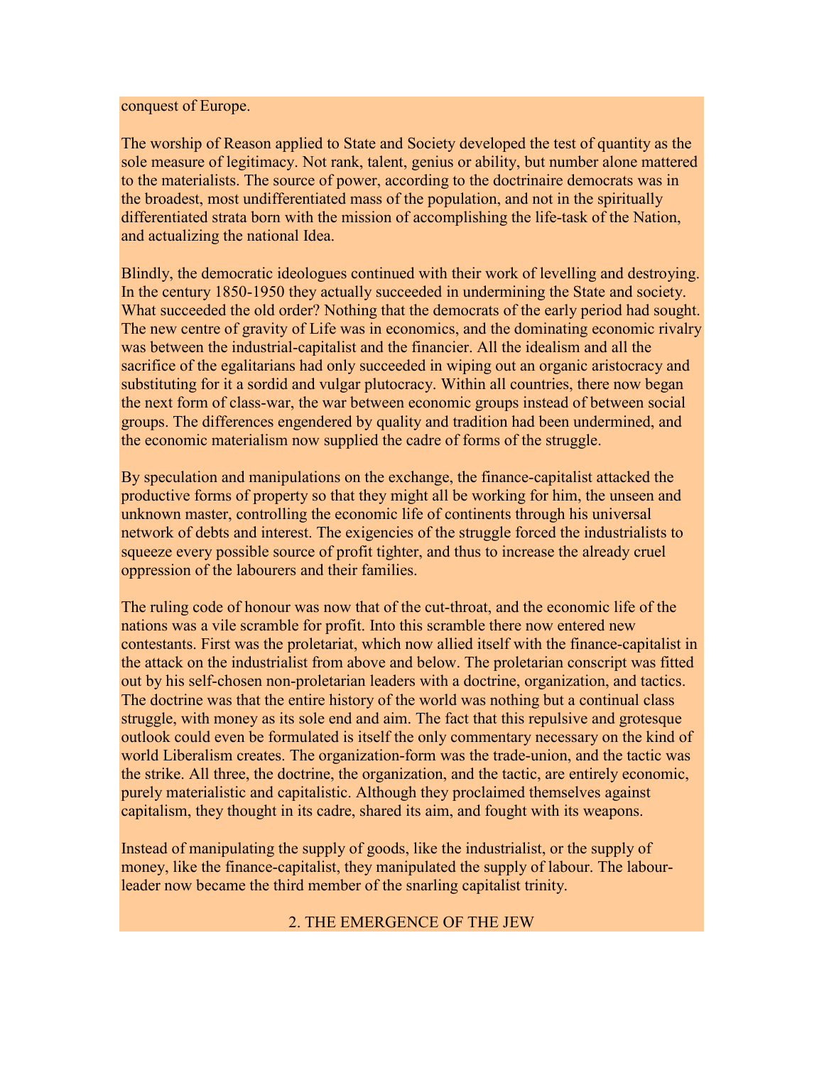conquest of Europe.

The worship of Reason applied to State and Society developed the test of quantity as the sole measure of legitimacy. Not rank, talent, genius or ability, but number alone mattered to the materialists. The source of power, according to the doctrinaire democrats was in the broadest, most undifferentiated mass of the population, and not in the spiritually differentiated strata born with the mission of accomplishing the life-task of the Nation, and actualizing the national Idea.

Blindly, the democratic ideologues continued with their work of levelling and destroying. In the century 1850-1950 they actually succeeded in undermining the State and society. What succeeded the old order? Nothing that the democrats of the early period had sought. The new centre of gravity of Life was in economics, and the dominating economic rivalry was between the industrial-capitalist and the financier. All the idealism and all the sacrifice of the egalitarians had only succeeded in wiping out an organic aristocracy and substituting for it a sordid and vulgar plutocracy. Within all countries, there now began the next form of class-war, the war between economic groups instead of between social groups. The differences engendered by quality and tradition had been undermined, and the economic materialism now supplied the cadre of forms of the struggle.

By speculation and manipulations on the exchange, the finance-capitalist attacked the productive forms of property so that they might all be working for him, the unseen and unknown master, controlling the economic life of continents through his universal network of debts and interest. The exigencies of the struggle forced the industrialists to squeeze every possible source of profit tighter, and thus to increase the already cruel oppression of the labourers and their families.

The ruling code of honour was now that of the cut-throat, and the economic life of the nations was a vile scramble for profit. Into this scramble there now entered new contestants. First was the proletariat, which now allied itself with the finance-capitalist in the attack on the industrialist from above and below. The proletarian conscript was fitted out by his self-chosen non-proletarian leaders with a doctrine, organization, and tactics. The doctrine was that the entire history of the world was nothing but a continual class struggle, with money as its sole end and aim. The fact that this repulsive and grotesque outlook could even be formulated is itself the only commentary necessary on the kind of world Liberalism creates. The organization-form was the trade-union, and the tactic was the strike. All three, the doctrine, the organization, and the tactic, are entirely economic, purely materialistic and capitalistic. Although they proclaimed themselves against capitalism, they thought in its cadre, shared its aim, and fought with its weapons.

Instead of manipulating the supply of goods, like the industrialist, or the supply of money, like the finance-capitalist, they manipulated the supply of labour. The labour-leader now became the third member of the snarling capitalist trinity.

## 2. THE EMERGENCE OF THE JEW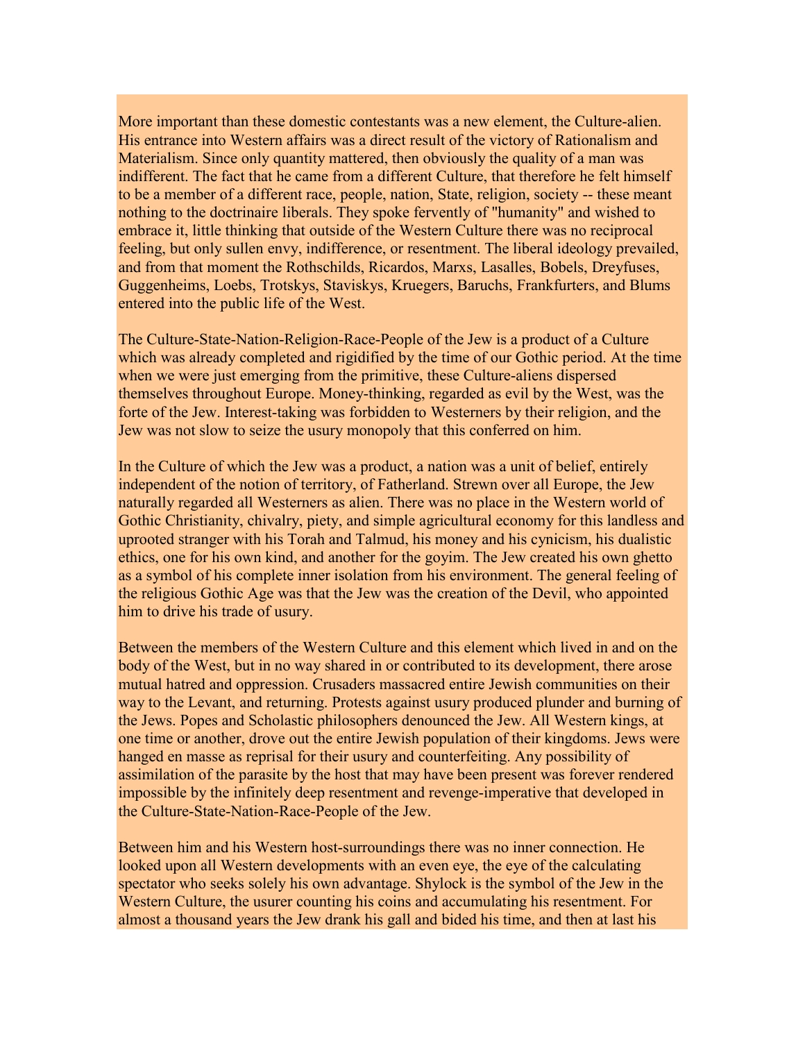More important than these domestic contestants was a new element, the Culture-alien. His entrance into Western affairs was a direct result of the victory of Rationalism and Materialism. Since only quantity mattered, then obviously the quality of a man was indifferent. The fact that he came from a different Culture, that therefore he felt himself to be a member of a different race, people, nation, State, religion, society -- these meant nothing to the doctrinaire liberals. They spoke fervently of "humanity" and wished to embrace it, little thinking that outside of the Western Culture there was no reciprocal feeling, but only sullen envy, indifference, or resentment. The liberal ideology prevailed, and from that moment the Rothschilds, Ricardos, Marxs, Lasalles, Bobels, Dreyfuses, Guggenheims, Loebs, Trotskys, Staviskys, Kruegers, Baruchs, Frankfurters, and Blums entered into the public life of the West.

The Culture-State-Nation-Religion-Race-People of the Jew is a product of a Culture which was already completed and rigidified by the time of our Gothic period. At the time when we were just emerging from the primitive, these Culture-aliens dispersed themselves throughout Europe. Money-thinking, regarded as evil by the West, was the forte of the Jew. Interest-taking was forbidden to Westerners by their religion, and the Jew was not slow to seize the usury monopoly that this conferred on him.

In the Culture of which the Jew was a product, a nation was a unit of belief, entirely independent of the notion of territory, of Fatherland. Strewn over all Europe, the Jew naturally regarded all Westerners as alien. There was no place in the Western world of Gothic Christianity, chivalry, piety, and simple agricultural economy for this landless and uprooted stranger with his Torah and Talmud, his money and his cynicism, his dualistic ethics, one for his own kind, and another for the goyim. The Jew created his own ghetto as a symbol of his complete inner isolation from his environment. The general feeling of the religious Gothic Age was that the Jew was the creation of the Devil, who appointed him to drive his trade of usury.

Between the members of the Western Culture and this element which lived in and on the body of the West, but in no way shared in or contributed to its development, there arose mutual hatred and oppression. Crusaders massacred entire Jewish communities on their way to the Levant, and returning. Protests against usury produced plunder and burning of the Jews. Popes and Scholastic philosophers denounced the Jew. All Western kings, at one time or another, drove out the entire Jewish population of their kingdoms. Jews were hanged en masse as reprisal for their usury and counterfeiting. Any possibility of assimilation of the parasite by the host that may have been present was forever rendered impossible by the infinitely deep resentment and revenge-imperative that developed in the Culture-State-Nation-Race-People of the Jew.

Between him and his Western host-surroundings there was no inner connection. He looked upon all Western developments with an even eye, the eye of the calculating spectator who seeks solely his own advantage. Shylock is the symbol of the Jew in the Western Culture, the usurer counting his coins and accumulating his resentment. For almost a thousand years the Jew drank his gall and bided his time, and then at last his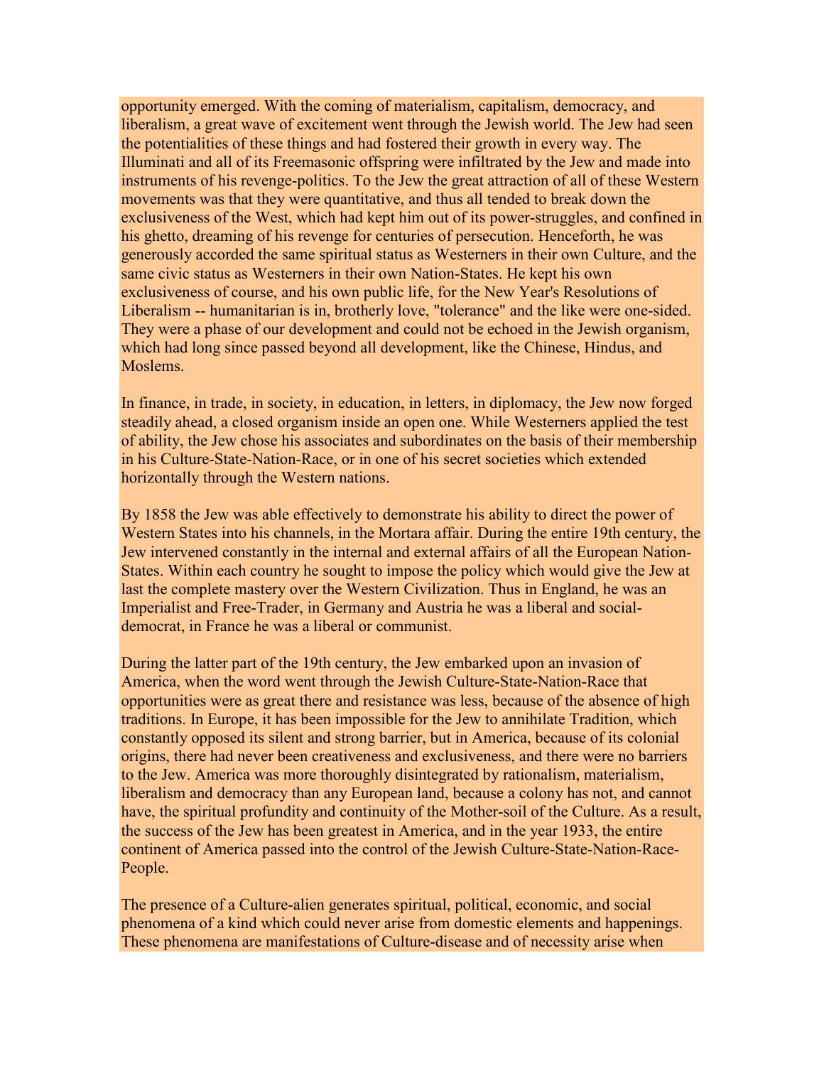opportunity emerged. With the coming of materialism, capitalism, democracy, and liberalism, a great wave of excitement went through the Jewish world. The Jew had seen the potentialities of these things and had fostered their growth in every way. The Illuminati and all of its Freemasonic offspring were infiltrated by the Jew and made into instruments of his revenge-politics. To the Jew the great attraction of all of these Western movements was that they were quantitative, and thus all tended to break down the exclusiveness of the West, which had kept him out of its power-struggles, and confined in his ghetto, dreaming of his revenge for centuries of persecution. Henceforth, he was generously accorded the same spiritual status as Westerners in their own Culture, and the same civic status as Westerners in their own Nation-States. He kept his own exclusiveness of course, and his own public life, for the New Year's Resolutions of Liberalism -- humanitarian is in, brotherly love, "tolerance" and the like were one-sided. They were a phase of our development and could not be echoed in the Jewish organism, which had long since passed beyond all development, like the Chinese, Hindus, and Moslems.

In finance, in trade, in society, in education, in letters, in diplomacy, the Jew now forged steadily ahead, a closed organism inside an open one. While Westerners applied the test of ability, the Jew chose his associates and subordinates on the basis of their membership in his Culture-State-Nation-Race, or in one of his secret societies which extended horizontally through the Western nations.

By 1858 the Jew was able effectively to demonstrate his ability to direct the power of Western States into his channels, in the Mortara affair. During the entire 19th century, the Jew intervened constantly in the internal and external affairs of all the European Nation-States. Within each country he sought to impose the policy which would give the Jew at last the complete mastery over the Western Civilization. Thus in England, he was an Imperialist and Free-Trader, in Germany and Austria he was a liberal and social-democrat, in France he was a liberal or communist.

During the latter part of the 19th century, the Jew embarked upon an invasion of America, when the word went through the Jewish Culture-State-Nation-Race that opportunities were as great there and resistance was less, because of the absence of high traditions. In Europe, it has been impossible for the Jew to annihilate Tradition, which constantly opposed its silent and strong barrier, but in America, because of its colonial origins, there had never been creativeness and exclusiveness, and there were no barriers to the Jew. America was more thoroughly disintegrated by rationalism, materialism, liberalism and democracy than any European land, because a colony has not, and cannot have, the spiritual profundity and continuity of the Mother-soil of the Culture. As a result, the success of the Jew has been greatest in America, and in the year 1933, the entire continent of America passed into the control of the Jewish Culture-State-Nation-Race-People.

The presence of a Culture-alien generates spiritual, political, economic, and social phenomena of a kind which could never arise from domestic elements and happenings. These phenomena are manifestations of Culture-disease and of necessity arise when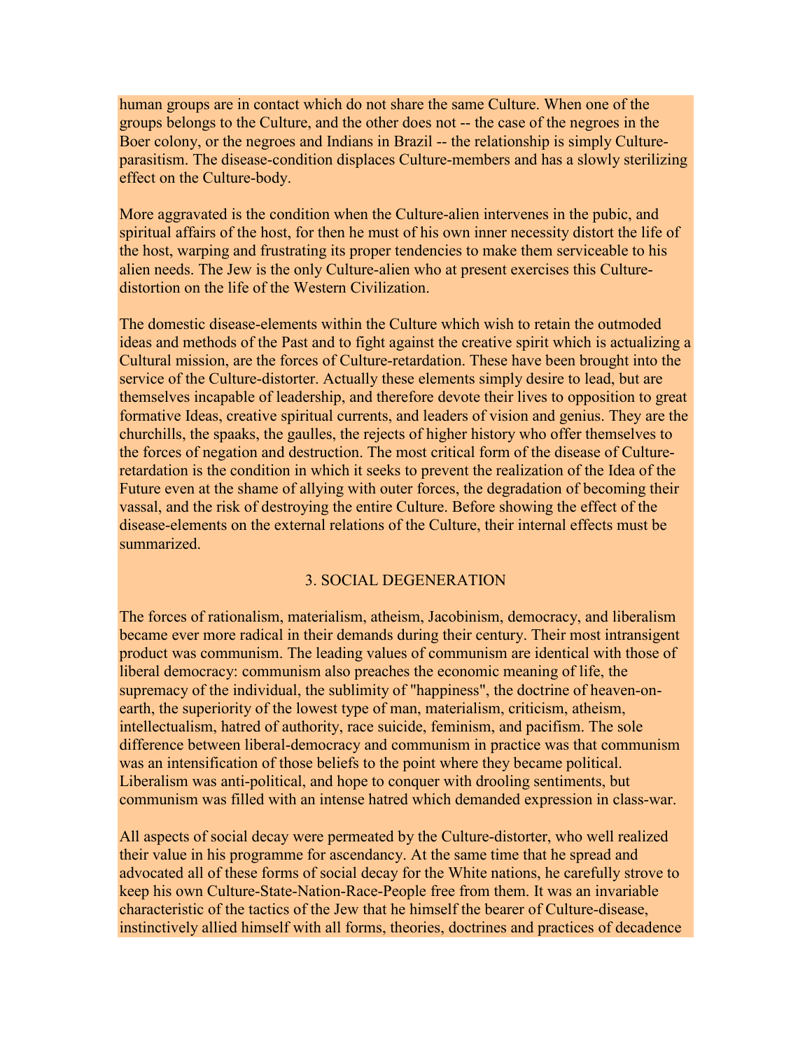human groups are in contact which do not share the same Culture. When one of the groups belongs to the Culture, and the other does not -- the case of the negroes in the Boer colony, or the negroes and Indians in Brazil -- the relationship is simply Culture-parasitism. The disease-condition displaces Culture-members and has a slowly sterilizing effect on the Culture-body.

More aggravated is the condition when the Culture-alien intervenes in the pubic, and spiritual affairs of the host, for then he must of his own inner necessity distort the life of the host, warping and frustrating its proper tendencies to make them serviceable to his alien needs. The Jew is the only Culture-alien who at present exercises this Culture-distortion on the life of the Western Civilization.

The domestic disease-elements within the Culture which wish to retain the outmoded ideas and methods of the Past and to fight against the creative spirit which is actualizing a Cultural mission, are the forces of Culture-retardation. These have been brought into the service of the Culture-distorter. Actually these elements simply desire to lead, but are themselves incapable of leadership, and therefore devote their lives to opposition to great formative Ideas, creative spiritual currents, and leaders of vision and genius. They are the churchills, the spaaks, the gaulles, the rejects of higher history who offer themselves to the forces of negation and destruction. The most critical form of the disease of Culture-retardation is the condition in which it seeks to prevent the realization of the Idea of the Future even at the shame of allying with outer forces, the degradation of becoming their vassal, and the risk of destroying the entire Culture. Before showing the effect of the disease-elements on the external relations of the Culture, their internal effects must be summarized.

## 3. SOCIAL DEGENERATION

The forces of rationalism, materialism, atheism, Jacobinism, democracy, and liberalism became ever more radical in their demands during their century. Their most intransigent product was communism. The leading values of communism are identical with those of liberal democracy: communism also preaches the economic meaning of life, the supremacy of the individual, the sublimity of "happiness", the doctrine of heaven-on-earth, the superiority of the lowest type of man, materialism, criticism, atheism, intellectualism, hatred of authority, race suicide, feminism, and pacifism. The sole difference between liberal-democracy and communism in practice was that communism was an intensification of those beliefs to the point where they became political. Liberalism was anti-political, and hope to conquer with drooling sentiments, but communism was filled with an intense hatred which demanded expression in class-war.

All aspects of social decay were permeated by the Culture-distorter, who well realized their value in his programme for ascendancy. At the same time that he spread and advocated all of these forms of social decay for the White nations, he carefully strove to keep his own Culture-State-Nation-Race-People free from them. It was an invariable characteristic of the tactics of the Jew that he himself the bearer of Culture-disease, instinctively allied himself with all forms, theories, doctrines and practices of decadence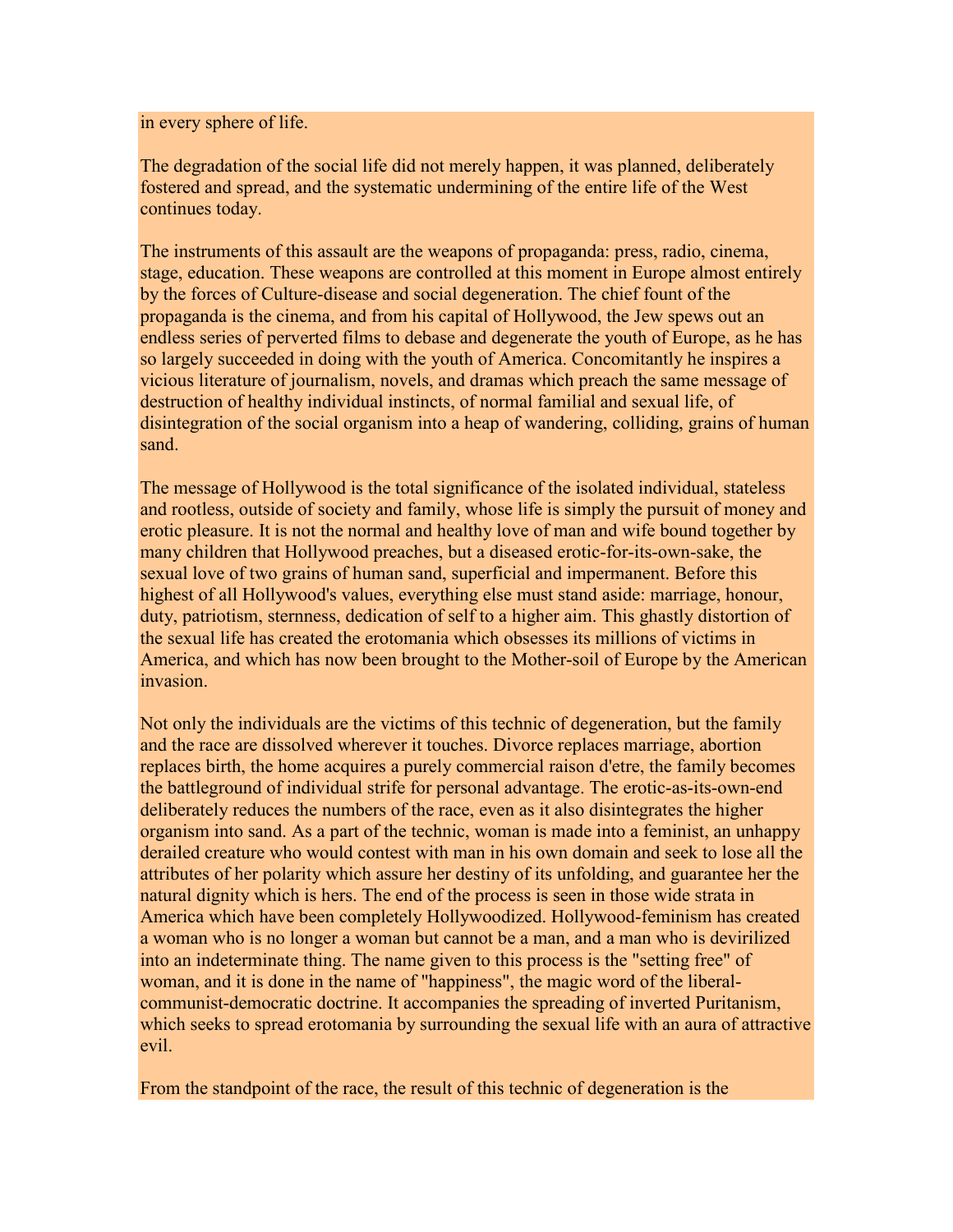in every sphere of life.

The degradation of the social life did not merely happen, it was planned, deliberately fostered and spread, and the systematic undermining of the entire life of the West continues today.

The instruments of this assault are the weapons of propaganda: press, radio, cinema, stage, education. These weapons are controlled at this moment in Europe almost entirely by the forces of Culture-disease and social degeneration. The chief fount of the propaganda is the cinema, and from his capital of Hollywood, the Jew spews out an endless series of perverted films to debase and degenerate the youth of Europe, as he has so largely succeeded in doing with the youth of America. Concomitantly he inspires a vicious literature of journalism, novels, and dramas which preach the same message of destruction of healthy individual instincts, of normal familial and sexual life, of disintegration of the social organism into a heap of wandering, colliding, grains of human sand.

The message of Hollywood is the total significance of the isolated individual, stateless and rootless, outside of society and family, whose life is simply the pursuit of money and erotic pleasure. It is not the normal and healthy love of man and wife bound together by many children that Hollywood preaches, but a diseased erotic-for-its-own-sake, the sexual love of two grains of human sand, superficial and impermanent. Before this highest of all Hollywood's values, everything else must stand aside: marriage, honour, duty, patriotism, sternness, dedication of self to a higher aim. This ghastly distortion of the sexual life has created the erotomania which obsesses its millions of victims in America, and which has now been brought to the Mother-soil of Europe by the American invasion.

Not only the individuals are the victims of this technic of degeneration, but the family and the race are dissolved wherever it touches. Divorce replaces marriage, abortion replaces birth, the home acquires a purely commercial raison d'etre, the family becomes the battleground of individual strife for personal advantage. The erotic-as-its-own-end deliberately reduces the numbers of the race, even as it also disintegrates the higher organism into sand. As a part of the technic, woman is made into a feminist, an unhappy derailed creature who would contest with man in his own domain and seek to lose all the attributes of her polarity which assure her destiny of its unfolding, and guarantee her the natural dignity which is hers. The end of the process is seen in those wide strata in America which have been completely Hollywoodized. Hollywood-feminism has created a woman who is no longer a woman but cannot be a man, and a man who is devirilized into an indeterminate thing. The name given to this process is the "setting free" of woman, and it is done in the name of "happiness", the magic word of the liberal-communist-democratic doctrine. It accompanies the spreading of inverted Puritanism, which seeks to spread erotomania by surrounding the sexual life with an aura of attractive evil.

From the standpoint of the race, the result of this technic of degeneration is the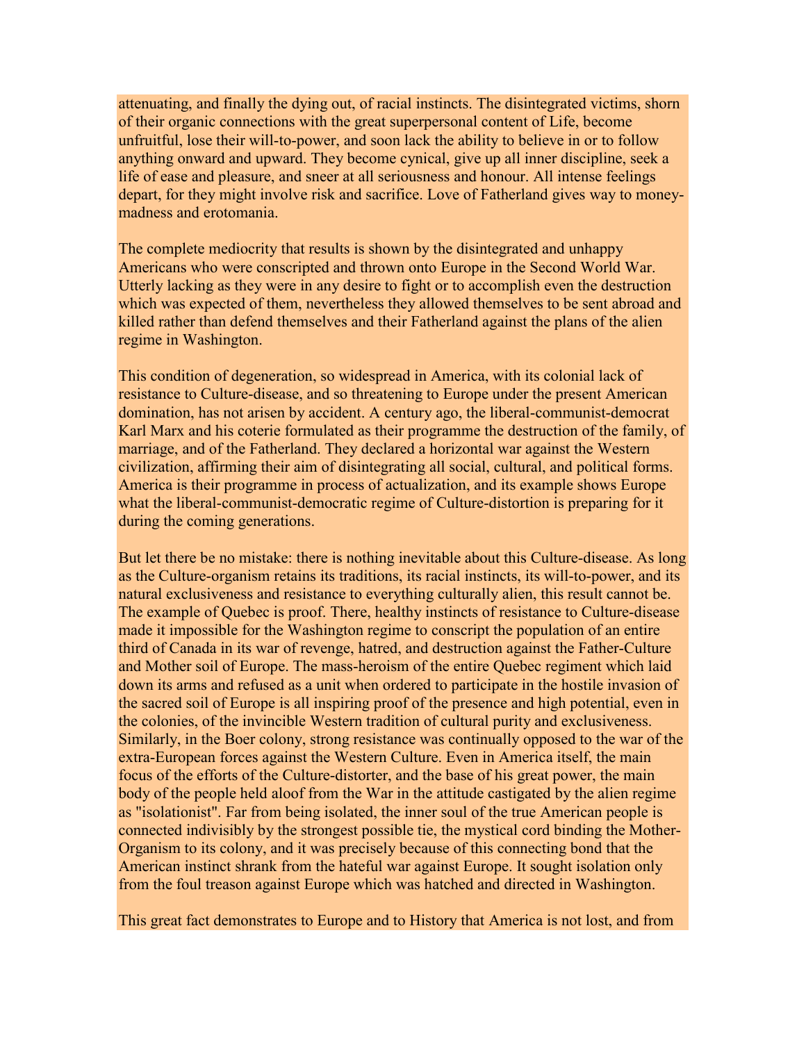attenuating, and finally the dying out, of racial instincts. The disintegrated victims, shorn of their organic connections with the great superpersonal content of Life, become unfruitful, lose their will-to-power, and soon lack the ability to believe in or to follow anything onward and upward. They become cynical, give up all inner discipline, seek a life of ease and pleasure, and sneer at all seriousness and honour. All intense feelings depart, for they might involve risk and sacrifice. Love of Fatherland gives way to money-madness and erotomania.

The complete mediocrity that results is shown by the disintegrated and unhappy Americans who were conscripted and thrown onto Europe in the Second World War. Utterly lacking as they were in any desire to fight or to accomplish even the destruction which was expected of them, nevertheless they allowed themselves to be sent abroad and killed rather than defend themselves and their Fatherland against the plans of the alien regime in Washington.

This condition of degeneration, so widespread in America, with its colonial lack of resistance to Culture-disease, and so threatening to Europe under the present American domination, has not arisen by accident. A century ago, the liberal-communist-democrat Karl Marx and his coterie formulated as their programme the destruction of the family, of marriage, and of the Fatherland. They declared a horizontal war against the Western civilization, affirming their aim of disintegrating all social, cultural, and political forms. America is their programme in process of actualization, and its example shows Europe what the liberal-communist-democratic regime of Culture-distortion is preparing for it during the coming generations.

But let there be no mistake: there is nothing inevitable about this Culture-disease. As long as the Culture-organism retains its traditions, its racial instincts, its will-to-power, and its natural exclusiveness and resistance to everything culturally alien, this result cannot be. The example of Quebec is proof. There, healthy instincts of resistance to Culture-disease made it impossible for the Washington regime to conscript the population of an entire third of Canada in its war of revenge, hatred, and destruction against the Father-Culture and Mother soil of Europe. The mass-heroism of the entire Quebec regiment which laid down its arms and refused as a unit when ordered to participate in the hostile invasion of the sacred soil of Europe is all inspiring proof of the presence and high potential, even in the colonies, of the invincible Western tradition of cultural purity and exclusiveness. Similarly, in the Boer colony, strong resistance was continually opposed to the war of the extra-European forces against the Western Culture. Even in America itself, the main focus of the efforts of the Culture-distorter, and the base of his great power, the main body of the people held aloof from the War in the attitude castigated by the alien regime as "isolationist". Far from being isolated, the inner soul of the true American people is connected indivisibly by the strongest possible tie, the mystical cord binding the Mother-Organism to its colony, and it was precisely because of this connecting bond that the American instinct shrank from the hateful war against Europe. It sought isolation only from the foul treason against Europe which was hatched and directed in Washington.

This great fact demonstrates to Europe and to History that America is not lost, and from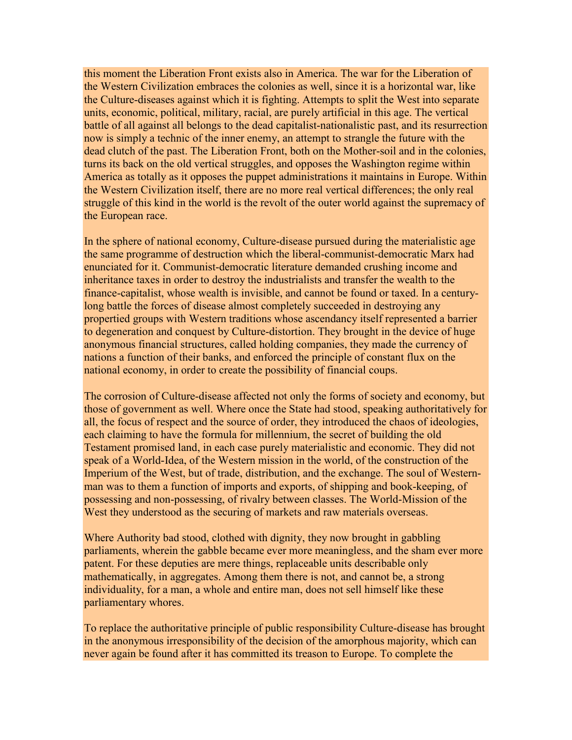this moment the Liberation Front exists also in America. The war for the Liberation of the Western Civilization embraces the colonies as well, since it is a horizontal war, like the Culture-diseases against which it is fighting. Attempts to split the West into separate units, economic, political, military, racial, are purely artificial in this age. The vertical battle of all against all belongs to the dead capitalist-nationalistic past, and its resurrection now is simply a technic of the inner enemy, an attempt to strangle the future with the dead clutch of the past. The Liberation Front, both on the Mother-soil and in the colonies, turns its back on the old vertical struggles, and opposes the Washington regime within America as totally as it opposes the puppet administrations it maintains in Europe. Within the Western Civilization itself, there are no more real vertical differences; the only real struggle of this kind in the world is the revolt of the outer world against the supremacy of the European race.

In the sphere of national economy, Culture-disease pursued during the materialistic age the same programme of destruction which the liberal-communist-democratic Marx had enunciated for it. Communist-democratic literature demanded crushing income and inheritance taxes in order to destroy the industrialists and transfer the wealth to the finance-capitalist, whose wealth is invisible, and cannot be found or taxed. In a century-long battle the forces of disease almost completely succeeded in destroying any propertied groups with Western traditions whose ascendancy itself represented a barrier to degeneration and conquest by Culture-distortion. They brought in the device of huge anonymous financial structures, called holding companies, they made the currency of nations a function of their banks, and enforced the principle of constant flux on the national economy, in order to create the possibility of financial coups.

The corrosion of Culture-disease affected not only the forms of society and economy, but those of government as well. Where once the State had stood, speaking authoritatively for all, the focus of respect and the source of order, they introduced the chaos of ideologies, each claiming to have the formula for millennium, the secret of building the old Testament promised land, in each case purely materialistic and economic. They did not speak of a World-Idea, of the Western mission in the world, of the construction of the Imperium of the West, but of trade, distribution, and the exchange. The soul of Western-man was to them a function of imports and exports, of shipping and book-keeping, of possessing and non-possessing, of rivalry between classes. The World-Mission of the West they understood as the securing of markets and raw materials overseas.

Where Authority bad stood, clothed with dignity, they now brought in gabbling parliaments, wherein the gabble became ever more meaningless, and the sham ever more patent. For these deputies are mere things, replaceable units describable only mathematically, in aggregates. Among them there is not, and cannot be, a strong individuality, for a man, a whole and entire man, does not sell himself like these parliamentary whores.

To replace the authoritative principle of public responsibility Culture-disease has brought in the anonymous irresponsibility of the decision of the amorphous majority, which can never again be found after it has committed its treason to Europe. To complete the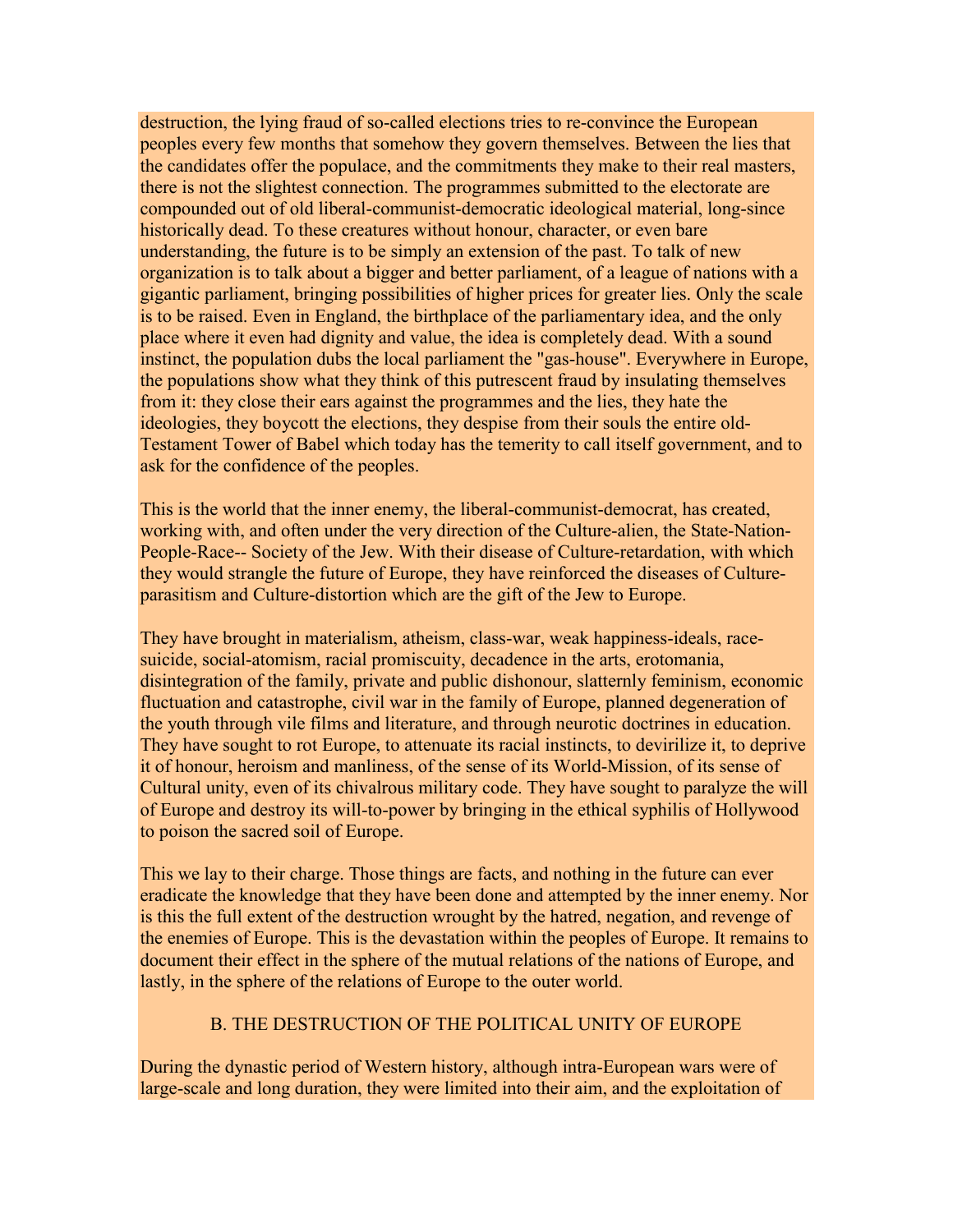destruction, the lying fraud of so-called elections tries to re-convince the European peoples every few months that somehow they govern themselves. Between the lies that the candidates offer the populace, and the commitments they make to their real masters, there is not the slightest connection. The programmes submitted to the electorate are compounded out of old liberal-communist-democratic ideological material, long-since historically dead. To these creatures without honour, character, or even bare understanding, the future is to be simply an extension of the past. To talk of new organization is to talk about a bigger and better parliament, of a league of nations with a gigantic parliament, bringing possibilities of higher prices for greater lies. Only the scale is to be raised. Even in England, the birthplace of the parliamentary idea, and the only place where it even had dignity and value, the idea is completely dead. With a sound instinct, the population dubs the local parliament the "gas-house". Everywhere in Europe, the populations show what they think of this putrescent fraud by insulating themselves from it: they close their ears against the programmes and the lies, they hate the ideologies, they boycott the elections, they despise from their souls the entire old-Testament Tower of Babel which today has the temerity to call itself government, and to ask for the confidence of the peoples.

This is the world that the inner enemy, the liberal-communist-democrat, has created, working with, and often under the very direction of the Culture-alien, the State-Nation-People-Race-- Society of the Jew. With their disease of Culture-retardation, with which they would strangle the future of Europe, they have reinforced the diseases of Culture-parasitism and Culture-distortion which are the gift of the Jew to Europe.

They have brought in materialism, atheism, class-war, weak happiness-ideals, race-suicide, social-atomism, racial promiscuity, decadence in the arts, erotomania, disintegration of the family, private and public dishonour, slatternly feminism, economic fluctuation and catastrophe, civil war in the family of Europe, planned degeneration of the youth through vile films and literature, and through neurotic doctrines in education. They have sought to rot Europe, to attenuate its racial instincts, to devirilize it, to deprive it of honour, heroism and manliness, of the sense of its World-Mission, of its sense of Cultural unity, even of its chivalrous military code. They have sought to paralyze the will of Europe and destroy its will-to-power by bringing in the ethical syphilis of Hollywood to poison the sacred soil of Europe.

This we lay to their charge. Those things are facts, and nothing in the future can ever eradicate the knowledge that they have been done and attempted by the inner enemy. Nor is this the full extent of the destruction wrought by the hatred, negation, and revenge of the enemies of Europe. This is the devastation within the peoples of Europe. It remains to document their effect in the sphere of the mutual relations of the nations of Europe, and lastly, in the sphere of the relations of Europe to the outer world.

## B. THE DESTRUCTION OF THE POLITICAL UNITY OF EUROPE

During the dynastic period of Western history, although intra-European wars were of large-scale and long duration, they were limited into their aim, and the exploitation of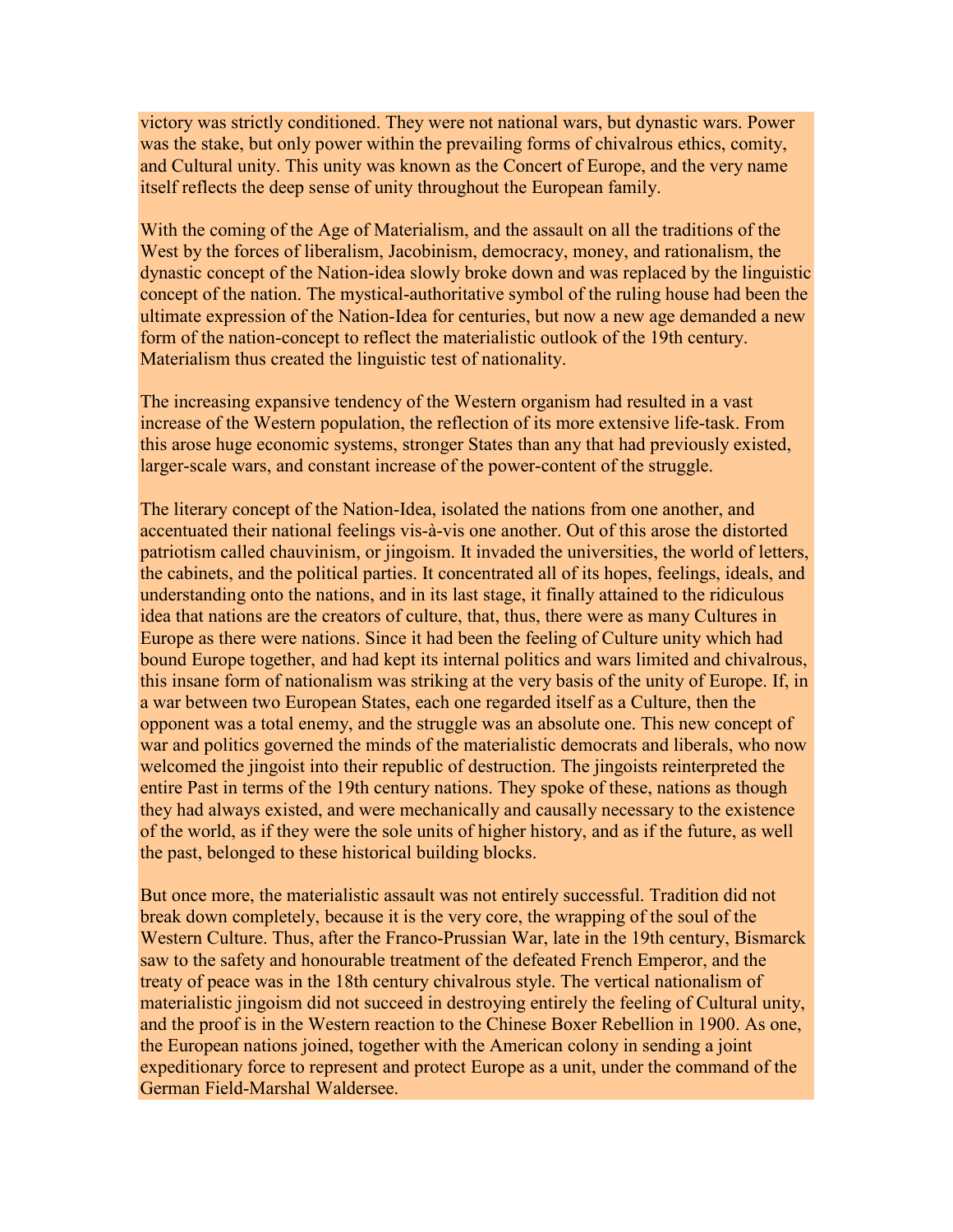victory was strictly conditioned. They were not national wars, but dynastic wars. Power was the stake, but only power within the prevailing forms of chivalrous ethics, comity, and Cultural unity. This unity was known as the Concert of Europe, and the very name itself reflects the deep sense of unity throughout the European family.

With the coming of the Age of Materialism, and the assault on all the traditions of the West by the forces of liberalism, Jacobinism, democracy, money, and rationalism, the dynastic concept of the Nation-idea slowly broke down and was replaced by the linguistic concept of the nation. The mystical-authoritative symbol of the ruling house had been the ultimate expression of the Nation-Idea for centuries, but now a new age demanded a new form of the nation-concept to reflect the materialistic outlook of the 19th century. Materialism thus created the linguistic test of nationality.

The increasing expansive tendency of the Western organism had resulted in a vast increase of the Western population, the reflection of its more extensive life-task. From this arose huge economic systems, stronger States than any that had previously existed, larger-scale wars, and constant increase of the power-content of the struggle.

The literary concept of the Nation-Idea, isolated the nations from one another, and accentuated their national feelings vis-à-vis one another. Out of this arose the distorted patriotism called chauvinism, or jingoism. It invaded the universities, the world of letters, the cabinets, and the political parties. It concentrated all of its hopes, feelings, ideals, and understanding onto the nations, and in its last stage, it finally attained to the ridiculous idea that nations are the creators of culture, that, thus, there were as many Cultures in Europe as there were nations. Since it had been the feeling of Culture unity which had bound Europe together, and had kept its internal politics and wars limited and chivalrous, this insane form of nationalism was striking at the very basis of the unity of Europe. If, in a war between two European States, each one regarded itself as a Culture, then the opponent was a total enemy, and the struggle was an absolute one. This new concept of war and politics governed the minds of the materialistic democrats and liberals, who now welcomed the jingoist into their republic of destruction. The jingoists reinterpreted the entire Past in terms of the 19th century nations. They spoke of these, nations as though they had always existed, and were mechanically and causally necessary to the existence of the world, as if they were the sole units of higher history, and as if the future, as well the past, belonged to these historical building blocks.

But once more, the materialistic assault was not entirely successful. Tradition did not break down completely, because it is the very core, the wrapping of the soul of the Western Culture. Thus, after the Franco-Prussian War, late in the 19th century, Bismarck saw to the safety and honourable treatment of the defeated French Emperor, and the treaty of peace was in the 18th century chivalrous style. The vertical nationalism of materialistic jingoism did not succeed in destroying entirely the feeling of Cultural unity, and the proof is in the Western reaction to the Chinese Boxer Rebellion in 1900. As one, the European nations joined, together with the American colony in sending a joint expeditionary force to represent and protect Europe as a unit, under the command of the German Field-Marshal Waldersee.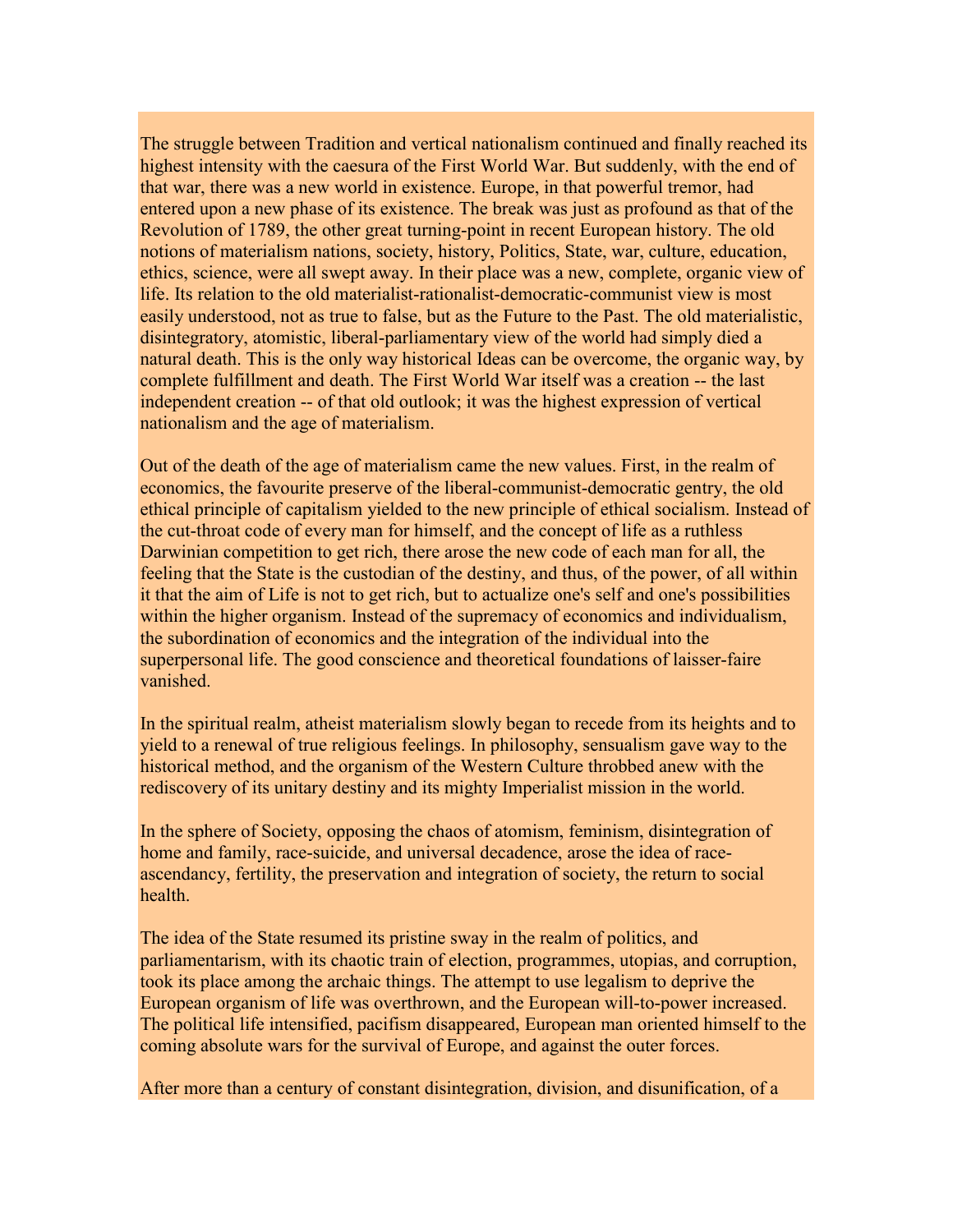The struggle between Tradition and vertical nationalism continued and finally reached its highest intensity with the caesura of the First World War. But suddenly, with the end of that war, there was a new world in existence. Europe, in that powerful tremor, had entered upon a new phase of its existence. The break was just as profound as that of the Revolution of 1789, the other great turning-point in recent European history. The old notions of materialism nations, society, history, Politics, State, war, culture, education, ethics, science, were all swept away. In their place was a new, complete, organic view of life. Its relation to the old materialist-rationalist-democratic-communist view is most easily understood, not as true to false, but as the Future to the Past. The old materialistic, disintegratory, atomistic, liberal-parliamentary view of the world had simply died a natural death. This is the only way historical Ideas can be overcome, the organic way, by complete fulfillment and death. The First World War itself was a creation -- the last independent creation -- of that old outlook; it was the highest expression of vertical nationalism and the age of materialism.

Out of the death of the age of materialism came the new values. First, in the realm of economics, the favourite preserve of the liberal-communist-democratic gentry, the old ethical principle of capitalism yielded to the new principle of ethical socialism. Instead of the cut-throat code of every man for himself, and the concept of life as a ruthless Darwinian competition to get rich, there arose the new code of each man for all, the feeling that the State is the custodian of the destiny, and thus, of the power, of all within it that the aim of Life is not to get rich, but to actualize one's self and one's possibilities within the higher organism. Instead of the supremacy of economics and individualism, the subordination of economics and the integration of the individual into the superpersonal life. The good conscience and theoretical foundations of laisser-faire vanished.

In the spiritual realm, atheist materialism slowly began to recede from its heights and to yield to a renewal of true religious feelings. In philosophy, sensualism gave way to the historical method, and the organism of the Western Culture throbbed anew with the rediscovery of its unitary destiny and its mighty Imperialist mission in the world.

In the sphere of Society, opposing the chaos of atomism, feminism, disintegration of home and family, race-suicide, and universal decadence, arose the idea of race-ascendancy, fertility, the preservation and integration of society, the return to social health.

The idea of the State resumed its pristine sway in the realm of politics, and parliamentarism, with its chaotic train of election, programmes, utopias, and corruption, took its place among the archaic things. The attempt to use legalism to deprive the European organism of life was overthrown, and the European will-to-power increased. The political life intensified, pacifism disappeared, European man oriented himself to the coming absolute wars for the survival of Europe, and against the outer forces.

After more than a century of constant disintegration, division, and disunification, of a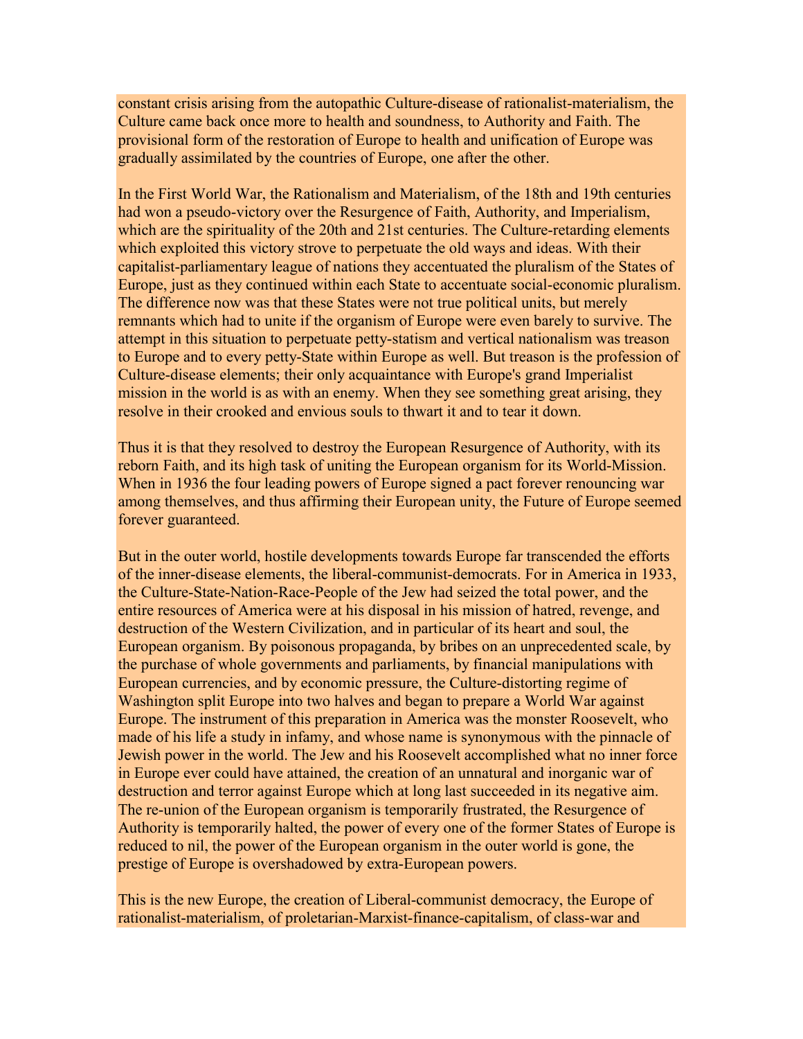constant crisis arising from the autopathic Culture-disease of rationalist-materialism, the Culture came back once more to health and soundness, to Authority and Faith. The provisional form of the restoration of Europe to health and unification of Europe was gradually assimilated by the countries of Europe, one after the other.

In the First World War, the Rationalism and Materialism, of the 18th and 19th centuries had won a pseudo-victory over the Resurgence of Faith, Authority, and Imperialism, which are the spirituality of the 20th and 21st centuries. The Culture-retarding elements which exploited this victory strove to perpetuate the old ways and ideas. With their capitalist-parliamentary league of nations they accentuated the pluralism of the States of Europe, just as they continued within each State to accentuate social-economic pluralism. The difference now was that these States were not true political units, but merely remnants which had to unite if the organism of Europe were even barely to survive. The attempt in this situation to perpetuate petty-statism and vertical nationalism was treason to Europe and to every petty-State within Europe as well. But treason is the profession of Culture-disease elements; their only acquaintance with Europe's grand Imperialist mission in the world is as with an enemy. When they see something great arising, they resolve in their crooked and envious souls to thwart it and to tear it down.

Thus it is that they resolved to destroy the European Resurgence of Authority, with its reborn Faith, and its high task of uniting the European organism for its World-Mission. When in 1936 the four leading powers of Europe signed a pact forever renouncing war among themselves, and thus affirming their European unity, the Future of Europe seemed forever guaranteed.

But in the outer world, hostile developments towards Europe far transcended the efforts of the inner-disease elements, the liberal-communist-democrats. For in America in 1933, the Culture-State-Nation-Race-People of the Jew had seized the total power, and the entire resources of America were at his disposal in his mission of hatred, revenge, and destruction of the Western Civilization, and in particular of its heart and soul, the European organism. By poisonous propaganda, by bribes on an unprecedented scale, by the purchase of whole governments and parliaments, by financial manipulations with European currencies, and by economic pressure, the Culture-distorting regime of Washington split Europe into two halves and began to prepare a World War against Europe. The instrument of this preparation in America was the monster Roosevelt, who made of his life a study in infamy, and whose name is synonymous with the pinnacle of Jewish power in the world. The Jew and his Roosevelt accomplished what no inner force in Europe ever could have attained, the creation of an unnatural and inorganic war of destruction and terror against Europe which at long last succeeded in its negative aim. The re-union of the European organism is temporarily frustrated, the Resurgence of Authority is temporarily halted, the power of every one of the former States of Europe is reduced to nil, the power of the European organism in the outer world is gone, the prestige of Europe is overshadowed by extra-European powers.

This is the new Europe, the creation of Liberal-communist democracy, the Europe of rationalist-materialism, of proletarian-Marxist-finance-capitalism, of class-war and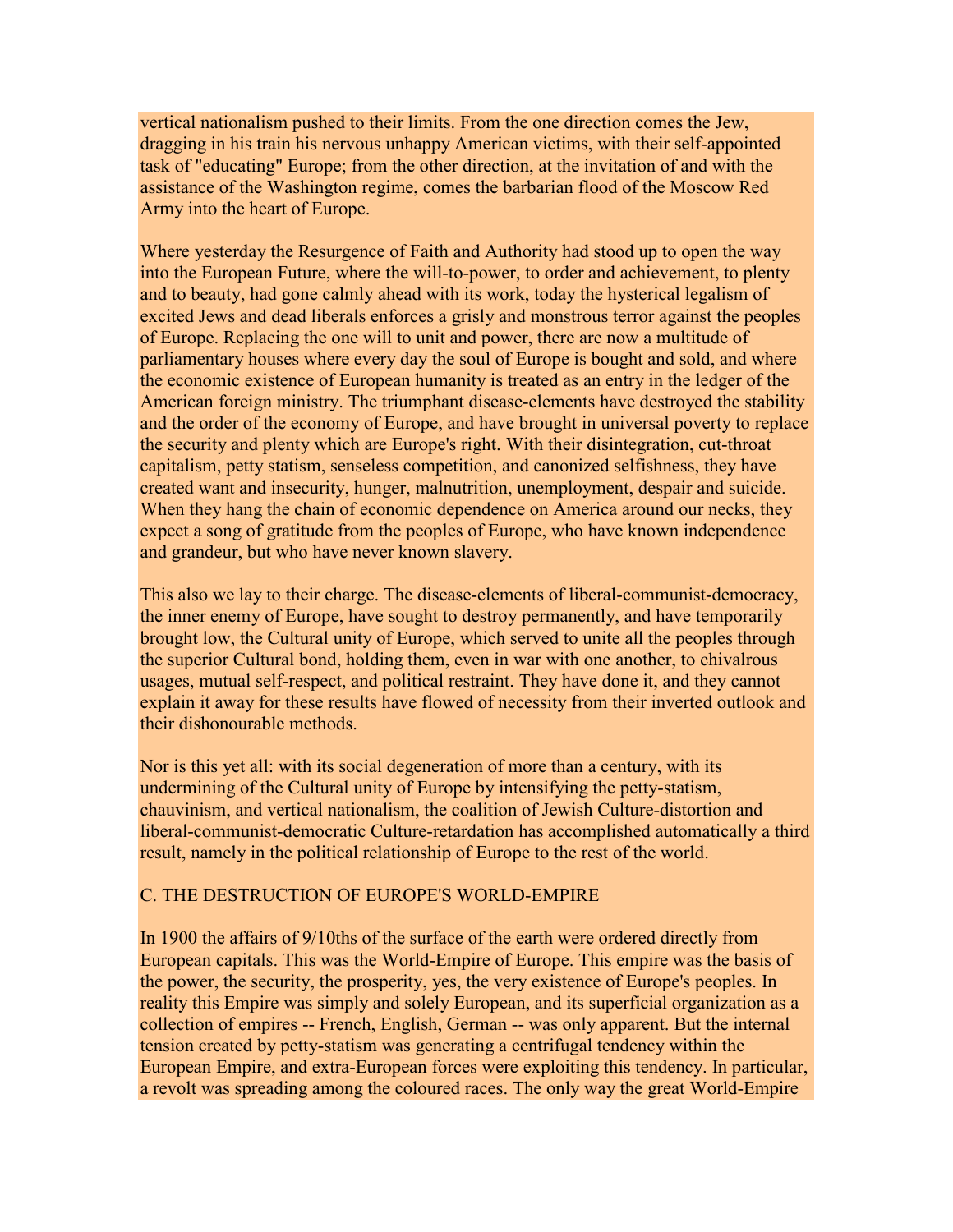vertical nationalism pushed to their limits. From the one direction comes the Jew, dragging in his train his nervous unhappy American victims, with their self-appointed task of "educating" Europe; from the other direction, at the invitation of and with the assistance of the Washington regime, comes the barbarian flood of the Moscow Red Army into the heart of Europe.

Where yesterday the Resurgence of Faith and Authority had stood up to open the way into the European Future, where the will-to-power, to order and achievement, to plenty and to beauty, had gone calmly ahead with its work, today the hysterical legalism of excited Jews and dead liberals enforces a grisly and monstrous terror against the peoples of Europe. Replacing the one will to unit and power, there are now a multitude of parliamentary houses where every day the soul of Europe is bought and sold, and where the economic existence of European humanity is treated as an entry in the ledger of the American foreign ministry. The triumphant disease-elements have destroyed the stability and the order of the economy of Europe, and have brought in universal poverty to replace the security and plenty which are Europe's right. With their disintegration, cut-throat capitalism, petty statism, senseless competition, and canonized selfishness, they have created want and insecurity, hunger, malnutrition, unemployment, despair and suicide. When they hang the chain of economic dependence on America around our necks, they expect a song of gratitude from the peoples of Europe, who have known independence and grandeur, but who have never known slavery.

This also we lay to their charge. The disease-elements of liberal-communist-democracy, the inner enemy of Europe, have sought to destroy permanently, and have temporarily brought low, the Cultural unity of Europe, which served to unite all the peoples through the superior Cultural bond, holding them, even in war with one another, to chivalrous usages, mutual self-respect, and political restraint. They have done it, and they cannot explain it away for these results have flowed of necessity from their inverted outlook and their dishonourable methods.

Nor is this yet all: with its social degeneration of more than a century, with its undermining of the Cultural unity of Europe by intensifying the petty-statism, chauvinism, and vertical nationalism, the coalition of Jewish Culture-distortion and liberal-communist-democratic Culture-retardation has accomplished automatically a third result, namely in the political relationship of Europe to the rest of the world.

## C. THE DESTRUCTION OF EUROPE'S WORLD-EMPIRE

In 1900 the affairs of 9/10ths of the surface of the earth were ordered directly from European capitals. This was the World-Empire of Europe. This empire was the basis of the power, the security, the prosperity, yes, the very existence of Europe's peoples. In reality this Empire was simply and solely European, and its superficial organization as a collection of empires -- French, English, German -- was only apparent. But the internal tension created by petty-statism was generating a centrifugal tendency within the European Empire, and extra-European forces were exploiting this tendency. In particular, a revolt was spreading among the coloured races. The only way the great World-Empire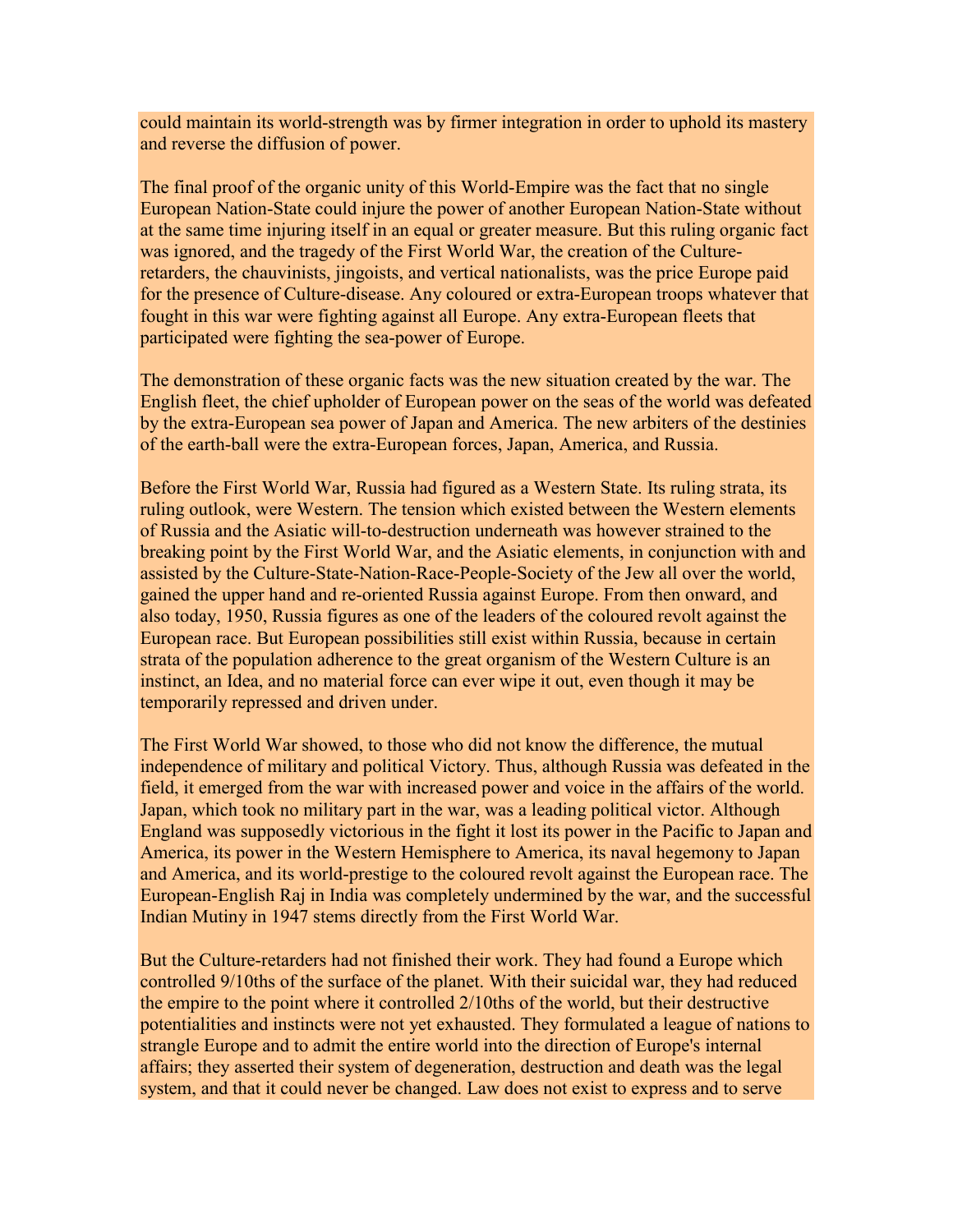could maintain its world-strength was by firmer integration in order to uphold its mastery and reverse the diffusion of power.

The final proof of the organic unity of this World-Empire was the fact that no single European Nation-State could injure the power of another European Nation-State without at the same time injuring itself in an equal or greater measure. But this ruling organic fact was ignored, and the tragedy of the First World War, the creation of the Culture-retarders, the chauvinists, jingoists, and vertical nationalists, was the price Europe paid for the presence of Culture-disease. Any coloured or extra-European troops whatever that fought in this war were fighting against all Europe. Any extra-European fleets that participated were fighting the sea-power of Europe.

The demonstration of these organic facts was the new situation created by the war. The English fleet, the chief upholder of European power on the seas of the world was defeated by the extra-European sea power of Japan and America. The new arbiters of the destinies of the earth-ball were the extra-European forces, Japan, America, and Russia.

Before the First World War, Russia had figured as a Western State. Its ruling strata, its ruling outlook, were Western. The tension which existed between the Western elements of Russia and the Asiatic will-to-destruction underneath was however strained to the breaking point by the First World War, and the Asiatic elements, in conjunction with and assisted by the Culture-State-Nation-Race-People-Society of the Jew all over the world, gained the upper hand and re-oriented Russia against Europe. From then onward, and also today, 1950, Russia figures as one of the leaders of the coloured revolt against the European race. But European possibilities still exist within Russia, because in certain strata of the population adherence to the great organism of the Western Culture is an instinct, an Idea, and no material force can ever wipe it out, even though it may be temporarily repressed and driven under.

The First World War showed, to those who did not know the difference, the mutual independence of military and political Victory. Thus, although Russia was defeated in the field, it emerged from the war with increased power and voice in the affairs of the world. Japan, which took no military part in the war, was a leading political victor. Although England was supposedly victorious in the fight it lost its power in the Pacific to Japan and America, its power in the Western Hemisphere to America, its naval hegemony to Japan and America, and its world-prestige to the coloured revolt against the European race. The European-English Raj in India was completely undermined by the war, and the successful Indian Mutiny in 1947 stems directly from the First World War.

But the Culture-retarders had not finished their work. They had found a Europe which controlled 9/10ths of the surface of the planet. With their suicidal war, they had reduced the empire to the point where it controlled 2/10ths of the world, but their destructive potentialities and instincts were not yet exhausted. They formulated a league of nations to strangle Europe and to admit the entire world into the direction of Europe's internal affairs; they asserted their system of degeneration, destruction and death was the legal system, and that it could never be changed. Law does not exist to express and to serve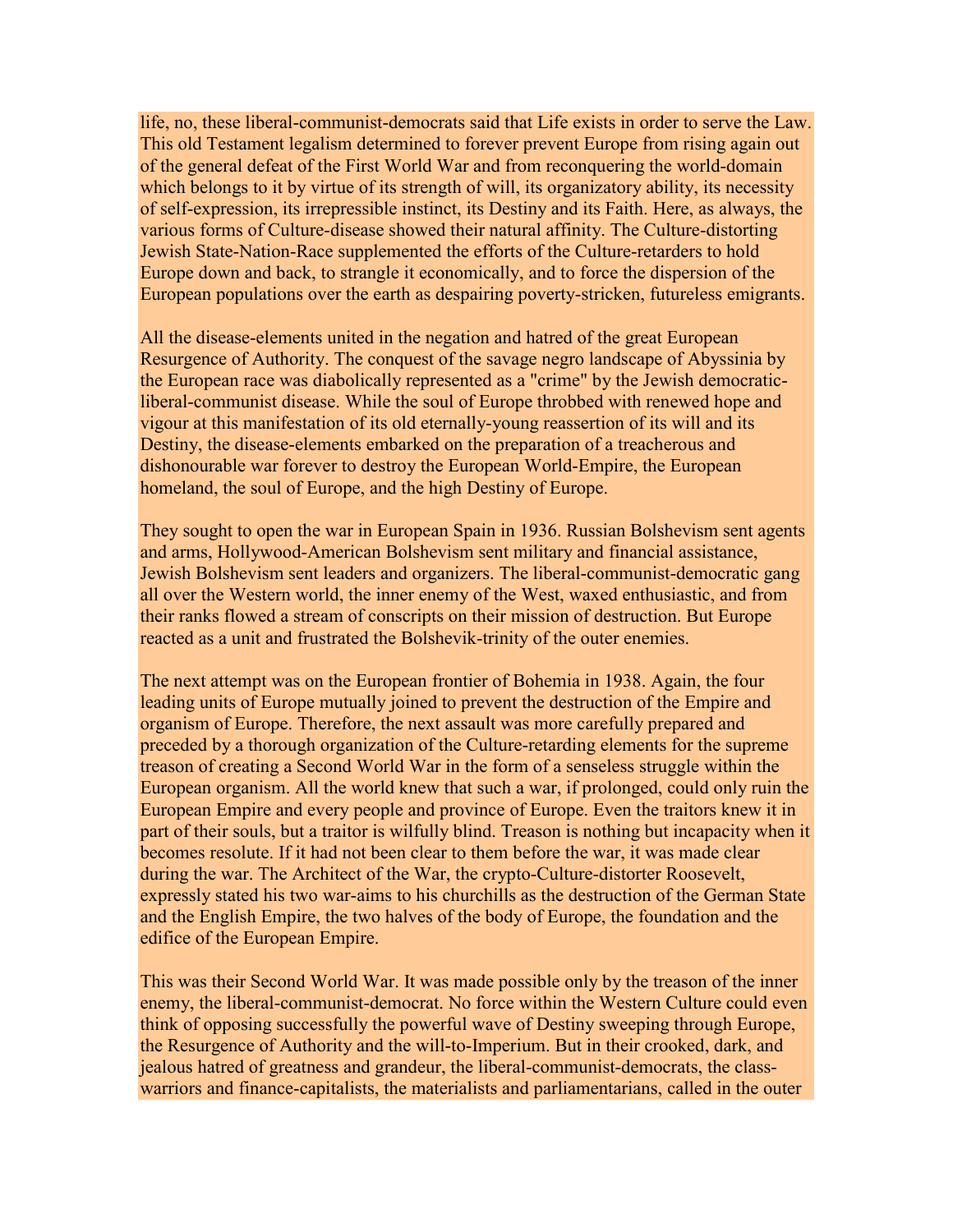life, no, these liberal-communist-democrats said that Life exists in order to serve the Law. This old Testament legalism determined to forever prevent Europe from rising again out of the general defeat of the First World War and from reconquering the world-domain which belongs to it by virtue of its strength of will, its organizatory ability, its necessity of self-expression, its irrepressible instinct, its Destiny and its Faith. Here, as always, the various forms of Culture-disease showed their natural affinity. The Culture-distorting Jewish State-Nation-Race supplemented the efforts of the Culture-retarders to hold Europe down and back, to strangle it economically, and to force the dispersion of the European populations over the earth as despairing poverty-stricken, futureless emigrants.

All the disease-elements united in the negation and hatred of the great European Resurgence of Authority. The conquest of the savage negro landscape of Abyssinia by the European race was diabolically represented as a "crime" by the Jewish democratic-liberal-communist disease. While the soul of Europe throbbed with renewed hope and vigour at this manifestation of its old eternally-young reassertion of its will and its Destiny, the disease-elements embarked on the preparation of a treacherous and dishonourable war forever to destroy the European World-Empire, the European homeland, the soul of Europe, and the high Destiny of Europe.

They sought to open the war in European Spain in 1936. Russian Bolshevism sent agents and arms, Hollywood-American Bolshevism sent military and financial assistance, Jewish Bolshevism sent leaders and organizers. The liberal-communist-democratic gang all over the Western world, the inner enemy of the West, waxed enthusiastic, and from their ranks flowed a stream of conscripts on their mission of destruction. But Europe reacted as a unit and frustrated the Bolshevik-trinity of the outer enemies.

The next attempt was on the European frontier of Bohemia in 1938. Again, the four leading units of Europe mutually joined to prevent the destruction of the Empire and organism of Europe. Therefore, the next assault was more carefully prepared and preceded by a thorough organization of the Culture-retarding elements for the supreme treason of creating a Second World War in the form of a senseless struggle within the European organism. All the world knew that such a war, if prolonged, could only ruin the European Empire and every people and province of Europe. Even the traitors knew it in part of their souls, but a traitor is wilfully blind. Treason is nothing but incapacity when it becomes resolute. If it had not been clear to them before the war, it was made clear during the war. The Architect of the War, the crypto-Culture-distorter Roosevelt, expressly stated his two war-aims to his churchills as the destruction of the German State and the English Empire, the two halves of the body of Europe, the foundation and the edifice of the European Empire.

This was their Second World War. It was made possible only by the treason of the inner enemy, the liberal-communist-democrat. No force within the Western Culture could even think of opposing successfully the powerful wave of Destiny sweeping through Europe, the Resurgence of Authority and the will-to-Imperium. But in their crooked, dark, and jealous hatred of greatness and grandeur, the liberal-communist-democrats, the class-warriors and finance-capitalists, the materialists and parliamentarians, called in the outer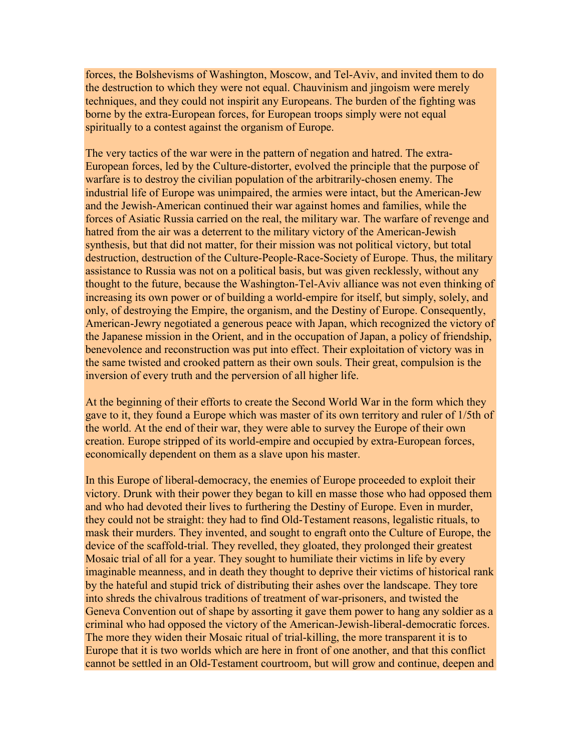forces, the Bolshevisms of Washington, Moscow, and Tel-Aviv, and invited them to do the destruction to which they were not equal. Chauvinism and jingoism were merely techniques, and they could not inspirit any Europeans. The burden of the fighting was borne by the extra-European forces, for European troops simply were not equal spiritually to a contest against the organism of Europe.

The very tactics of the war were in the pattern of negation and hatred. The extra-European forces, led by the Culture-distorter, evolved the principle that the purpose of warfare is to destroy the civilian population of the arbitrarily-chosen enemy. The industrial life of Europe was unimpaired, the armies were intact, but the American-Jew and the Jewish-American continued their war against homes and families, while the forces of Asiatic Russia carried on the real, the military war. The warfare of revenge and hatred from the air was a deterrent to the military victory of the American-Jewish synthesis, but that did not matter, for their mission was not political victory, but total destruction, destruction of the Culture-People-Race-Society of Europe. Thus, the military assistance to Russia was not on a political basis, but was given recklessly, without any thought to the future, because the Washington-Tel-Aviv alliance was not even thinking of increasing its own power or of building a world-empire for itself, but simply, solely, and only, of destroying the Empire, the organism, and the Destiny of Europe. Consequently, American-Jewry negotiated a generous peace with Japan, which recognized the victory of the Japanese mission in the Orient, and in the occupation of Japan, a policy of friendship, benevolence and reconstruction was put into effect. Their exploitation of victory was in the same twisted and crooked pattern as their own souls. Their great, compulsion is the inversion of every truth and the perversion of all higher life.

At the beginning of their efforts to create the Second World War in the form which they gave to it, they found a Europe which was master of its own territory and ruler of 1/5th of the world. At the end of their war, they were able to survey the Europe of their own creation. Europe stripped of its world-empire and occupied by extra-European forces, economically dependent on them as a slave upon his master.

In this Europe of liberal-democracy, the enemies of Europe proceeded to exploit their victory. Drunk with their power they began to kill en masse those who had opposed them and who had devoted their lives to furthering the Destiny of Europe. Even in murder, they could not be straight: they had to find Old-Testament reasons, legalistic rituals, to mask their murders. They invented, and sought to engraft onto the Culture of Europe, the device of the scaffold-trial. They revelled, they gloated, they prolonged their greatest Mosaic trial of all for a year. They sought to humiliate their victims in life by every imaginable meanness, and in death they thought to deprive their victims of historical rank by the hateful and stupid trick of distributing their ashes over the landscape. They tore into shreds the chivalrous traditions of treatment of war-prisoners, and twisted the Geneva Convention out of shape by assorting it gave them power to hang any soldier as a criminal who had opposed the victory of the American-Jewish-liberal-democratic forces. The more they widen their Mosaic ritual of trial-killing, the more transparent it is to Europe that it is two worlds which are here in front of one another, and that this conflict cannot be settled in an Old-Testament courtroom, but will grow and continue, deepen and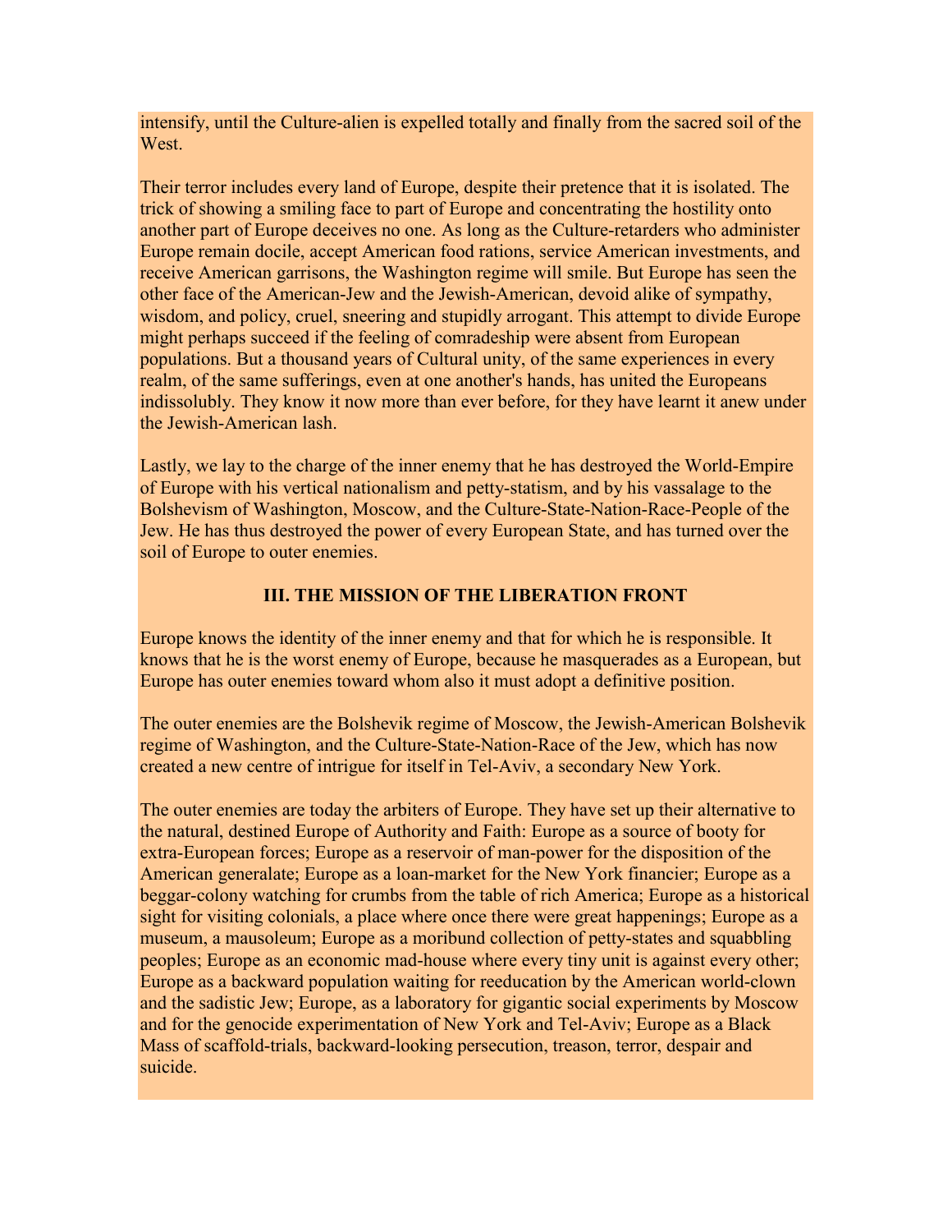intensify, until the Culture-alien is expelled totally and finally from the sacred soil of the West.

Their terror includes every land of Europe, despite their pretence that it is isolated. The trick of showing a smiling face to part of Europe and concentrating the hostility onto another part of Europe deceives no one. As long as the Culture-retarders who administer Europe remain docile, accept American food rations, service American investments, and receive American garrisons, the Washington regime will smile. But Europe has seen the other face of the American-Jew and the Jewish-American, devoid alike of sympathy, wisdom, and policy, cruel, sneering and stupidly arrogant. This attempt to divide Europe might perhaps succeed if the feeling of comradeship were absent from European populations. But a thousand years of Cultural unity, of the same experiences in every realm, of the same sufferings, even at one another's hands, has united the Europeans indissolubly. They know it now more than ever before, for they have learnt it anew under the Jewish-American lash.

Lastly, we lay to the charge of the inner enemy that he has destroyed the World-Empire of Europe with his vertical nationalism and petty-statism, and by his vassalage to the Bolshevism of Washington, Moscow, and the Culture-State-Nation-Race-People of the Jew. He has thus destroyed the power of every European State, and has turned over the soil of Europe to outer enemies.

## III. THE MISSION OF THE LIBERATION FRONT

Europe knows the identity of the inner enemy and that for which he is responsible. It knows that he is the worst enemy of Europe, because he masquerades as a European, but Europe has outer enemies toward whom also it must adopt a definitive position.

The outer enemies are the Bolshevik regime of Moscow, the Jewish-American Bolshevik regime of Washington, and the Culture-State-Nation-Race of the Jew, which has now created a new centre of intrigue for itself in Tel-Aviv, a secondary New York.

The outer enemies are today the arbiters of Europe. They have set up their alternative to the natural, destined Europe of Authority and Faith: Europe as a source of booty for extra-European forces; Europe as a reservoir of man-power for the disposition of the American generalate; Europe as a loan-market for the New York financier; Europe as a beggar-colony watching for crumbs from the table of rich America; Europe as a historical sight for visiting colonials, a place where once there were great happenings; Europe as a museum, a mausoleum; Europe as a moribund collection of petty-states and squabbling peoples; Europe as an economic mad-house where every tiny unit is against every other; Europe as a backward population waiting for reeducation by the American world-clown and the sadistic Jew; Europe, as a laboratory for gigantic social experiments by Moscow and for the genocide experimentation of New York and Tel-Aviv; Europe as a Black Mass of scaffold-trials, backward-looking persecution, treason, terror, despair and suicide.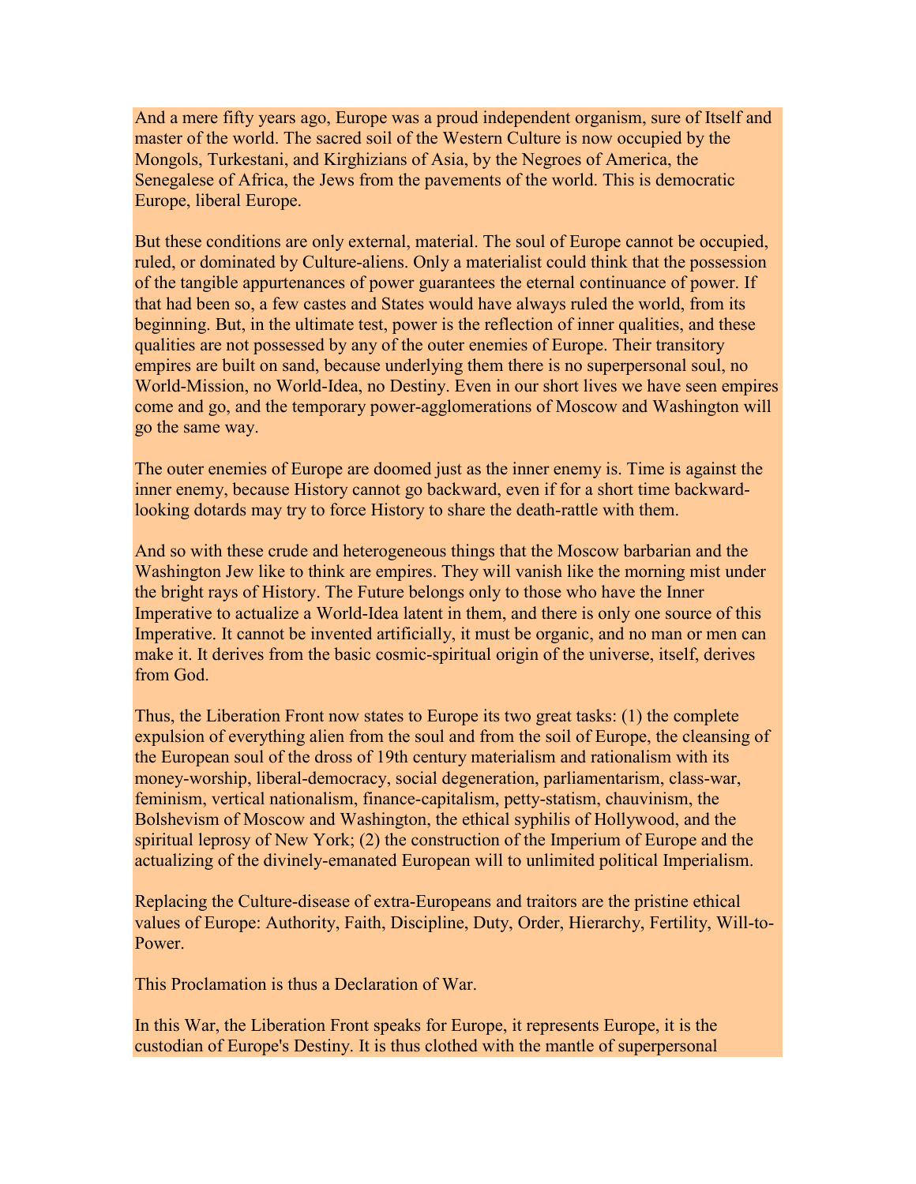And a mere fifty years ago, Europe was a proud independent organism, sure of Itself and master of the world. The sacred soil of the Western Culture is now occupied by the Mongols, Turkestani, and Kirghizians of Asia, by the Negroes of America, the Senegalese of Africa, the Jews from the pavements of the world. This is democratic Europe, liberal Europe.

But these conditions are only external, material. The soul of Europe cannot be occupied, ruled, or dominated by Culture-aliens. Only a materialist could think that the possession of the tangible appurtenances of power guarantees the eternal continuance of power. If that had been so, a few castes and States would have always ruled the world, from its beginning. But, in the ultimate test, power is the reflection of inner qualities, and these qualities are not possessed by any of the outer enemies of Europe. Their transitory empires are built on sand, because underlying them there is no superpersonal soul, no World-Mission, no World-Idea, no Destiny. Even in our short lives we have seen empires come and go, and the temporary power-agglomerations of Moscow and Washington will go the same way.

The outer enemies of Europe are doomed just as the inner enemy is. Time is against the inner enemy, because History cannot go backward, even if for a short time backward-looking dotards may try to force History to share the death-rattle with them.

And so with these crude and heterogeneous things that the Moscow barbarian and the Washington Jew like to think are empires. They will vanish like the morning mist under the bright rays of History. The Future belongs only to those who have the Inner Imperative to actualize a World-Idea latent in them, and there is only one source of this Imperative. It cannot be invented artificially, it must be organic, and no man or men can make it. It derives from the basic cosmic-spiritual origin of the universe, itself, derives from God.

Thus, the Liberation Front now states to Europe its two great tasks: (1) the complete expulsion of everything alien from the soul and from the soil of Europe, the cleansing of the European soul of the dross of 19th century materialism and rationalism with its money-worship, liberal-democracy, social degeneration, parliamentarism, class-war, feminism, vertical nationalism, finance-capitalism, petty-statism, chauvinism, the Bolshevism of Moscow and Washington, the ethical syphilis of Hollywood, and the spiritual leprosy of New York; (2) the construction of the Imperium of Europe and the actualizing of the divinely-emanated European will to unlimited political Imperialism.

Replacing the Culture-disease of extra-Europeans and traitors are the pristine ethical values of Europe: Authority, Faith, Discipline, Duty, Order, Hierarchy, Fertility, Will-to-Power.

This Proclamation is thus a Declaration of War.

In this War, the Liberation Front speaks for Europe, it represents Europe, it is the custodian of Europe's Destiny. It is thus clothed with the mantle of superpersonal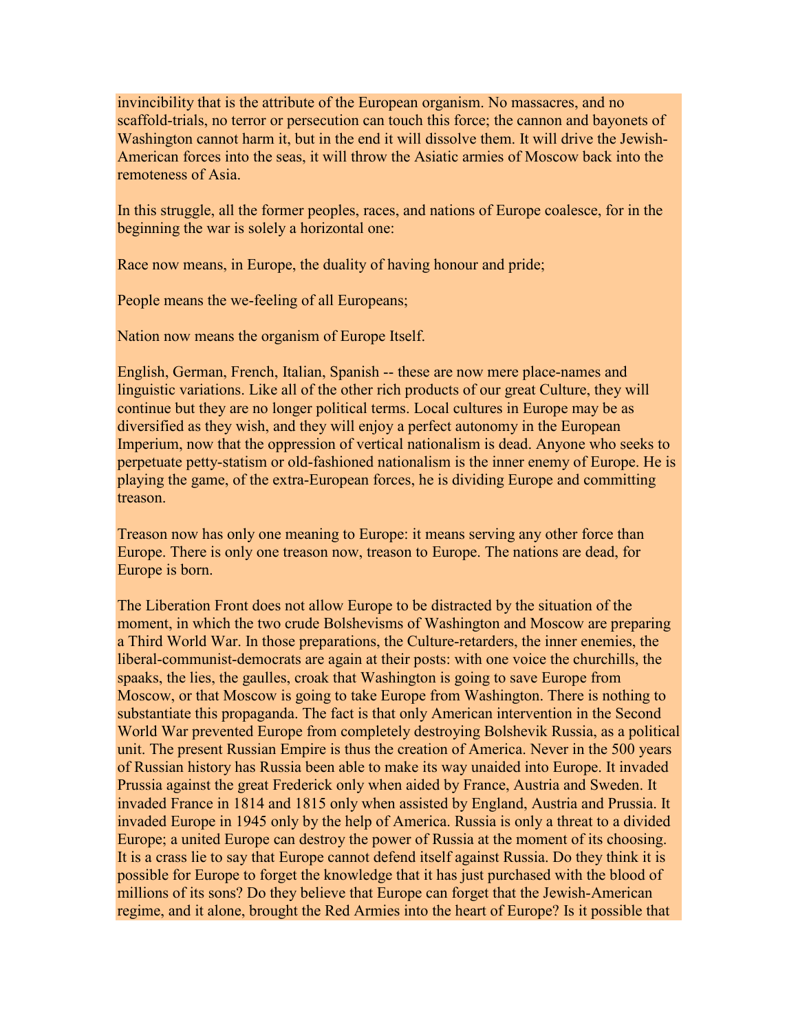invincibility that is the attribute of the European organism. No massacres, and no scaffold-trials, no terror or persecution can touch this force; the cannon and bayonets of Washington cannot harm it, but in the end it will dissolve them. It will drive the Jewish-American forces into the seas, it will throw the Asiatic armies of Moscow back into the remoteness of Asia.

In this struggle, all the former peoples, races, and nations of Europe coalesce, for in the beginning the war is solely a horizontal one:

Race now means, in Europe, the duality of having honour and pride;

People means the we-feeling of all Europeans;

Nation now means the organism of Europe Itself.

English, German, French, Italian, Spanish -- these are now mere place-names and linguistic variations. Like all of the other rich products of our great Culture, they will continue but they are no longer political terms. Local cultures in Europe may be as diversified as they wish, and they will enjoy a perfect autonomy in the European Imperium, now that the oppression of vertical nationalism is dead. Anyone who seeks to perpetuate petty-statism or old-fashioned nationalism is the inner enemy of Europe. He is playing the game, of the extra-European forces, he is dividing Europe and committing treason.

Treason now has only one meaning to Europe: it means serving any other force than Europe. There is only one treason now, treason to Europe. The nations are dead, for Europe is born.

The Liberation Front does not allow Europe to be distracted by the situation of the moment, in which the two crude Bolshevisms of Washington and Moscow are preparing a Third World War. In those preparations, the Culture-retarders, the inner enemies, the liberal-communist-democrats are again at their posts: with one voice the churchills, the spaaks, the lies, the gaulles, croak that Washington is going to save Europe from Moscow, or that Moscow is going to take Europe from Washington. There is nothing to substantiate this propaganda. The fact is that only American intervention in the Second World War prevented Europe from completely destroying Bolshevik Russia, as a political unit. The present Russian Empire is thus the creation of America. Never in the 500 years of Russian history has Russia been able to make its way unaided into Europe. It invaded Prussia against the great Frederick only when aided by France, Austria and Sweden. It invaded France in 1814 and 1815 only when assisted by England, Austria and Prussia. It invaded Europe in 1945 only by the help of America. Russia is only a threat to a divided Europe; a united Europe can destroy the power of Russia at the moment of its choosing. It is a crass lie to say that Europe cannot defend itself against Russia. Do they think it is possible for Europe to forget the knowledge that it has just purchased with the blood of millions of its sons? Do they believe that Europe can forget that the Jewish-American regime, and it alone, brought the Red Armies into the heart of Europe? Is it possible that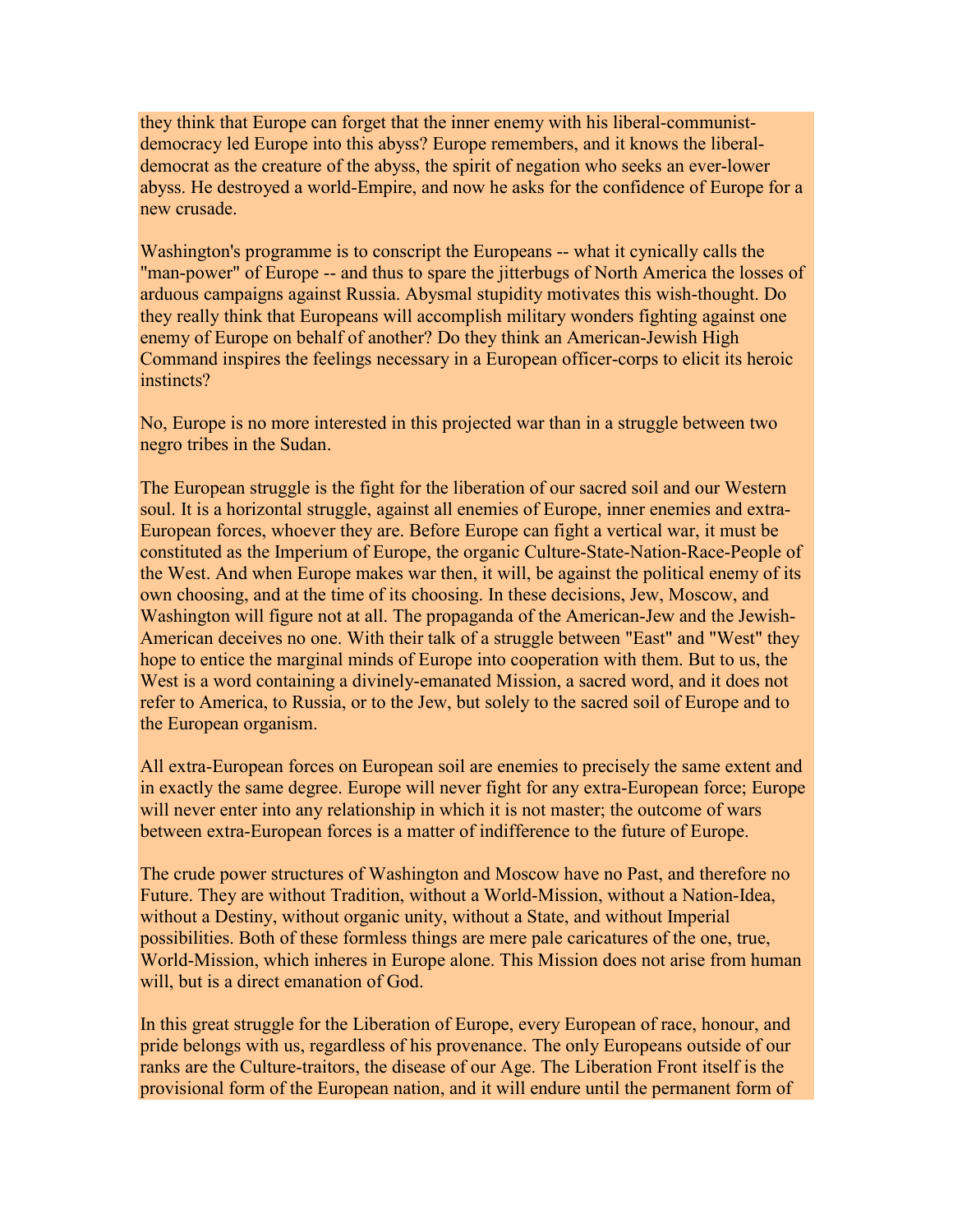they think that Europe can forget that the inner enemy with his liberal-communist-democracy led Europe into this abyss? Europe remembers, and it knows the liberal-democrat as the creature of the abyss, the spirit of negation who seeks an ever-lower abyss. He destroyed a world-Empire, and now he asks for the confidence of Europe for a new crusade.

Washington's programme is to conscript the Europeans -- what it cynically calls the "man-power" of Europe -- and thus to spare the jitterbugs of North America the losses of arduous campaigns against Russia. Abysmal stupidity motivates this wish-thought. Do they really think that Europeans will accomplish military wonders fighting against one enemy of Europe on behalf of another? Do they think an American-Jewish High Command inspires the feelings necessary in a European officer-corps to elicit its heroic instincts?

No, Europe is no more interested in this projected war than in a struggle between two negro tribes in the Sudan.

The European struggle is the fight for the liberation of our sacred soil and our Western soul. It is a horizontal struggle, against all enemies of Europe, inner enemies and extra-European forces, whoever they are. Before Europe can fight a vertical war, it must be constituted as the Imperium of Europe, the organic Culture-State-Nation-Race-People of the West. And when Europe makes war then, it will, be against the political enemy of its own choosing, and at the time of its choosing. In these decisions, Jew, Moscow, and Washington will figure not at all. The propaganda of the American-Jew and the Jewish-American deceives no one. With their talk of a struggle between "East" and "West" they hope to entice the marginal minds of Europe into cooperation with them. But to us, the West is a word containing a divinely-emanated Mission, a sacred word, and it does not refer to America, to Russia, or to the Jew, but solely to the sacred soil of Europe and to the European organism.

All extra-European forces on European soil are enemies to precisely the same extent and in exactly the same degree. Europe will never fight for any extra-European force; Europe will never enter into any relationship in which it is not master; the outcome of wars between extra-European forces is a matter of indifference to the future of Europe.

The crude power structures of Washington and Moscow have no Past, and therefore no Future. They are without Tradition, without a World-Mission, without a Nation-Idea, without a Destiny, without organic unity, without a State, and without Imperial possibilities. Both of these formless things are mere pale caricatures of the one, true, World-Mission, which inheres in Europe alone. This Mission does not arise from human will, but is a direct emanation of God.

In this great struggle for the Liberation of Europe, every European of race, honour, and pride belongs with us, regardless of his provenance. The only Europeans outside of our ranks are the Culture-traitors, the disease of our Age. The Liberation Front itself is the provisional form of the European nation, and it will endure until the permanent form of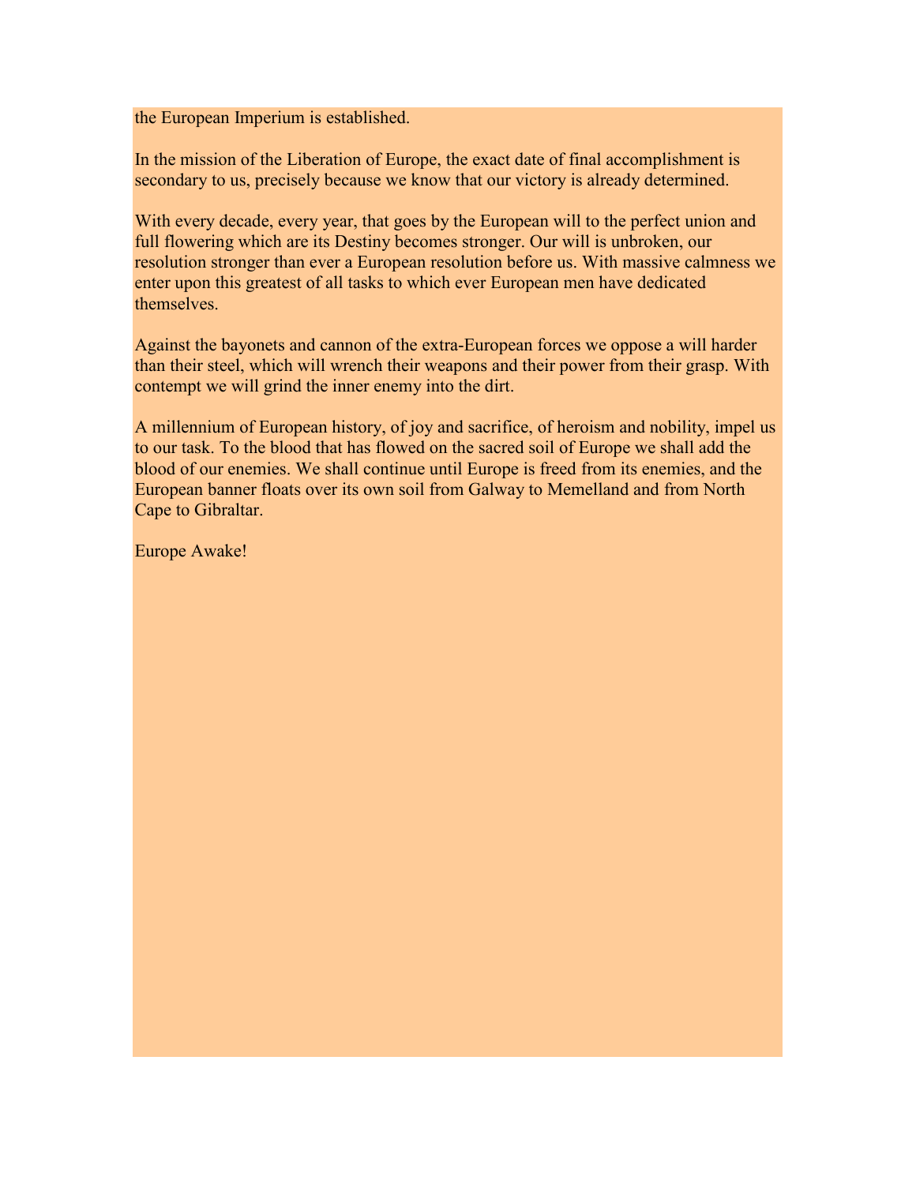the European Imperium is established.

In the mission of the Liberation of Europe, the exact date of final accomplishment is secondary to us, precisely because we know that our victory is already determined.

With every decade, every year, that goes by the European will to the perfect union and full flowering which are its Destiny becomes stronger. Our will is unbroken, our resolution stronger than ever a European resolution before us. With massive calmness we enter upon this greatest of all tasks to which ever European men have dedicated themselves.

Against the bayonets and cannon of the extra-European forces we oppose a will harder than their steel, which will wrench their weapons and their power from their grasp. With contempt we will grind the inner enemy into the dirt.

A millennium of European history, of joy and sacrifice, of heroism and nobility, impel us to our task. To the blood that has flowed on the sacred soil of Europe we shall add the blood of our enemies. We shall continue until Europe is freed from its enemies, and the European banner floats over its own soil from Galway to Memelland and from North Cape to Gibraltar.

Europe Awake!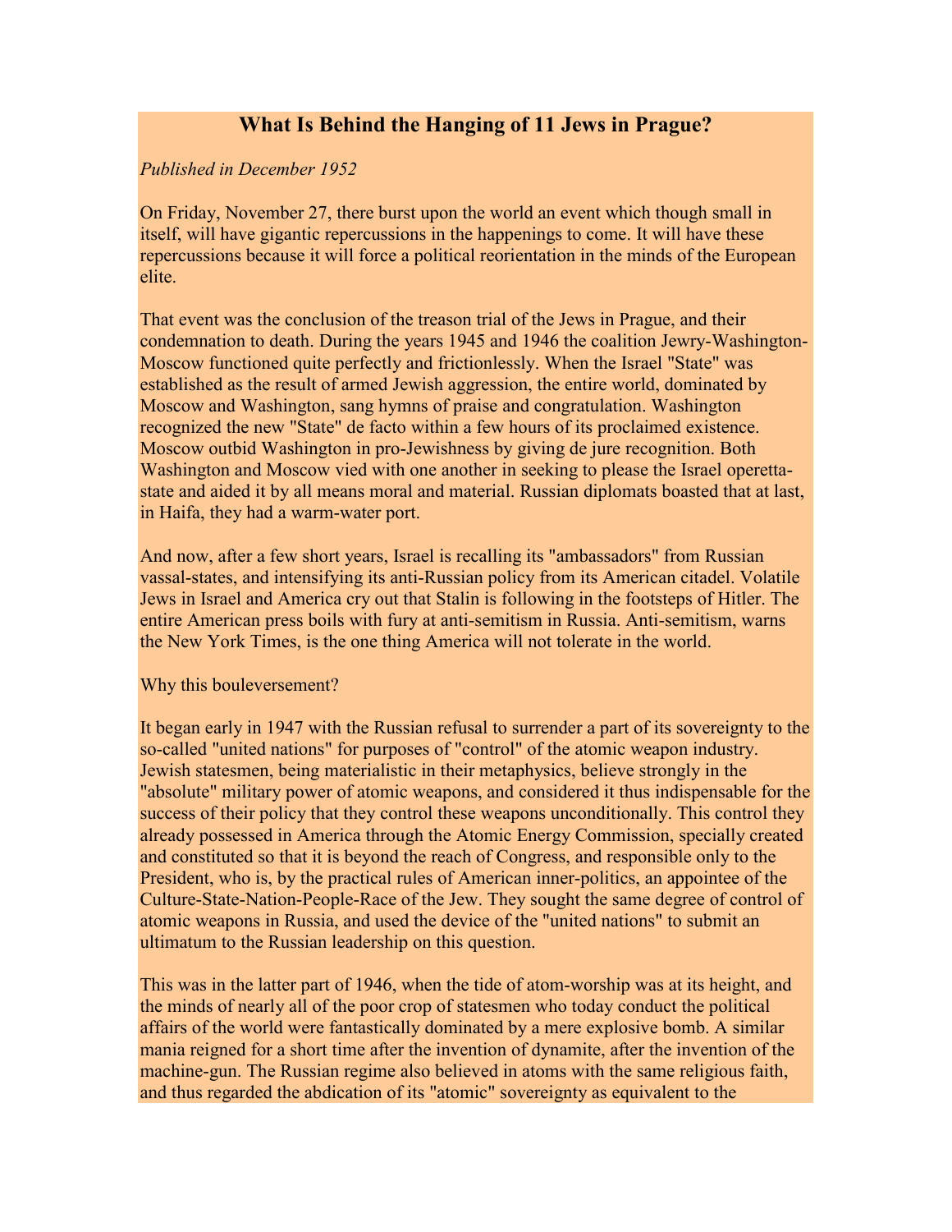# What Is Behind the Hanging of 11 Jews in Prague?

*Published in December 1952*

On Friday, November 27, there burst upon the world an event which though small in itself, will have gigantic repercussions in the happenings to come. It will have these repercussions because it will force a political reorientation in the minds of the European elite.

That event was the conclusion of the treason trial of the Jews in Prague, and their condemnation to death. During the years 1945 and 1946 the coalition Jewry-Washington-Moscow functioned quite perfectly and frictionlessly. When the Israel "State" was established as the result of armed Jewish aggression, the entire world, dominated by Moscow and Washington, sang hymns of praise and congratulation. Washington recognized the new "State" de facto within a few hours of its proclaimed existence. Moscow outbid Washington in pro-Jewishness by giving de jure recognition. Both Washington and Moscow vied with one another in seeking to please the Israel operetta-state and aided it by all means moral and material. Russian diplomats boasted that at last, in Haifa, they had a warm-water port.

And now, after a few short years, Israel is recalling its "ambassadors" from Russian vassal-states, and intensifying its anti-Russian policy from its American citadel. Volatile Jews in Israel and America cry out that Stalin is following in the footsteps of Hitler. The entire American press boils with fury at anti-semitism in Russia. Anti-semitism, warns the New York Times, is the one thing America will not tolerate in the world.

Why this bouleversement?

It began early in 1947 with the Russian refusal to surrender a part of its sovereignty to the so-called "united nations" for purposes of "control" of the atomic weapon industry. Jewish statesmen, being materialistic in their metaphysics, believe strongly in the "absolute" military power of atomic weapons, and considered it thus indispensable for the success of their policy that they control these weapons unconditionally. This control they already possessed in America through the Atomic Energy Commission, specially created and constituted so that it is beyond the reach of Congress, and responsible only to the President, who is, by the practical rules of American inner-politics, an appointee of the Culture-State-Nation-People-Race of the Jew. They sought the same degree of control of atomic weapons in Russia, and used the device of the "united nations" to submit an ultimatum to the Russian leadership on this question.

This was in the latter part of 1946, when the tide of atom-worship was at its height, and the minds of nearly all of the poor crop of statesmen who today conduct the political affairs of the world were fantastically dominated by a mere explosive bomb. A similar mania reigned for a short time after the invention of dynamite, after the invention of the machine-gun. The Russian regime also believed in atoms with the same religious faith, and thus regarded the abdication of its "atomic" sovereignty as equivalent to the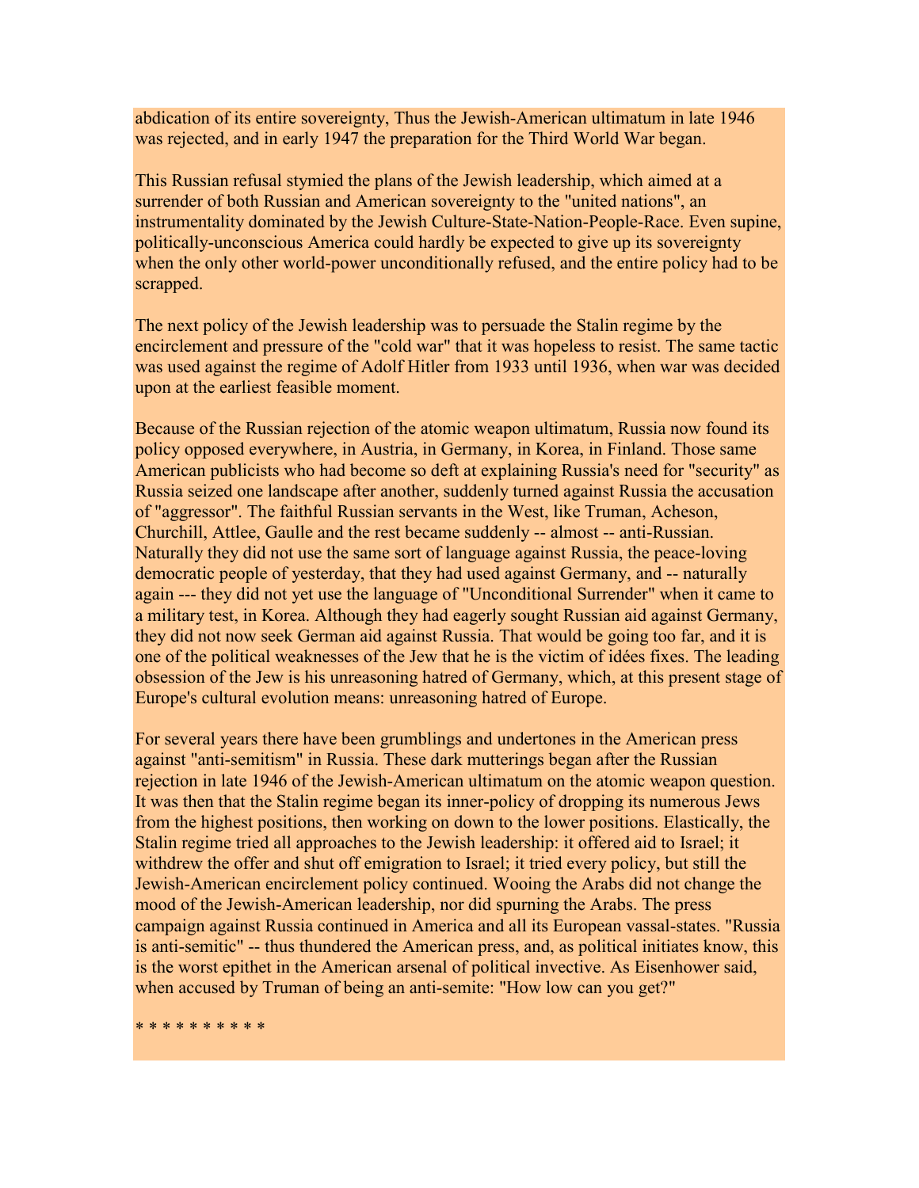abdication of its entire sovereignty, Thus the Jewish-American ultimatum in late 1946 was rejected, and in early 1947 the preparation for the Third World War began.

This Russian refusal stymied the plans of the Jewish leadership, which aimed at a surrender of both Russian and American sovereignty to the "united nations", an instrumentality dominated by the Jewish Culture-State-Nation-People-Race. Even supine, politically-unconscious America could hardly be expected to give up its sovereignty when the only other world-power unconditionally refused, and the entire policy had to be scrapped.

The next policy of the Jewish leadership was to persuade the Stalin regime by the encirclement and pressure of the "cold war" that it was hopeless to resist. The same tactic was used against the regime of Adolf Hitler from 1933 until 1936, when war was decided upon at the earliest feasible moment.

Because of the Russian rejection of the atomic weapon ultimatum, Russia now found its policy opposed everywhere, in Austria, in Germany, in Korea, in Finland. Those same American publicists who had become so deft at explaining Russia's need for "security" as Russia seized one landscape after another, suddenly turned against Russia the accusation of "aggressor". The faithful Russian servants in the West, like Truman, Acheson, Churchill, Attlee, Gaulle and the rest became suddenly -- almost -- anti-Russian. Naturally they did not use the same sort of language against Russia, the peace-loving democratic people of yesterday, that they had used against Germany, and -- naturally again --- they did not yet use the language of "Unconditional Surrender" when it came to a military test, in Korea. Although they had eagerly sought Russian aid against Germany, they did not now seek German aid against Russia. That would be going too far, and it is one of the political weaknesses of the Jew that he is the victim of idées fixes. The leading obsession of the Jew is his unreasoning hatred of Germany, which, at this present stage of Europe's cultural evolution means: unreasoning hatred of Europe.

For several years there have been grumblings and undertones in the American press against "anti-semitism" in Russia. These dark mutterings began after the Russian rejection in late 1946 of the Jewish-American ultimatum on the atomic weapon question. It was then that the Stalin regime began its inner-policy of dropping its numerous Jews from the highest positions, then working on down to the lower positions. Elastically, the Stalin regime tried all approaches to the Jewish leadership: it offered aid to Israel; it withdrew the offer and shut off emigration to Israel; it tried every policy, but still the Jewish-American encirclement policy continued. Wooing the Arabs did not change the mood of the Jewish-American leadership, nor did spurning the Arabs. The press campaign against Russia continued in America and all its European vassal-states. "Russia is anti-semitic" -- thus thundered the American press, and, as political initiates know, this is the worst epithet in the American arsenal of political invective. As Eisenhower said, when accused by Truman of being an anti-semite: "How low can you get?"

* * * * * * * * * *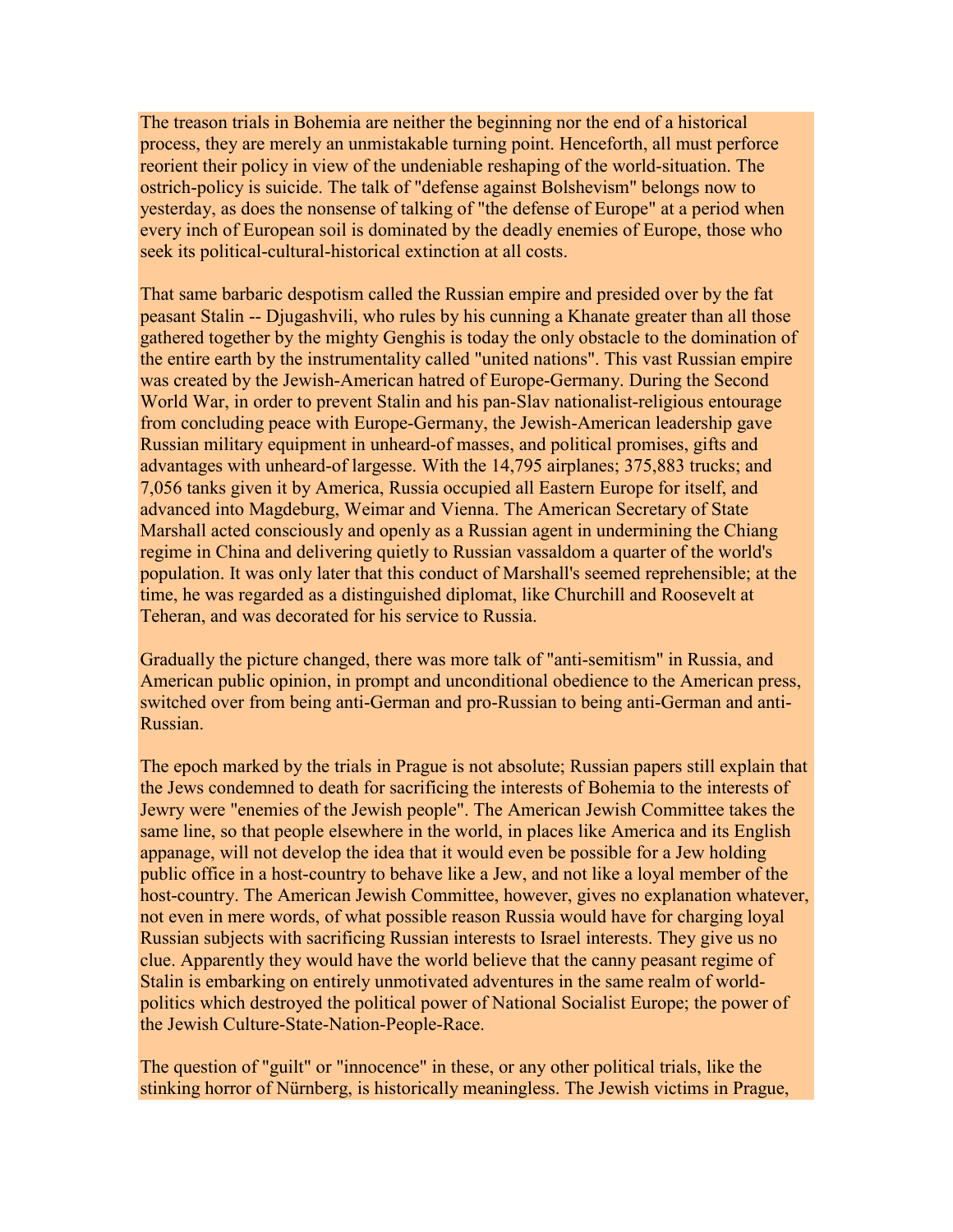The treason trials in Bohemia are neither the beginning nor the end of a historical process, they are merely an unmistakable turning point. Henceforth, all must perforce reorient their policy in view of the undeniable reshaping of the world-situation. The ostrich-policy is suicide. The talk of "defense against Bolshevism" belongs now to yesterday, as does the nonsense of talking of "the defense of Europe" at a period when every inch of European soil is dominated by the deadly enemies of Europe, those who seek its political-cultural-historical extinction at all costs.

That same barbaric despotism called the Russian empire and presided over by the fat peasant Stalin -- Djugashvili, who rules by his cunning a Khanate greater than all those gathered together by the mighty Genghis is today the only obstacle to the domination of the entire earth by the instrumentality called "united nations". This vast Russian empire was created by the Jewish-American hatred of Europe-Germany. During the Second World War, in order to prevent Stalin and his pan-Slav nationalist-religious entourage from concluding peace with Europe-Germany, the Jewish-American leadership gave Russian military equipment in unheard-of masses, and political promises, gifts and advantages with unheard-of largesse. With the 14,795 airplanes; 375,883 trucks; and 7,056 tanks given it by America, Russia occupied all Eastern Europe for itself, and advanced into Magdeburg, Weimar and Vienna. The American Secretary of State Marshall acted consciously and openly as a Russian agent in undermining the Chiang regime in China and delivering quietly to Russian vassaldom a quarter of the world's population. It was only later that this conduct of Marshall's seemed reprehensible; at the time, he was regarded as a distinguished diplomat, like Churchill and Roosevelt at Teheran, and was decorated for his service to Russia.

Gradually the picture changed, there was more talk of "anti-semitism" in Russia, and American public opinion, in prompt and unconditional obedience to the American press, switched over from being anti-German and pro-Russian to being anti-German and anti-Russian.

The epoch marked by the trials in Prague is not absolute; Russian papers still explain that the Jews condemned to death for sacrificing the interests of Bohemia to the interests of Jewry were "enemies of the Jewish people". The American Jewish Committee takes the same line, so that people elsewhere in the world, in places like America and its English appanage, will not develop the idea that it would even be possible for a Jew holding public office in a host-country to behave like a Jew, and not like a loyal member of the host-country. The American Jewish Committee, however, gives no explanation whatever, not even in mere words, of what possible reason Russia would have for charging loyal Russian subjects with sacrificing Russian interests to Israel interests. They give us no clue. Apparently they would have the world believe that the canny peasant regime of Stalin is embarking on entirely unmotivated adventures in the same realm of world-politics which destroyed the political power of National Socialist Europe; the power of the Jewish Culture-State-Nation-People-Race.

The question of "guilt" or "innocence" in these, or any other political trials, like the stinking horror of Nürnberg, is historically meaningless. The Jewish victims in Prague,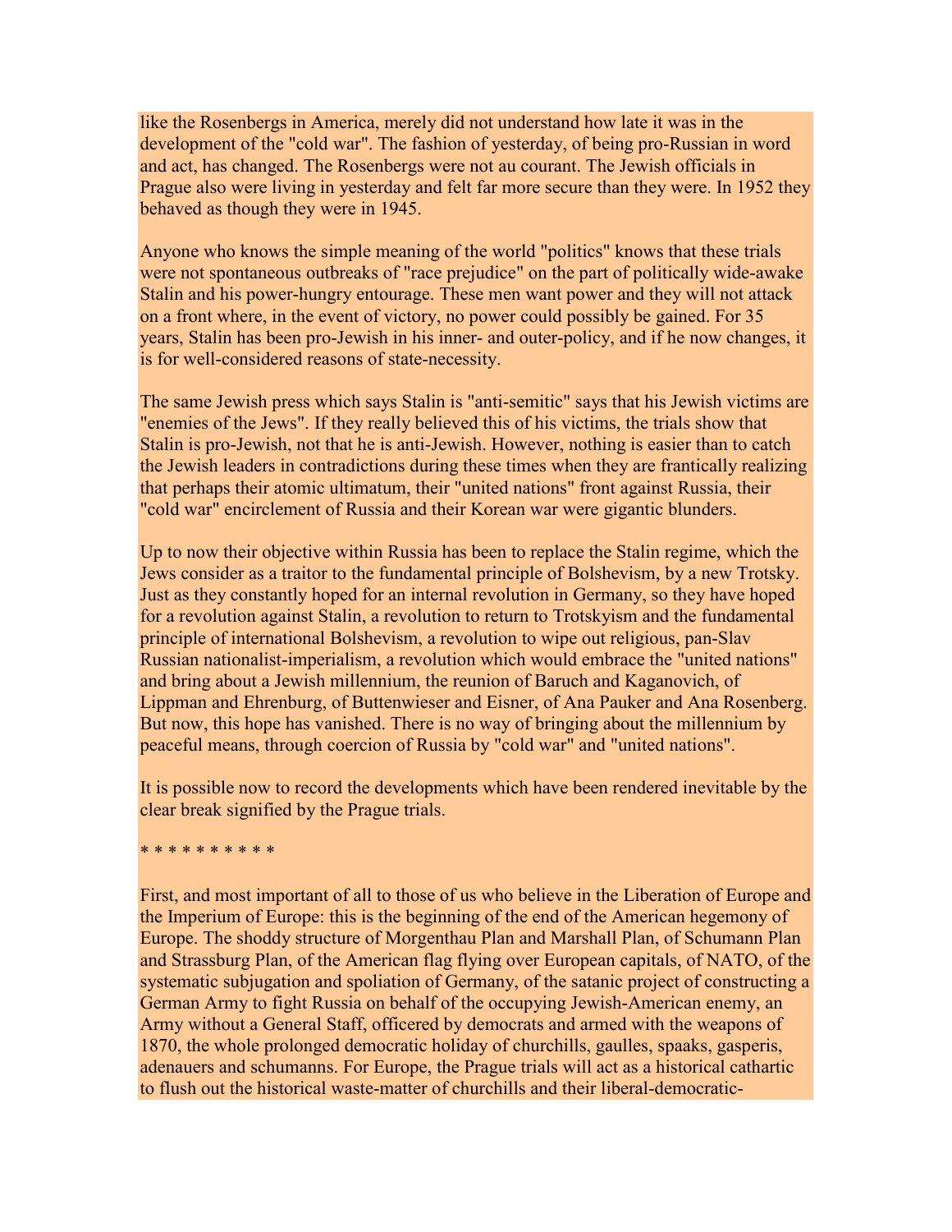like the Rosenbergs in America, merely did not understand how late it was in the development of the "cold war". The fashion of yesterday, of being pro-Russian in word and act, has changed. The Rosenbergs were not au courant. The Jewish officials in Prague also were living in yesterday and felt far more secure than they were. In 1952 they behaved as though they were in 1945.

Anyone who knows the simple meaning of the world "politics" knows that these trials were not spontaneous outbreaks of "race prejudice" on the part of politically wide-awake Stalin and his power-hungry entourage. These men want power and they will not attack on a front where, in the event of victory, no power could possibly be gained. For 35 years, Stalin has been pro-Jewish in his inner- and outer-policy, and if he now changes, it is for well-considered reasons of state-necessity.

The same Jewish press which says Stalin is "anti-semitic" says that his Jewish victims are "enemies of the Jews". If they really believed this of his victims, the trials show that Stalin is pro-Jewish, not that he is anti-Jewish. However, nothing is easier than to catch the Jewish leaders in contradictions during these times when they are frantically realizing that perhaps their atomic ultimatum, their "united nations" front against Russia, their "cold war" encirclement of Russia and their Korean war were gigantic blunders.

Up to now their objective within Russia has been to replace the Stalin regime, which the Jews consider as a traitor to the fundamental principle of Bolshevism, by a new Trotsky. Just as they constantly hoped for an internal revolution in Germany, so they have hoped for a revolution against Stalin, a revolution to return to Trotskyism and the fundamental principle of international Bolshevism, a revolution to wipe out religious, pan-Slav Russian nationalist-imperialism, a revolution which would embrace the "united nations" and bring about a Jewish millennium, the reunion of Baruch and Kaganovich, of Lippman and Ehrenburg, of Buttenwieser and Eisner, of Ana Pauker and Ana Rosenberg. But now, this hope has vanished. There is no way of bringing about the millennium by peaceful means, through coercion of Russia by "cold war" and "united nations".

It is possible now to record the developments which have been rendered inevitable by the clear break signified by the Prague trials.

* * * * * * * * * *

First, and most important of all to those of us who believe in the Liberation of Europe and the Imperium of Europe: this is the beginning of the end of the American hegemony of Europe. The shoddy structure of Morgenthau Plan and Marshall Plan, of Schumann Plan and Strassburg Plan, of the American flag flying over European capitals, of NATO, of the systematic subjugation and spoliation of Germany, of the satanic project of constructing a German Army to fight Russia on behalf of the occupying Jewish-American enemy, an Army without a General Staff, officered by democrats and armed with the weapons of 1870, the whole prolonged democratic holiday of churchills, gaulles, spaaks, gasperis, adenauers and schumanns. For Europe, the Prague trials will act as a historical cathartic to flush out the historical waste-matter of churchills and their liberal-democratic-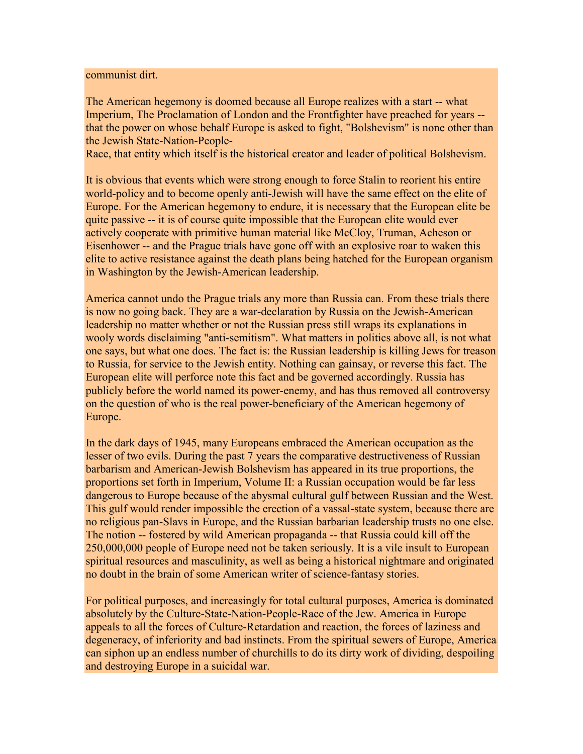communist dirt.

The American hegemony is doomed because all Europe realizes with a start -- what Imperium, The Proclamation of London and the Frontfighter have preached for years -- that the power on whose behalf Europe is asked to fight, "Bolshevism" is none other than the Jewish State-Nation-People-Race, that entity which itself is the historical creator and leader of political Bolshevism.

It is obvious that events which were strong enough to force Stalin to reorient his entire world-policy and to become openly anti-Jewish will have the same effect on the elite of Europe. For the American hegemony to endure, it is necessary that the European elite be quite passive -- it is of course quite impossible that the European elite would ever actively cooperate with primitive human material like McCloy, Truman, Acheson or Eisenhower -- and the Prague trials have gone off with an explosive roar to waken this elite to active resistance against the death plans being hatched for the European organism in Washington by the Jewish-American leadership.

America cannot undo the Prague trials any more than Russia can. From these trials there is now no going back. They are a war-declaration by Russia on the Jewish-American leadership no matter whether or not the Russian press still wraps its explanations in wooly words disclaiming "anti-semitism". What matters in politics above all, is not what one says, but what one does. The fact is: the Russian leadership is killing Jews for treason to Russia, for service to the Jewish entity. Nothing can gainsay, or reverse this fact. The European elite will perforce note this fact and be governed accordingly. Russia has publicly before the world named its power-enemy, and has thus removed all controversy on the question of who is the real power-beneficiary of the American hegemony of Europe.

In the dark days of 1945, many Europeans embraced the American occupation as the lesser of two evils. During the past 7 years the comparative destructiveness of Russian barbarism and American-Jewish Bolshevism has appeared in its true proportions, the proportions set forth in Imperium, Volume II: a Russian occupation would be far less dangerous to Europe because of the abysmal cultural gulf between Russian and the West. This gulf would render impossible the erection of a vassal-state system, because there are no religious pan-Slavs in Europe, and the Russian barbarian leadership trusts no one else. The notion -- fostered by wild American propaganda -- that Russia could kill off the 250,000,000 people of Europe need not be taken seriously. It is a vile insult to European spiritual resources and masculinity, as well as being a historical nightmare and originated no doubt in the brain of some American writer of science-fantasy stories.

For political purposes, and increasingly for total cultural purposes, America is dominated absolutely by the Culture-State-Nation-People-Race of the Jew. America in Europe appeals to all the forces of Culture-Retardation and reaction, the forces of laziness and degeneracy, of inferiority and bad instincts. From the spiritual sewers of Europe, America can siphon up an endless number of churchills to do its dirty work of dividing, despoiling and destroying Europe in a suicidal war.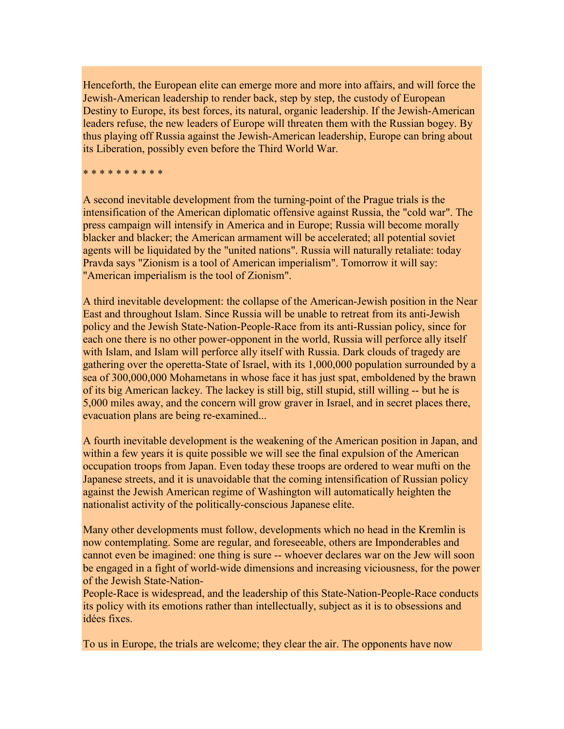Henceforth, the European elite can emerge more and more into affairs, and will force the Jewish-American leadership to render back, step by step, the custody of European Destiny to Europe, its best forces, its natural, organic leadership. If the Jewish-American leaders refuse, the new leaders of Europe will threaten them with the Russian bogey. By thus playing off Russia against the Jewish-American leadership, Europe can bring about its Liberation, possibly even before the Third World War.

* * * * * * * * * *

A second inevitable development from the turning-point of the Prague trials is the intensification of the American diplomatic offensive against Russia, the "cold war". The press campaign will intensify in America and in Europe; Russia will become morally blacker and blacker; the American armament will be accelerated; all potential soviet agents will be liquidated by the "united nations". Russia will naturally retaliate: today Pravda says "Zionism is a tool of American imperialism". Tomorrow it will say: "American imperialism is the tool of Zionism".

A third inevitable development: the collapse of the American-Jewish position in the Near East and throughout Islam. Since Russia will be unable to retreat from its anti-Jewish policy and the Jewish State-Nation-People-Race from its anti-Russian policy, since for each one there is no other power-opponent in the world, Russia will perforce ally itself with Islam, and Islam will perforce ally itself with Russia. Dark clouds of tragedy are gathering over the operetta-State of Israel, with its 1,000,000 population surrounded by a sea of 300,000,000 Mohametans in whose face it has just spat, emboldened by the brawn of its big American lackey. The lackey is still big, still stupid, still willing -- but he is 5,000 miles away, and the concern will grow graver in Israel, and in secret places there, evacuation plans are being re-examined...

A fourth inevitable development is the weakening of the American position in Japan, and within a few years it is quite possible we will see the final expulsion of the American occupation troops from Japan. Even today these troops are ordered to wear mufti on the Japanese streets, and it is unavoidable that the coming intensification of Russian policy against the Jewish American regime of Washington will automatically heighten the nationalist activity of the politically-conscious Japanese elite.

Many other developments must follow, developments which no head in the Kremlin is now contemplating. Some are regular, and foreseeable, others are Imponderables and cannot even be imagined: one thing is sure -- whoever declares war on the Jew will soon be engaged in a fight of world-wide dimensions and increasing viciousness, for the power of the Jewish State-Nation-People-Race is widespread, and the leadership of this State-Nation-People-Race conducts its policy with its emotions rather than intellectually, subject as it is to obsessions and idées fixes.

To us in Europe, the trials are welcome; they clear the air. The opponents have now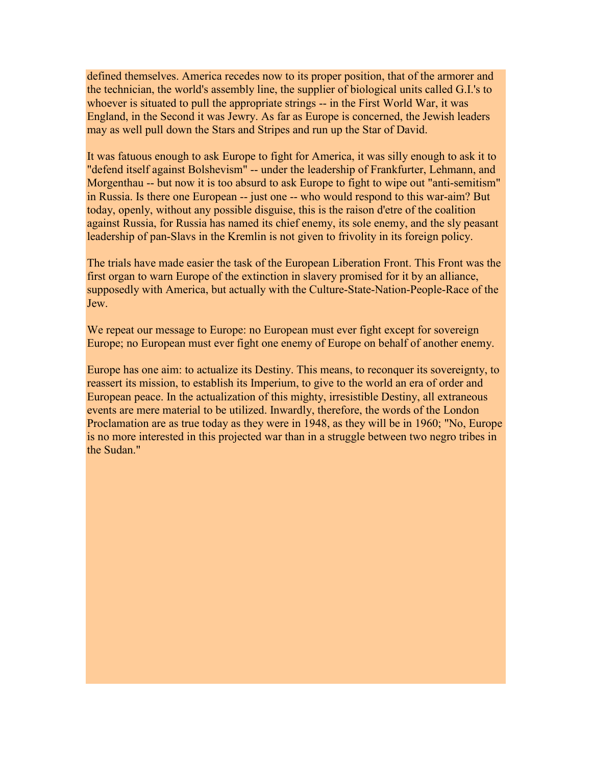defined themselves. America recedes now to its proper position, that of the armorer and the technician, the world's assembly line, the supplier of biological units called G.I.'s to whoever is situated to pull the appropriate strings -- in the First World War, it was England, in the Second it was Jewry. As far as Europe is concerned, the Jewish leaders may as well pull down the Stars and Stripes and run up the Star of David.

It was fatuous enough to ask Europe to fight for America, it was silly enough to ask it to "defend itself against Bolshevism" -- under the leadership of Frankfurter, Lehmann, and Morgenthau -- but now it is too absurd to ask Europe to fight to wipe out "anti-semitism" in Russia. Is there one European -- just one -- who would respond to this war-aim? But today, openly, without any possible disguise, this is the raison d'etre of the coalition against Russia, for Russia has named its chief enemy, its sole enemy, and the sly peasant leadership of pan-Slavs in the Kremlin is not given to frivolity in its foreign policy.

The trials have made easier the task of the European Liberation Front. This Front was the first organ to warn Europe of the extinction in slavery promised for it by an alliance, supposedly with America, but actually with the Culture-State-Nation-People-Race of the Jew.

We repeat our message to Europe: no European must ever fight except for sovereign Europe; no European must ever fight one enemy of Europe on behalf of another enemy.

Europe has one aim: to actualize its Destiny. This means, to reconquer its sovereignty, to reassert its mission, to establish its Imperium, to give to the world an era of order and European peace. In the actualization of this mighty, irresistible Destiny, all extraneous events are mere material to be utilized. Inwardly, therefore, the words of the London Proclamation are as true today as they were in 1948, as they will be in 1960; "No, Europe is no more interested in this projected war than in a struggle between two negro tribes in the Sudan."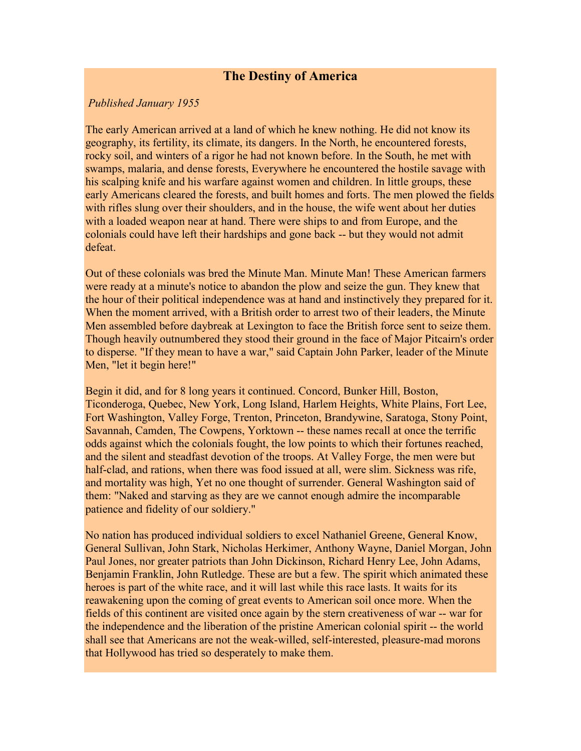# The Destiny of America

*Published January 1955*

The early American arrived at a land of which he knew nothing. He did not know its geography, its fertility, its climate, its dangers. In the North, he encountered forests, rocky soil, and winters of a rigor he had not known before. In the South, he met with swamps, malaria, and dense forests, Everywhere he encountered the hostile savage with his scalping knife and his warfare against women and children. In little groups, these early Americans cleared the forests, and built homes and forts. The men plowed the fields with rifles slung over their shoulders, and in the house, the wife went about her duties with a loaded weapon near at hand. There were ships to and from Europe, and the colonials could have left their hardships and gone back -- but they would not admit defeat.

Out of these colonials was bred the Minute Man. Minute Man! These American farmers were ready at a minute's notice to abandon the plow and seize the gun. They knew that the hour of their political independence was at hand and instinctively they prepared for it. When the moment arrived, with a British order to arrest two of their leaders, the Minute Men assembled before daybreak at Lexington to face the British force sent to seize them. Though heavily outnumbered they stood their ground in the face of Major Pitcairn's order to disperse. "If they mean to have a war," said Captain John Parker, leader of the Minute Men, "let it begin here!"

Begin it did, and for 8 long years it continued. Concord, Bunker Hill, Boston, Ticonderoga, Quebec, New York, Long Island, Harlem Heights, White Plains, Fort Lee, Fort Washington, Valley Forge, Trenton, Princeton, Brandywine, Saratoga, Stony Point, Savannah, Camden, The Cowpens, Yorktown -- these names recall at once the terrific odds against which the colonials fought, the low points to which their fortunes reached, and the silent and steadfast devotion of the troops. At Valley Forge, the men were but half-clad, and rations, when there was food issued at all, were slim. Sickness was rife, and mortality was high, Yet no one thought of surrender. General Washington said of them: "Naked and starving as they are we cannot enough admire the incomparable patience and fidelity of our soldiery."

No nation has produced individual soldiers to excel Nathaniel Greene, General Know, General Sullivan, John Stark, Nicholas Herkimer, Anthony Wayne, Daniel Morgan, John Paul Jones, nor greater patriots than John Dickinson, Richard Henry Lee, John Adams, Benjamin Franklin, John Rutledge. These are but a few. The spirit which animated these heroes is part of the white race, and it will last while this race lasts. It waits for its reawakening upon the coming of great events to American soil once more. When the fields of this continent are visited once again by the stern creativeness of war -- war for the independence and the liberation of the pristine American colonial spirit -- the world shall see that Americans are not the weak-willed, self-interested, pleasure-mad morons that Hollywood has tried so desperately to make them.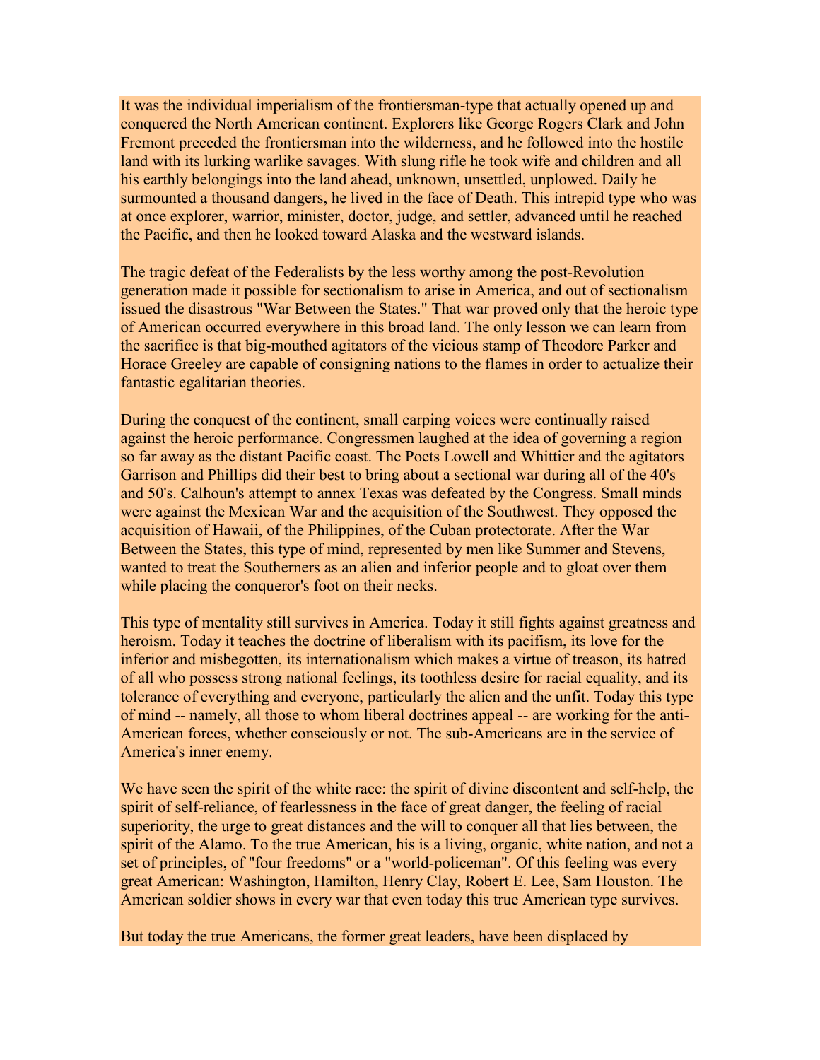It was the individual imperialism of the frontiersman-type that actually opened up and conquered the North American continent. Explorers like George Rogers Clark and John Fremont preceded the frontiersman into the wilderness, and he followed into the hostile land with its lurking warlike savages. With slung rifle he took wife and children and all his earthly belongings into the land ahead, unknown, unsettled, unplowed. Daily he surmounted a thousand dangers, he lived in the face of Death. This intrepid type who was at once explorer, warrior, minister, doctor, judge, and settler, advanced until he reached the Pacific, and then he looked toward Alaska and the westward islands.

The tragic defeat of the Federalists by the less worthy among the post-Revolution generation made it possible for sectionalism to arise in America, and out of sectionalism issued the disastrous "War Between the States." That war proved only that the heroic type of American occurred everywhere in this broad land. The only lesson we can learn from the sacrifice is that big-mouthed agitators of the vicious stamp of Theodore Parker and Horace Greeley are capable of consigning nations to the flames in order to actualize their fantastic egalitarian theories.

During the conquest of the continent, small carping voices were continually raised against the heroic performance. Congressmen laughed at the idea of governing a region so far away as the distant Pacific coast. The Poets Lowell and Whittier and the agitators Garrison and Phillips did their best to bring about a sectional war during all of the 40's and 50's. Calhoun's attempt to annex Texas was defeated by the Congress. Small minds were against the Mexican War and the acquisition of the Southwest. They opposed the acquisition of Hawaii, of the Philippines, of the Cuban protectorate. After the War Between the States, this type of mind, represented by men like Summer and Stevens, wanted to treat the Southerners as an alien and inferior people and to gloat over them while placing the conqueror's foot on their necks.

This type of mentality still survives in America. Today it still fights against greatness and heroism. Today it teaches the doctrine of liberalism with its pacifism, its love for the inferior and misbegotten, its internationalism which makes a virtue of treason, its hatred of all who possess strong national feelings, its toothless desire for racial equality, and its tolerance of everything and everyone, particularly the alien and the unfit. Today this type of mind -- namely, all those to whom liberal doctrines appeal -- are working for the anti-American forces, whether consciously or not. The sub-Americans are in the service of America's inner enemy.

We have seen the spirit of the white race: the spirit of divine discontent and self-help, the spirit of self-reliance, of fearlessness in the face of great danger, the feeling of racial superiority, the urge to great distances and the will to conquer all that lies between, the spirit of the Alamo. To the true American, his is a living, organic, white nation, and not a set of principles, of "four freedoms" or a "world-policeman". Of this feeling was every great American: Washington, Hamilton, Henry Clay, Robert E. Lee, Sam Houston. The American soldier shows in every war that even today this true American type survives.

But today the true Americans, the former great leaders, have been displaced by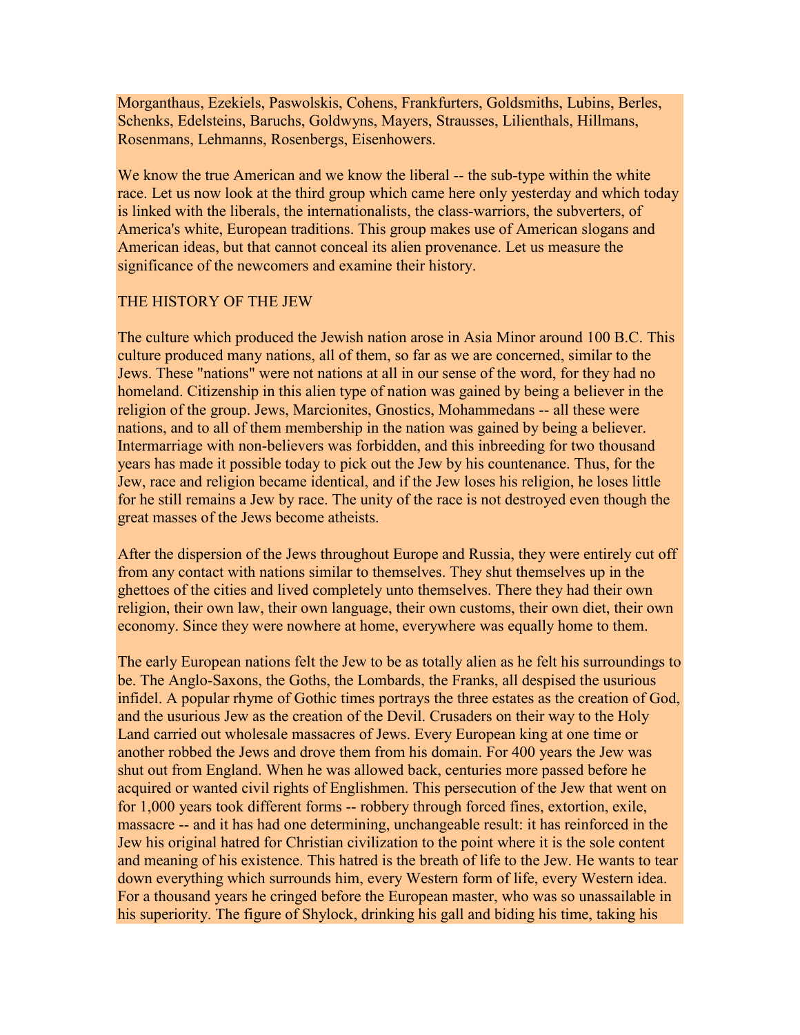Morganthaus, Ezekiels, Paswolskis, Cohens, Frankfurters, Goldsmiths, Lubins, Berles, Schenks, Edelsteins, Baruchs, Goldwyns, Mayers, Strausses, Lilienthals, Hillmans, Rosenmans, Lehmanns, Rosenbergs, Eisenhowers.

We know the true American and we know the liberal -- the sub-type within the white race. Let us now look at the third group which came here only yesterday and which today is linked with the liberals, the internationalists, the class-warriors, the subverters, of America's white, European traditions. This group makes use of American slogans and American ideas, but that cannot conceal its alien provenance. Let us measure the significance of the newcomers and examine their history.

## THE HISTORY OF THE JEW

The culture which produced the Jewish nation arose in Asia Minor around 100 B.C. This culture produced many nations, all of them, so far as we are concerned, similar to the Jews. These "nations" were not nations at all in our sense of the word, for they had no homeland. Citizenship in this alien type of nation was gained by being a believer in the religion of the group. Jews, Marcionites, Gnostics, Mohammedans -- all these were nations, and to all of them membership in the nation was gained by being a believer. Intermarriage with non-believers was forbidden, and this inbreeding for two thousand years has made it possible today to pick out the Jew by his countenance. Thus, for the Jew, race and religion became identical, and if the Jew loses his religion, he loses little for he still remains a Jew by race. The unity of the race is not destroyed even though the great masses of the Jews become atheists.

After the dispersion of the Jews throughout Europe and Russia, they were entirely cut off from any contact with nations similar to themselves. They shut themselves up in the ghettoes of the cities and lived completely unto themselves. There they had their own religion, their own law, their own language, their own customs, their own diet, their own economy. Since they were nowhere at home, everywhere was equally home to them.

The early European nations felt the Jew to be as totally alien as he felt his surroundings to be. The Anglo-Saxons, the Goths, the Lombards, the Franks, all despised the usurious infidel. A popular rhyme of Gothic times portrays the three estates as the creation of God, and the usurious Jew as the creation of the Devil. Crusaders on their way to the Holy Land carried out wholesale massacres of Jews. Every European king at one time or another robbed the Jews and drove them from his domain. For 400 years the Jew was shut out from England. When he was allowed back, centuries more passed before he acquired or wanted civil rights of Englishmen. This persecution of the Jew that went on for 1,000 years took different forms -- robbery through forced fines, extortion, exile, massacre -- and it has had one determining, unchangeable result: it has reinforced in the Jew his original hatred for Christian civilization to the point where it is the sole content and meaning of his existence. This hatred is the breath of life to the Jew. He wants to tear down everything which surrounds him, every Western form of life, every Western idea. For a thousand years he cringed before the European master, who was so unassailable in his superiority. The figure of Shylock, drinking his gall and biding his time, taking his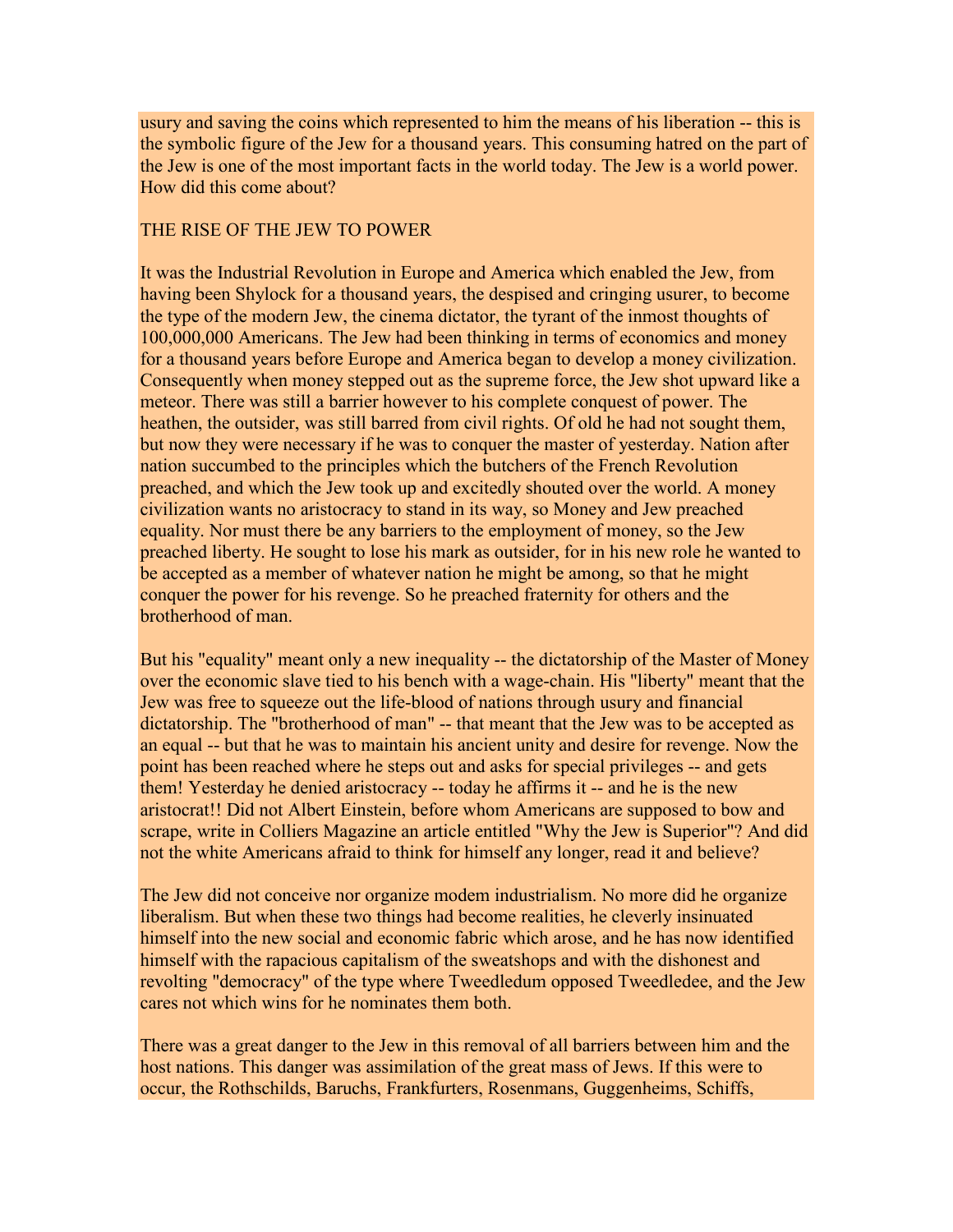usury and saving the coins which represented to him the means of his liberation -- this is the symbolic figure of the Jew for a thousand years. This consuming hatred on the part of the Jew is one of the most important facts in the world today. The Jew is a world power. How did this come about?

## THE RISE OF THE JEW TO POWER

It was the Industrial Revolution in Europe and America which enabled the Jew, from having been Shylock for a thousand years, the despised and cringing usurer, to become the type of the modern Jew, the cinema dictator, the tyrant of the inmost thoughts of 100,000,000 Americans. The Jew had been thinking in terms of economics and money for a thousand years before Europe and America began to develop a money civilization. Consequently when money stepped out as the supreme force, the Jew shot upward like a meteor. There was still a barrier however to his complete conquest of power. The heathen, the outsider, was still barred from civil rights. Of old he had not sought them, but now they were necessary if he was to conquer the master of yesterday. Nation after nation succumbed to the principles which the butchers of the French Revolution preached, and which the Jew took up and excitedly shouted over the world. A money civilization wants no aristocracy to stand in its way, so Money and Jew preached equality. Nor must there be any barriers to the employment of money, so the Jew preached liberty. He sought to lose his mark as outsider, for in his new role he wanted to be accepted as a member of whatever nation he might be among, so that he might conquer the power for his revenge. So he preached fraternity for others and the brotherhood of man.

But his "equality" meant only a new inequality -- the dictatorship of the Master of Money over the economic slave tied to his bench with a wage-chain. His "liberty" meant that the Jew was free to squeeze out the life-blood of nations through usury and financial dictatorship. The "brotherhood of man" -- that meant that the Jew was to be accepted as an equal -- but that he was to maintain his ancient unity and desire for revenge. Now the point has been reached where he steps out and asks for special privileges -- and gets them! Yesterday he denied aristocracy -- today he affirms it -- and he is the new aristocrat!! Did not Albert Einstein, before whom Americans are supposed to bow and scrape, write in Colliers Magazine an article entitled "Why the Jew is Superior"? And did not the white Americans afraid to think for himself any longer, read it and believe?

The Jew did not conceive nor organize modem industrialism. No more did he organize liberalism. But when these two things had become realities, he cleverly insinuated himself into the new social and economic fabric which arose, and he has now identified himself with the rapacious capitalism of the sweatshops and with the dishonest and revolting "democracy" of the type where Tweedledum opposed Tweedledee, and the Jew cares not which wins for he nominates them both.

There was a great danger to the Jew in this removal of all barriers between him and the host nations. This danger was assimilation of the great mass of Jews. If this were to occur, the Rothschilds, Baruchs, Frankfurters, Rosenmans, Guggenheims, Schiffs,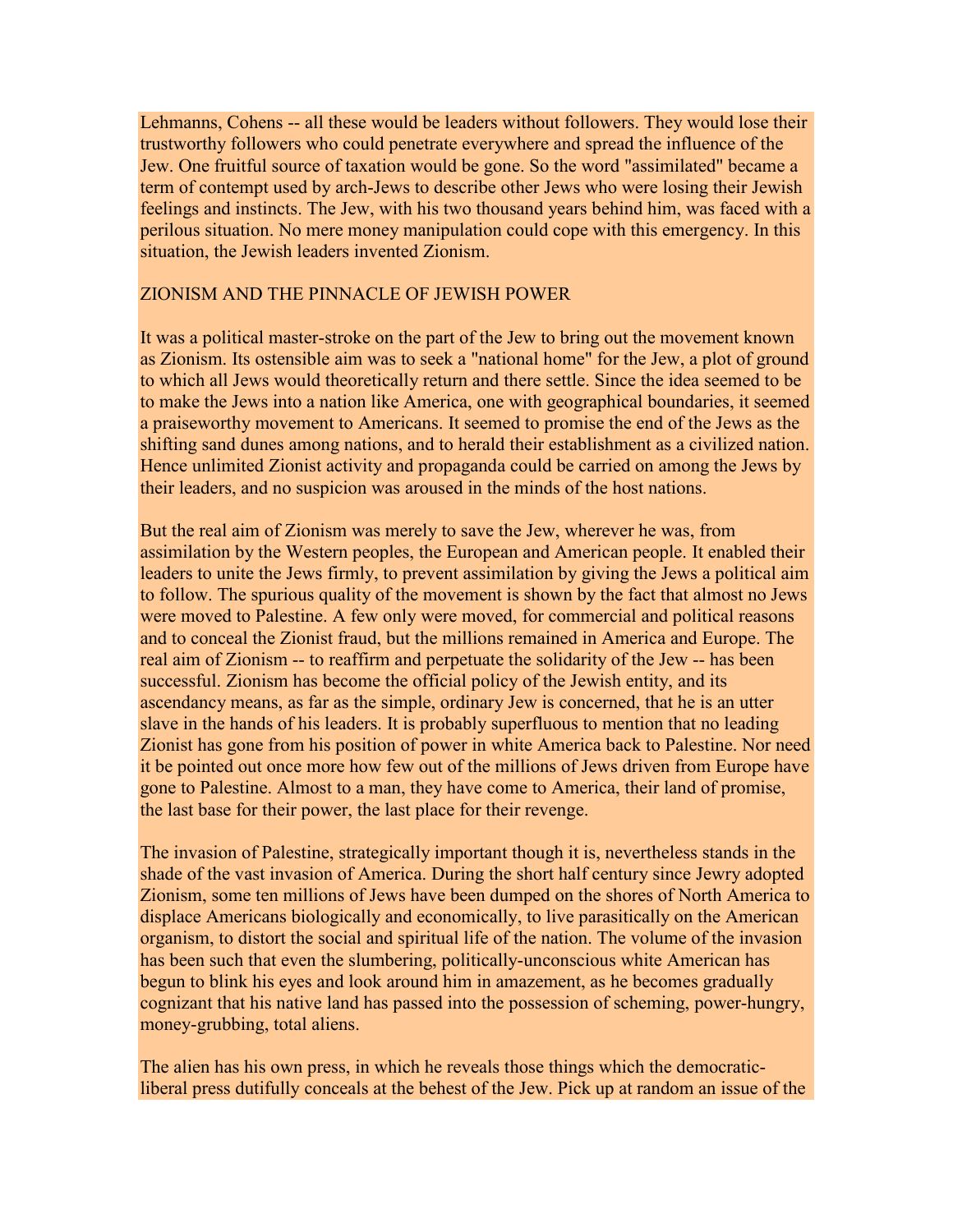Lehmanns, Cohens -- all these would be leaders without followers. They would lose their trustworthy followers who could penetrate everywhere and spread the influence of the Jew. One fruitful source of taxation would be gone. So the word "assimilated" became a term of contempt used by arch-Jews to describe other Jews who were losing their Jewish feelings and instincts. The Jew, with his two thousand years behind him, was faced with a perilous situation. No mere money manipulation could cope with this emergency. In this situation, the Jewish leaders invented Zionism.

## ZIONISM AND THE PINNACLE OF JEWISH POWER

It was a political master-stroke on the part of the Jew to bring out the movement known as Zionism. Its ostensible aim was to seek a "national home" for the Jew, a plot of ground to which all Jews would theoretically return and there settle. Since the idea seemed to be to make the Jews into a nation like America, one with geographical boundaries, it seemed a praiseworthy movement to Americans. It seemed to promise the end of the Jews as the shifting sand dunes among nations, and to herald their establishment as a civilized nation. Hence unlimited Zionist activity and propaganda could be carried on among the Jews by their leaders, and no suspicion was aroused in the minds of the host nations.

But the real aim of Zionism was merely to save the Jew, wherever he was, from assimilation by the Western peoples, the European and American people. It enabled their leaders to unite the Jews firmly, to prevent assimilation by giving the Jews a political aim to follow. The spurious quality of the movement is shown by the fact that almost no Jews were moved to Palestine. A few only were moved, for commercial and political reasons and to conceal the Zionist fraud, but the millions remained in America and Europe. The real aim of Zionism -- to reaffirm and perpetuate the solidarity of the Jew -- has been successful. Zionism has become the official policy of the Jewish entity, and its ascendancy means, as far as the simple, ordinary Jew is concerned, that he is an utter slave in the hands of his leaders. It is probably superfluous to mention that no leading Zionist has gone from his position of power in white America back to Palestine. Nor need it be pointed out once more how few out of the millions of Jews driven from Europe have gone to Palestine. Almost to a man, they have come to America, their land of promise, the last base for their power, the last place for their revenge.

The invasion of Palestine, strategically important though it is, nevertheless stands in the shade of the vast invasion of America. During the short half century since Jewry adopted Zionism, some ten millions of Jews have been dumped on the shores of North America to displace Americans biologically and economically, to live parasitically on the American organism, to distort the social and spiritual life of the nation. The volume of the invasion has been such that even the slumbering, politically-unconscious white American has begun to blink his eyes and look around him in amazement, as he becomes gradually cognizant that his native land has passed into the possession of scheming, power-hungry, money-grubbing, total aliens.

The alien has his own press, in which he reveals those things which the democratic-liberal press dutifully conceals at the behest of the Jew. Pick up at random an issue of the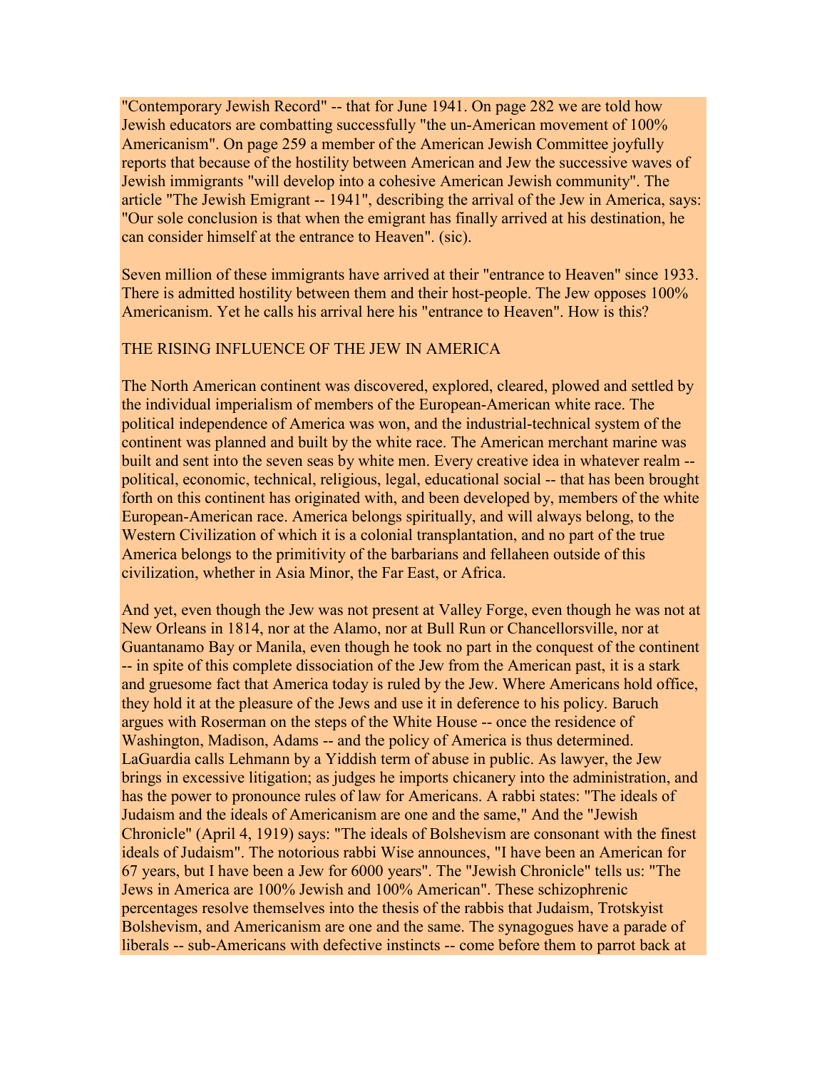"Contemporary Jewish Record" -- that for June 1941. On page 282 we are told how Jewish educators are combatting successfully "the un-American movement of 100% Americanism". On page 259 a member of the American Jewish Committee joyfully reports that because of the hostility between American and Jew the successive waves of Jewish immigrants "will develop into a cohesive American Jewish community". The article "The Jewish Emigrant -- 1941", describing the arrival of the Jew in America, says: "Our sole conclusion is that when the emigrant has finally arrived at his destination, he can consider himself at the entrance to Heaven". (sic).

Seven million of these immigrants have arrived at their "entrance to Heaven" since 1933. There is admitted hostility between them and their host-people. The Jew opposes 100% Americanism. Yet he calls his arrival here his "entrance to Heaven". How is this?

## THE RISING INFLUENCE OF THE JEW IN AMERICA

The North American continent was discovered, explored, cleared, plowed and settled by the individual imperialism of members of the European-American white race. The political independence of America was won, and the industrial-technical system of the continent was planned and built by the white race. The American merchant marine was built and sent into the seven seas by white men. Every creative idea in whatever realm -- political, economic, technical, religious, legal, educational social -- that has been brought forth on this continent has originated with, and been developed by, members of the white European-American race. America belongs spiritually, and will always belong, to the Western Civilization of which it is a colonial transplantation, and no part of the true America belongs to the primitivity of the barbarians and fellaheen outside of this civilization, whether in Asia Minor, the Far East, or Africa.

And yet, even though the Jew was not present at Valley Forge, even though he was not at New Orleans in 1814, nor at the Alamo, nor at Bull Run or Chancellorsville, nor at Guantanamo Bay or Manila, even though he took no part in the conquest of the continent -- in spite of this complete dissociation of the Jew from the American past, it is a stark and gruesome fact that America today is ruled by the Jew. Where Americans hold office, they hold it at the pleasure of the Jews and use it in deference to his policy. Baruch argues with Roserman on the steps of the White House -- once the residence of Washington, Madison, Adams -- and the policy of America is thus determined. LaGuardia calls Lehmann by a Yiddish term of abuse in public. As lawyer, the Jew brings in excessive litigation; as judges he imports chicanery into the administration, and has the power to pronounce rules of law for Americans. A rabbi states: "The ideals of Judaism and the ideals of Americanism are one and the same," And the "Jewish Chronicle" (April 4, 1919) says: "The ideals of Bolshevism are consonant with the finest ideals of Judaism". The notorious rabbi Wise announces, "I have been an American for 67 years, but I have been a Jew for 6000 years". The "Jewish Chronicle" tells us: "The Jews in America are 100% Jewish and 100% American". These schizophrenic percentages resolve themselves into the thesis of the rabbis that Judaism, Trotskyist Bolshevism, and Americanism are one and the same. The synagogues have a parade of liberals -- sub-Americans with defective instincts -- come before them to parrot back at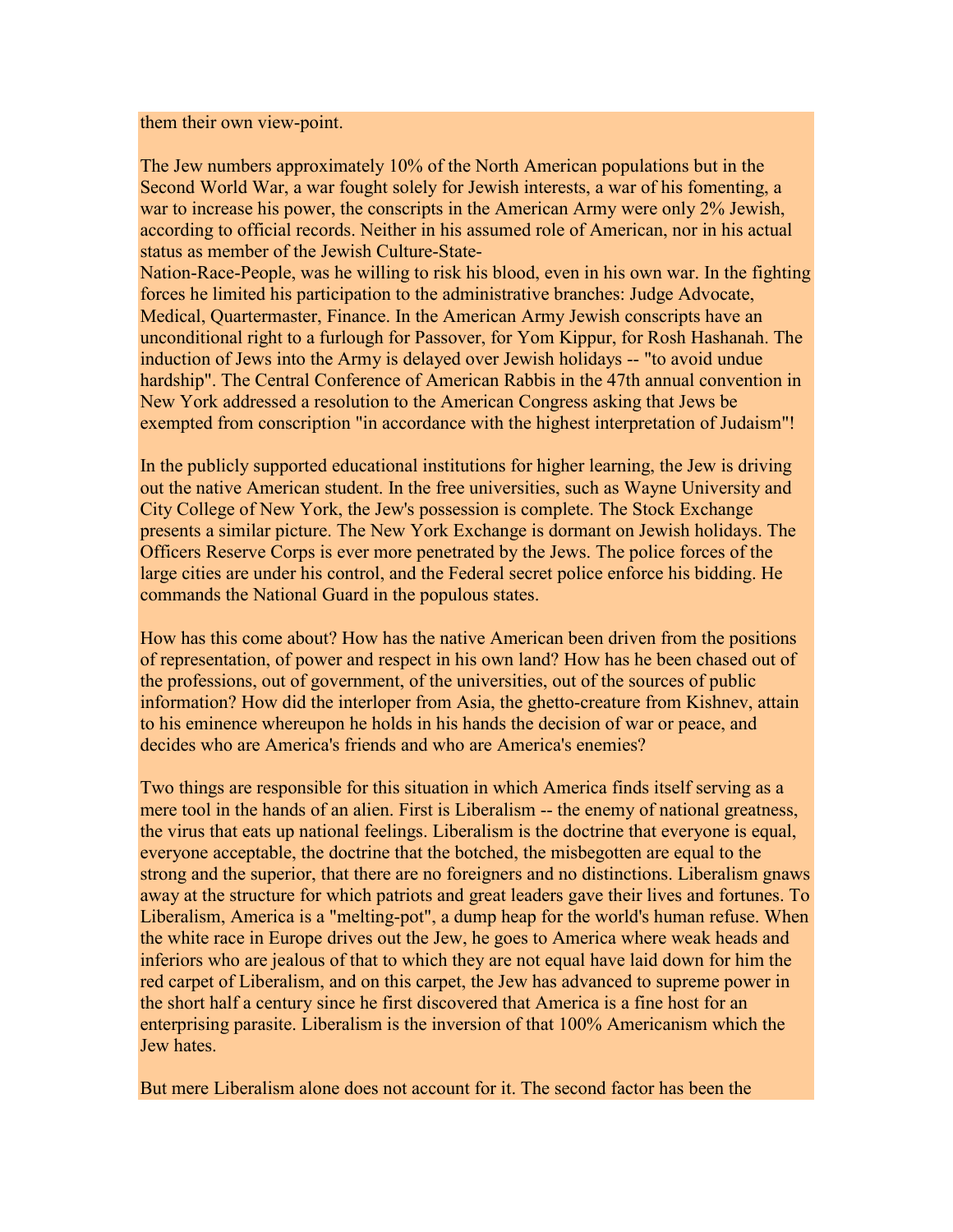them their own view-point.

The Jew numbers approximately 10% of the North American populations but in the Second World War, a war fought solely for Jewish interests, a war of his fomenting, a war to increase his power, the conscripts in the American Army were only 2% Jewish, according to official records. Neither in his assumed role of American, nor in his actual status as member of the Jewish Culture-State-Nation-Race-People, was he willing to risk his blood, even in his own war. In the fighting forces he limited his participation to the administrative branches: Judge Advocate, Medical, Quartermaster, Finance. In the American Army Jewish conscripts have an unconditional right to a furlough for Passover, for Yom Kippur, for Rosh Hashanah. The induction of Jews into the Army is delayed over Jewish holidays -- "to avoid undue hardship". The Central Conference of American Rabbis in the 47th annual convention in New York addressed a resolution to the American Congress asking that Jews be exempted from conscription "in accordance with the highest interpretation of Judaism"!

In the publicly supported educational institutions for higher learning, the Jew is driving out the native American student. In the free universities, such as Wayne University and City College of New York, the Jew's possession is complete. The Stock Exchange presents a similar picture. The New York Exchange is dormant on Jewish holidays. The Officers Reserve Corps is ever more penetrated by the Jews. The police forces of the large cities are under his control, and the Federal secret police enforce his bidding. He commands the National Guard in the populous states.

How has this come about? How has the native American been driven from the positions of representation, of power and respect in his own land? How has he been chased out of the professions, out of government, of the universities, out of the sources of public information? How did the interloper from Asia, the ghetto-creature from Kishnev, attain to his eminence whereupon he holds in his hands the decision of war or peace, and decides who are America's friends and who are America's enemies?

Two things are responsible for this situation in which America finds itself serving as a mere tool in the hands of an alien. First is Liberalism -- the enemy of national greatness, the virus that eats up national feelings. Liberalism is the doctrine that everyone is equal, everyone acceptable, the doctrine that the botched, the misbegotten are equal to the strong and the superior, that there are no foreigners and no distinctions. Liberalism gnaws away at the structure for which patriots and great leaders gave their lives and fortunes. To Liberalism, America is a "melting-pot", a dump heap for the world's human refuse. When the white race in Europe drives out the Jew, he goes to America where weak heads and inferiors who are jealous of that to which they are not equal have laid down for him the red carpet of Liberalism, and on this carpet, the Jew has advanced to supreme power in the short half a century since he first discovered that America is a fine host for an enterprising parasite. Liberalism is the inversion of that 100% Americanism which the Jew hates.

But mere Liberalism alone does not account for it. The second factor has been the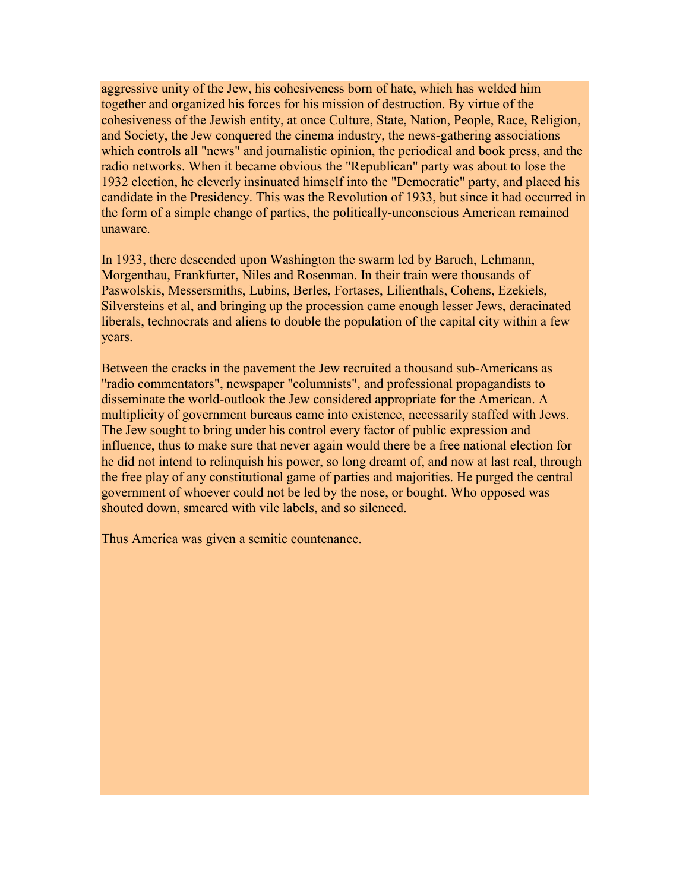aggressive unity of the Jew, his cohesiveness born of hate, which has welded him together and organized his forces for his mission of destruction. By virtue of the cohesiveness of the Jewish entity, at once Culture, State, Nation, People, Race, Religion, and Society, the Jew conquered the cinema industry, the news-gathering associations which controls all "news" and journalistic opinion, the periodical and book press, and the radio networks. When it became obvious the "Republican" party was about to lose the 1932 election, he cleverly insinuated himself into the "Democratic" party, and placed his candidate in the Presidency. This was the Revolution of 1933, but since it had occurred in the form of a simple change of parties, the politically-unconscious American remained unaware.

In 1933, there descended upon Washington the swarm led by Baruch, Lehmann, Morgenthau, Frankfurter, Niles and Rosenman. In their train were thousands of Paswolskis, Messersmiths, Lubins, Berles, Fortases, Lilienthals, Cohens, Ezekiels, Silversteins et al, and bringing up the procession came enough lesser Jews, deracinated liberals, technocrats and aliens to double the population of the capital city within a few years.

Between the cracks in the pavement the Jew recruited a thousand sub-Americans as "radio commentators", newspaper "columnists", and professional propagandists to disseminate the world-outlook the Jew considered appropriate for the American. A multiplicity of government bureaus came into existence, necessarily staffed with Jews. The Jew sought to bring under his control every factor of public expression and influence, thus to make sure that never again would there be a free national election for he did not intend to relinquish his power, so long dreamt of, and now at last real, through the free play of any constitutional game of parties and majorities. He purged the central government of whoever could not be led by the nose, or bought. Who opposed was shouted down, smeared with vile labels, and so silenced.

Thus America was given a semitic countenance.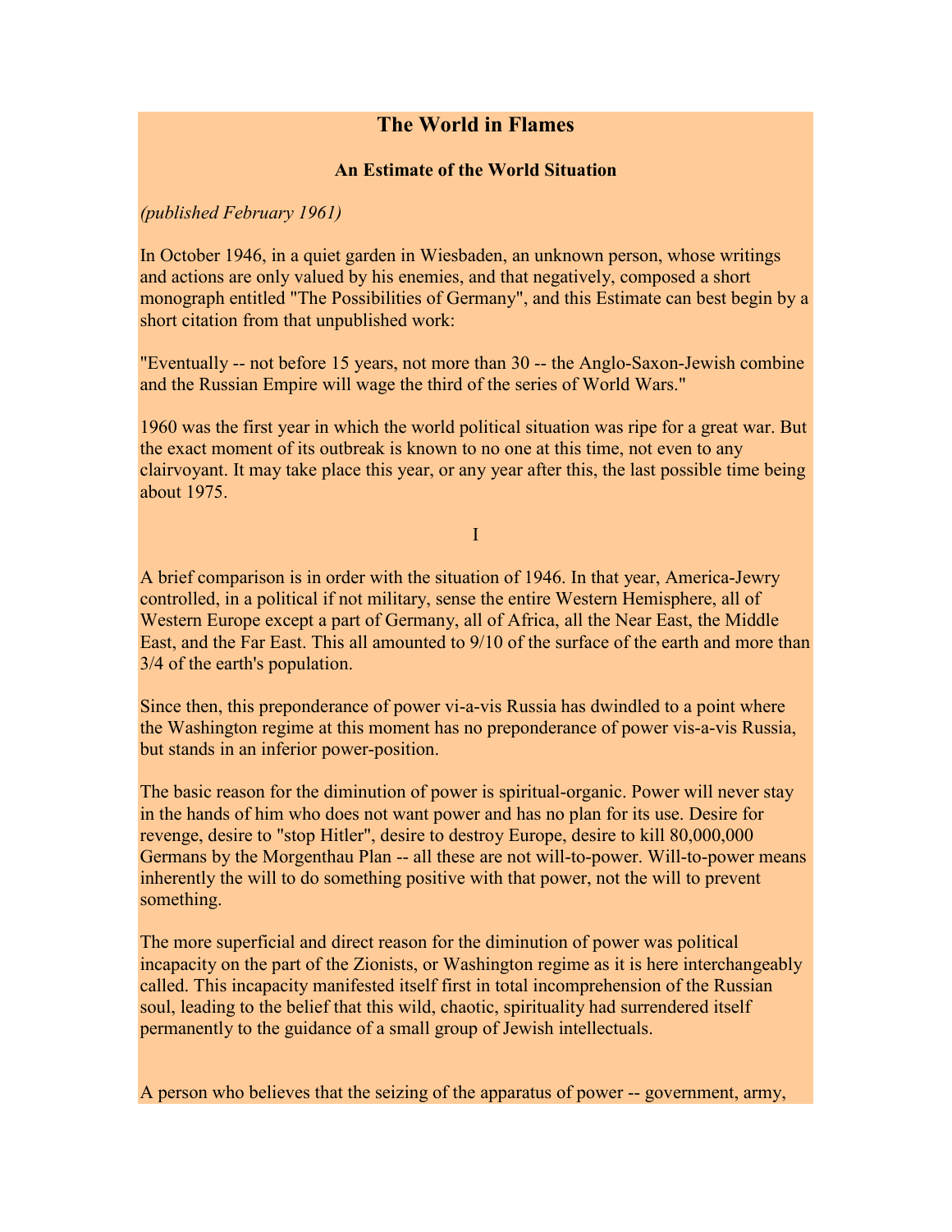# The World in Flames

### An Estimate of the World Situation

*(published February 1961)*

In October 1946, in a quiet garden in Wiesbaden, an unknown person, whose writings and actions are only valued by his enemies, and that negatively, composed a short monograph entitled "The Possibilities of Germany", and this Estimate can best begin by a short citation from that unpublished work:

"Eventually -- not before 15 years, not more than 30 -- the Anglo-Saxon-Jewish combine and the Russian Empire will wage the third of the series of World Wars."

1960 was the first year in which the world political situation was ripe for a great war. But the exact moment of its outbreak is known to no one at this time, not even to any clairvoyant. It may take place this year, or any year after this, the last possible time being about 1975.

I

A brief comparison is in order with the situation of 1946. In that year, America-Jewry controlled, in a political if not military, sense the entire Western Hemisphere, all of Western Europe except a part of Germany, all of Africa, all the Near East, the Middle East, and the Far East. This all amounted to 9/10 of the surface of the earth and more than 3/4 of the earth's population.

Since then, this preponderance of power vi-a-vis Russia has dwindled to a point where the Washington regime at this moment has no preponderance of power vis-a-vis Russia, but stands in an inferior power-position.

The basic reason for the diminution of power is spiritual-organic. Power will never stay in the hands of him who does not want power and has no plan for its use. Desire for revenge, desire to "stop Hitler", desire to destroy Europe, desire to kill 80,000,000 Germans by the Morgenthau Plan -- all these are not will-to-power. Will-to-power means inherently the will to do something positive with that power, not the will to prevent something.

The more superficial and direct reason for the diminution of power was political incapacity on the part of the Zionists, or Washington regime as it is here interchangeably called. This incapacity manifested itself first in total incomprehension of the Russian soul, leading to the belief that this wild, chaotic, spirituality had surrendered itself permanently to the guidance of a small group of Jewish intellectuals.

A person who believes that the seizing of the apparatus of power -- government, army,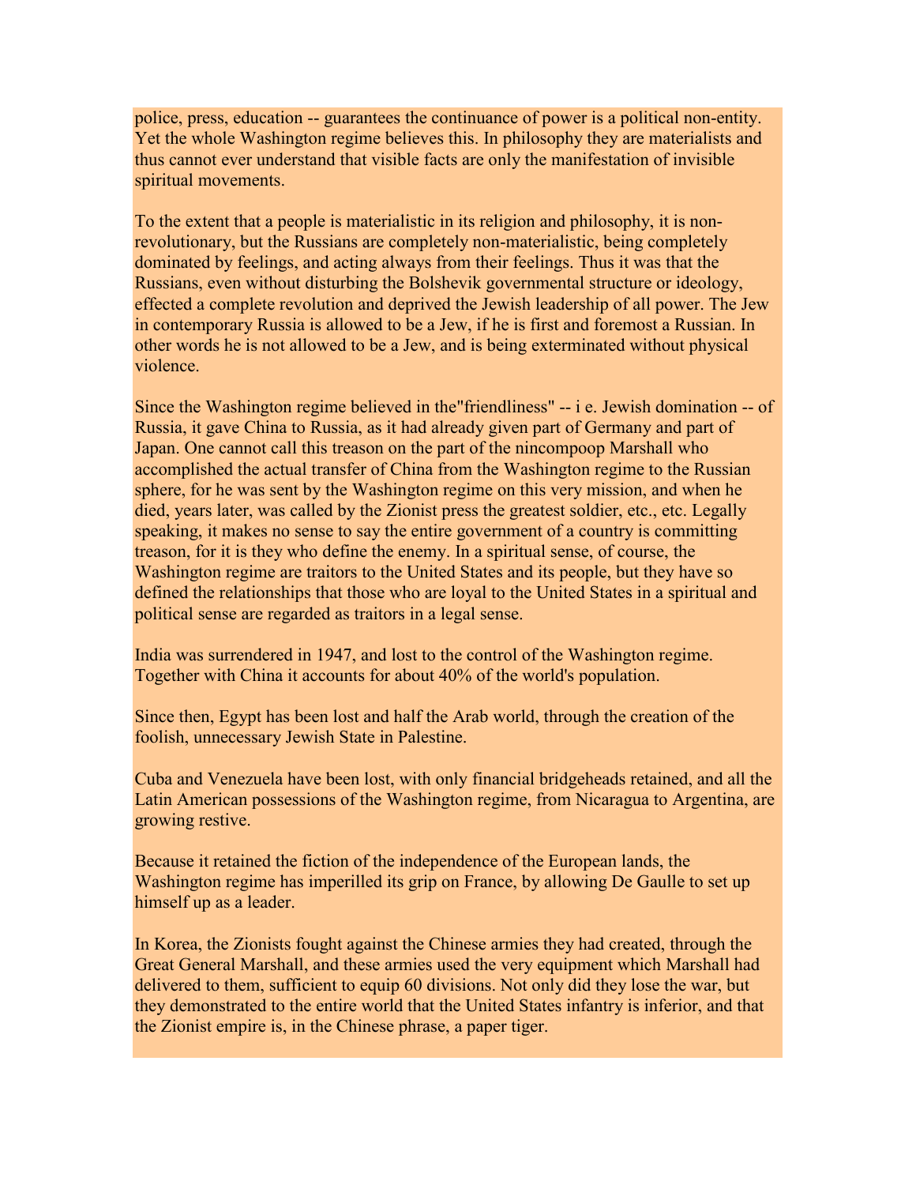police, press, education -- guarantees the continuance of power is a political non-entity. Yet the whole Washington regime believes this. In philosophy they are materialists and thus cannot ever understand that visible facts are only the manifestation of invisible spiritual movements.

To the extent that a people is materialistic in its religion and philosophy, it is non-revolutionary, but the Russians are completely non-materialistic, being completely dominated by feelings, and acting always from their feelings. Thus it was that the Russians, even without disturbing the Bolshevik governmental structure or ideology, effected a complete revolution and deprived the Jewish leadership of all power. The Jew in contemporary Russia is allowed to be a Jew, if he is first and foremost a Russian. In other words he is not allowed to be a Jew, and is being exterminated without physical violence.

Since the Washington regime believed in the"friendliness" -- i e. Jewish domination -- of Russia, it gave China to Russia, as it had already given part of Germany and part of Japan. One cannot call this treason on the part of the nincompoop Marshall who accomplished the actual transfer of China from the Washington regime to the Russian sphere, for he was sent by the Washington regime on this very mission, and when he died, years later, was called by the Zionist press the greatest soldier, etc., etc. Legally speaking, it makes no sense to say the entire government of a country is committing treason, for it is they who define the enemy. In a spiritual sense, of course, the Washington regime are traitors to the United States and its people, but they have so defined the relationships that those who are loyal to the United States in a spiritual and political sense are regarded as traitors in a legal sense.

India was surrendered in 1947, and lost to the control of the Washington regime. Together with China it accounts for about 40% of the world's population.

Since then, Egypt has been lost and half the Arab world, through the creation of the foolish, unnecessary Jewish State in Palestine.

Cuba and Venezuela have been lost, with only financial bridgeheads retained, and all the Latin American possessions of the Washington regime, from Nicaragua to Argentina, are growing restive.

Because it retained the fiction of the independence of the European lands, the Washington regime has imperilled its grip on France, by allowing De Gaulle to set up himself up as a leader.

In Korea, the Zionists fought against the Chinese armies they had created, through the Great General Marshall, and these armies used the very equipment which Marshall had delivered to them, sufficient to equip 60 divisions. Not only did they lose the war, but they demonstrated to the entire world that the United States infantry is inferior, and that the Zionist empire is, in the Chinese phrase, a paper tiger.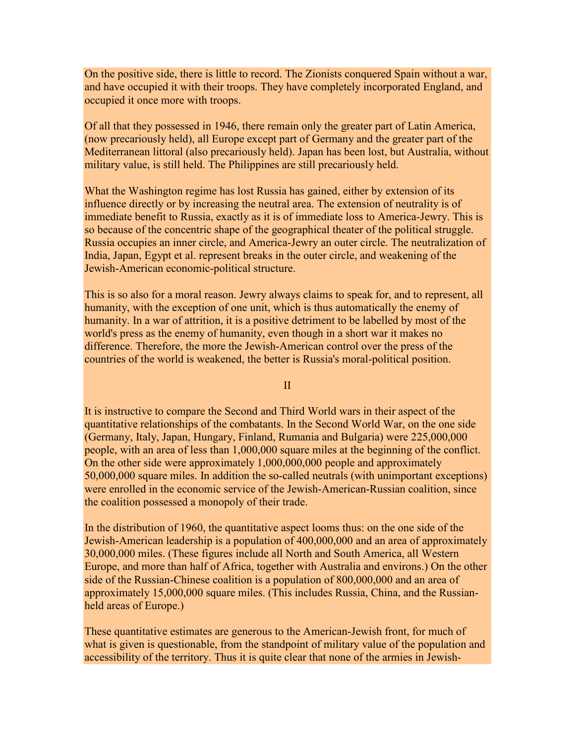On the positive side, there is little to record. The Zionists conquered Spain without a war, and have occupied it with their troops. They have completely incorporated England, and occupied it once more with troops.

Of all that they possessed in 1946, there remain only the greater part of Latin America, (now precariously held), all Europe except part of Germany and the greater part of the Mediterranean littoral (also precariously held). Japan has been lost, but Australia, without military value, is still held. The Philippines are still precariously held.

What the Washington regime has lost Russia has gained, either by extension of its influence directly or by increasing the neutral area. The extension of neutrality is of immediate benefit to Russia, exactly as it is of immediate loss to America-Jewry. This is so because of the concentric shape of the geographical theater of the political struggle. Russia occupies an inner circle, and America-Jewry an outer circle. The neutralization of India, Japan, Egypt et al. represent breaks in the outer circle, and weakening of the Jewish-American economic-political structure.

This is so also for a moral reason. Jewry always claims to speak for, and to represent, all humanity, with the exception of one unit, which is thus automatically the enemy of humanity. In a war of attrition, it is a positive detriment to be labelled by most of the world's press as the enemy of humanity, even though in a short war it makes no difference. Therefore, the more the Jewish-American control over the press of the countries of the world is weakened, the better is Russia's moral-political position.

## II

It is instructive to compare the Second and Third World wars in their aspect of the quantitative relationships of the combatants. In the Second World War, on the one side (Germany, Italy, Japan, Hungary, Finland, Rumania and Bulgaria) were 225,000,000 people, with an area of less than 1,000,000 square miles at the beginning of the conflict. On the other side were approximately 1,000,000,000 people and approximately 50,000,000 square miles. In addition the so-called neutrals (with unimportant exceptions) were enrolled in the economic service of the Jewish-American-Russian coalition, since the coalition possessed a monopoly of their trade.

In the distribution of 1960, the quantitative aspect looms thus: on the one side of the Jewish-American leadership is a population of 400,000,000 and an area of approximately 30,000,000 miles. (These figures include all North and South America, all Western Europe, and more than half of Africa, together with Australia and environs.) On the other side of the Russian-Chinese coalition is a population of 800,000,000 and an area of approximately 15,000,000 square miles. (This includes Russia, China, and the Russian-held areas of Europe.)

These quantitative estimates are generous to the American-Jewish front, for much of what is given is questionable, from the standpoint of military value of the population and accessibility of the territory. Thus it is quite clear that none of the armies in Jewish-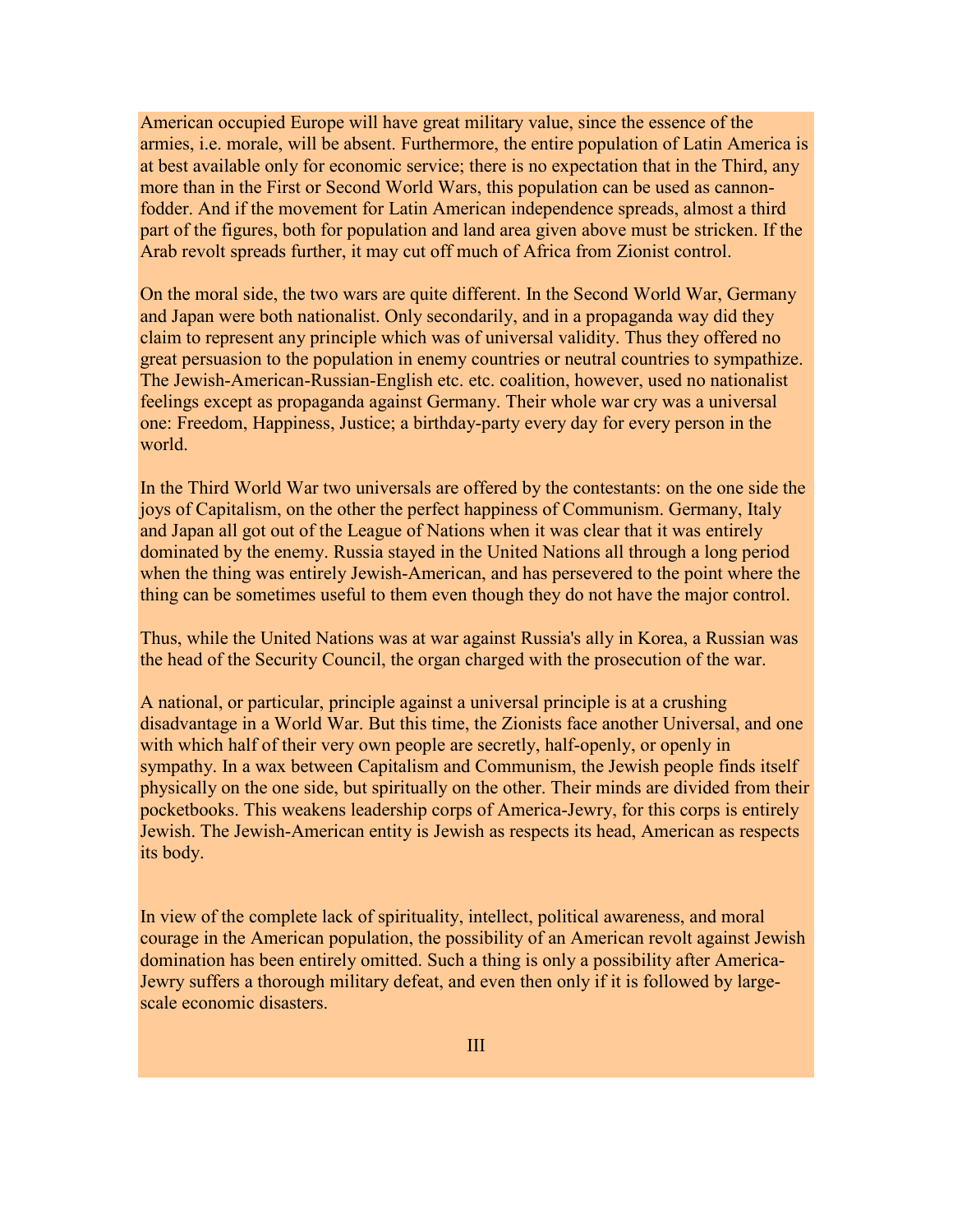American occupied Europe will have great military value, since the essence of the armies, i.e. morale, will be absent. Furthermore, the entire population of Latin America is at best available only for economic service; there is no expectation that in the Third, any more than in the First or Second World Wars, this population can be used as cannon-fodder. And if the movement for Latin American independence spreads, almost a third part of the figures, both for population and land area given above must be stricken. If the Arab revolt spreads further, it may cut off much of Africa from Zionist control.

On the moral side, the two wars are quite different. In the Second World War, Germany and Japan were both nationalist. Only secondarily, and in a propaganda way did they claim to represent any principle which was of universal validity. Thus they offered no great persuasion to the population in enemy countries or neutral countries to sympathize. The Jewish-American-Russian-English etc. etc. coalition, however, used no nationalist feelings except as propaganda against Germany. Their whole war cry was a universal one: Freedom, Happiness, Justice; a birthday-party every day for every person in the world.

In the Third World War two universals are offered by the contestants: on the one side the joys of Capitalism, on the other the perfect happiness of Communism. Germany, Italy and Japan all got out of the League of Nations when it was clear that it was entirely dominated by the enemy. Russia stayed in the United Nations all through a long period when the thing was entirely Jewish-American, and has persevered to the point where the thing can be sometimes useful to them even though they do not have the major control.

Thus, while the United Nations was at war against Russia's ally in Korea, a Russian was the head of the Security Council, the organ charged with the prosecution of the war.

A national, or particular, principle against a universal principle is at a crushing disadvantage in a World War. But this time, the Zionists face another Universal, and one with which half of their very own people are secretly, half-openly, or openly in sympathy. In a wax between Capitalism and Communism, the Jewish people finds itself physically on the one side, but spiritually on the other. Their minds are divided from their pocketbooks. This weakens leadership corps of America-Jewry, for this corps is entirely Jewish. The Jewish-American entity is Jewish as respects its head, American as respects its body.

In view of the complete lack of spirituality, intellect, political awareness, and moral courage in the American population, the possibility of an American revolt against Jewish domination has been entirely omitted. Such a thing is only a possibility after America-Jewry suffers a thorough military defeat, and even then only if it is followed by large-scale economic disasters.

## III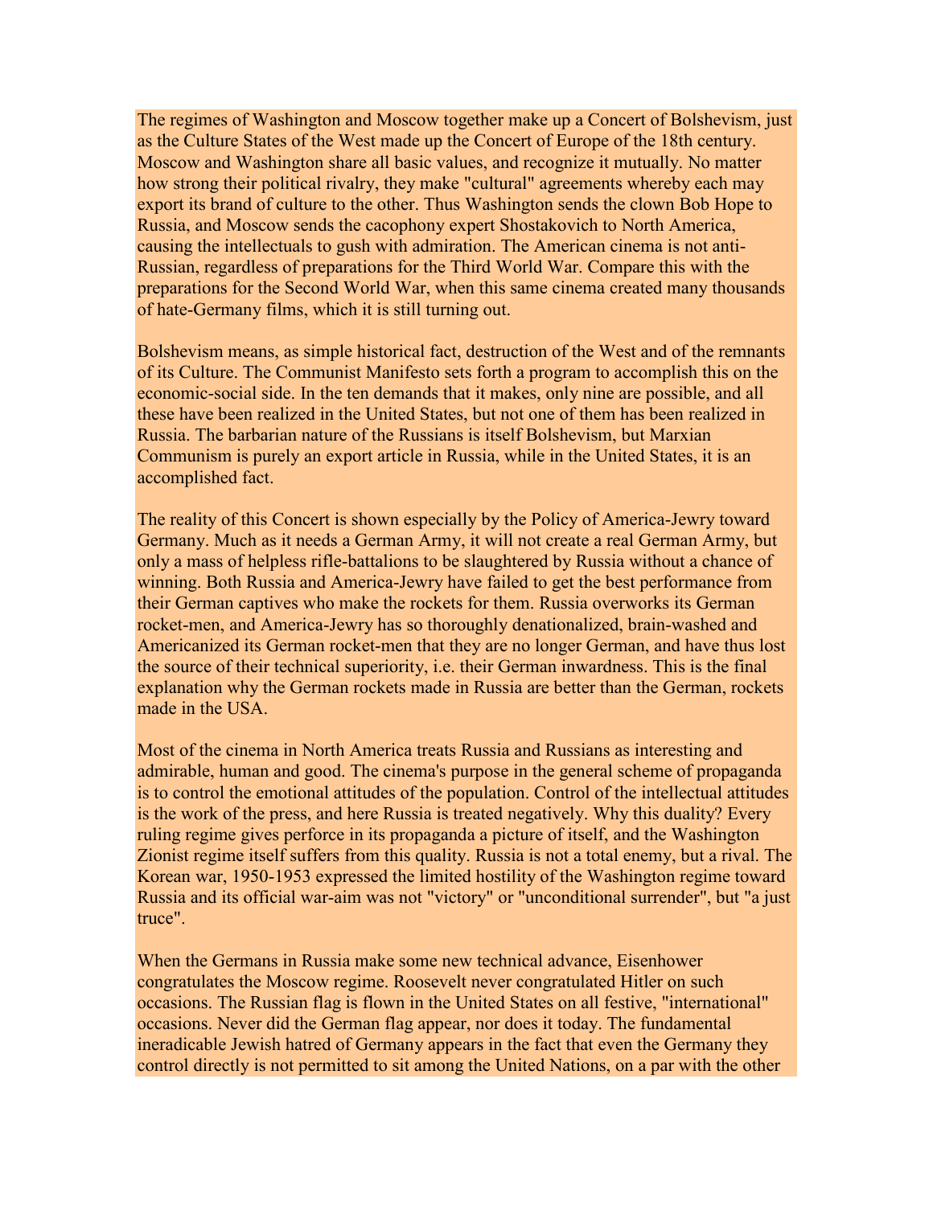The regimes of Washington and Moscow together make up a Concert of Bolshevism, just as the Culture States of the West made up the Concert of Europe of the 18th century. Moscow and Washington share all basic values, and recognize it mutually. No matter how strong their political rivalry, they make "cultural" agreements whereby each may export its brand of culture to the other. Thus Washington sends the clown Bob Hope to Russia, and Moscow sends the cacophony expert Shostakovich to North America, causing the intellectuals to gush with admiration. The American cinema is not anti-Russian, regardless of preparations for the Third World War. Compare this with the preparations for the Second World War, when this same cinema created many thousands of hate-Germany films, which it is still turning out.

Bolshevism means, as simple historical fact, destruction of the West and of the remnants of its Culture. The Communist Manifesto sets forth a program to accomplish this on the economic-social side. In the ten demands that it makes, only nine are possible, and all these have been realized in the United States, but not one of them has been realized in Russia. The barbarian nature of the Russians is itself Bolshevism, but Marxian Communism is purely an export article in Russia, while in the United States, it is an accomplished fact.

The reality of this Concert is shown especially by the Policy of America-Jewry toward Germany. Much as it needs a German Army, it will not create a real German Army, but only a mass of helpless rifle-battalions to be slaughtered by Russia without a chance of winning. Both Russia and America-Jewry have failed to get the best performance from their German captives who make the rockets for them. Russia overworks its German rocket-men, and America-Jewry has so thoroughly denationalized, brain-washed and Americanized its German rocket-men that they are no longer German, and have thus lost the source of their technical superiority, i.e. their German inwardness. This is the final explanation why the German rockets made in Russia are better than the German, rockets made in the USA.

Most of the cinema in North America treats Russia and Russians as interesting and admirable, human and good. The cinema's purpose in the general scheme of propaganda is to control the emotional attitudes of the population. Control of the intellectual attitudes is the work of the press, and here Russia is treated negatively. Why this duality? Every ruling regime gives perforce in its propaganda a picture of itself, and the Washington Zionist regime itself suffers from this quality. Russia is not a total enemy, but a rival. The Korean war, 1950-1953 expressed the limited hostility of the Washington regime toward Russia and its official war-aim was not "victory" or "unconditional surrender", but "a just truce".

When the Germans in Russia make some new technical advance, Eisenhower congratulates the Moscow regime. Roosevelt never congratulated Hitler on such occasions. The Russian flag is flown in the United States on all festive, "international" occasions. Never did the German flag appear, nor does it today. The fundamental ineradicable Jewish hatred of Germany appears in the fact that even the Germany they control directly is not permitted to sit among the United Nations, on a par with the other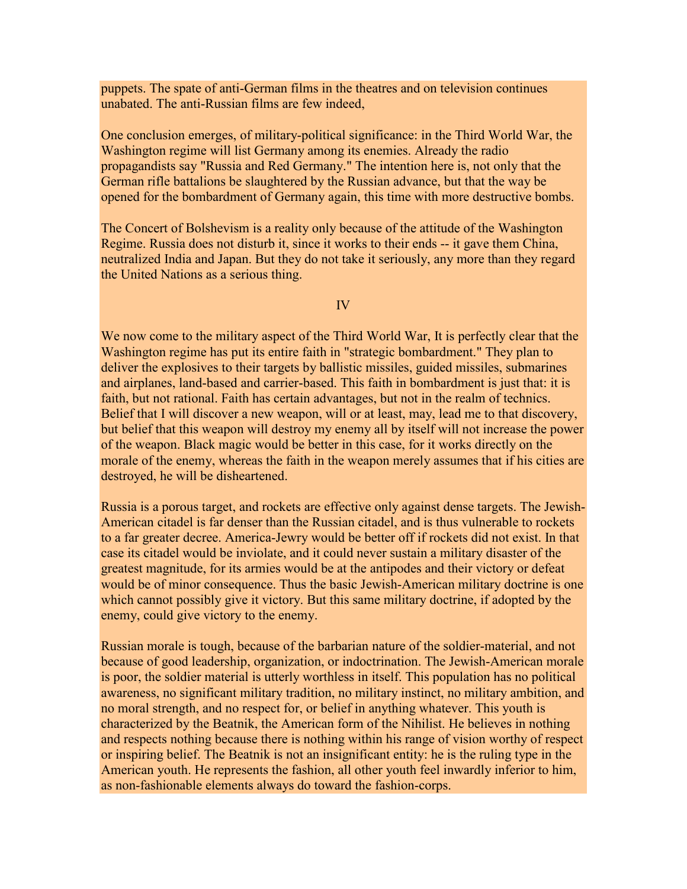puppets. The spate of anti-German films in the theatres and on television continues unabated. The anti-Russian films are few indeed,

One conclusion emerges, of military-political significance: in the Third World War, the Washington regime will list Germany among its enemies. Already the radio propagandists say "Russia and Red Germany." The intention here is, not only that the German rifle battalions be slaughtered by the Russian advance, but that the way be opened for the bombardment of Germany again, this time with more destructive bombs.

The Concert of Bolshevism is a reality only because of the attitude of the Washington Regime. Russia does not disturb it, since it works to their ends -- it gave them China, neutralized India and Japan. But they do not take it seriously, any more than they regard the United Nations as a serious thing.

IV

We now come to the military aspect of the Third World War, It is perfectly clear that the Washington regime has put its entire faith in "strategic bombardment." They plan to deliver the explosives to their targets by ballistic missiles, guided missiles, submarines and airplanes, land-based and carrier-based. This faith in bombardment is just that: it is faith, but not rational. Faith has certain advantages, but not in the realm of technics. Belief that I will discover a new weapon, will or at least, may, lead me to that discovery, but belief that this weapon will destroy my enemy all by itself will not increase the power of the weapon. Black magic would be better in this case, for it works directly on the morale of the enemy, whereas the faith in the weapon merely assumes that if his cities are destroyed, he will be disheartened.

Russia is a porous target, and rockets are effective only against dense targets. The Jewish-American citadel is far denser than the Russian citadel, and is thus vulnerable to rockets to a far greater decree. America-Jewry would be better off if rockets did not exist. In that case its citadel would be inviolate, and it could never sustain a military disaster of the greatest magnitude, for its armies would be at the antipodes and their victory or defeat would be of minor consequence. Thus the basic Jewish-American military doctrine is one which cannot possibly give it victory. But this same military doctrine, if adopted by the enemy, could give victory to the enemy.

Russian morale is tough, because of the barbarian nature of the soldier-material, and not because of good leadership, organization, or indoctrination. The Jewish-American morale is poor, the soldier material is utterly worthless in itself. This population has no political awareness, no significant military tradition, no military instinct, no military ambition, and no moral strength, and no respect for, or belief in anything whatever. This youth is characterized by the Beatnik, the American form of the Nihilist. He believes in nothing and respects nothing because there is nothing within his range of vision worthy of respect or inspiring belief. The Beatnik is not an insignificant entity: he is the ruling type in the American youth. He represents the fashion, all other youth feel inwardly inferior to him, as non-fashionable elements always do toward the fashion-corps.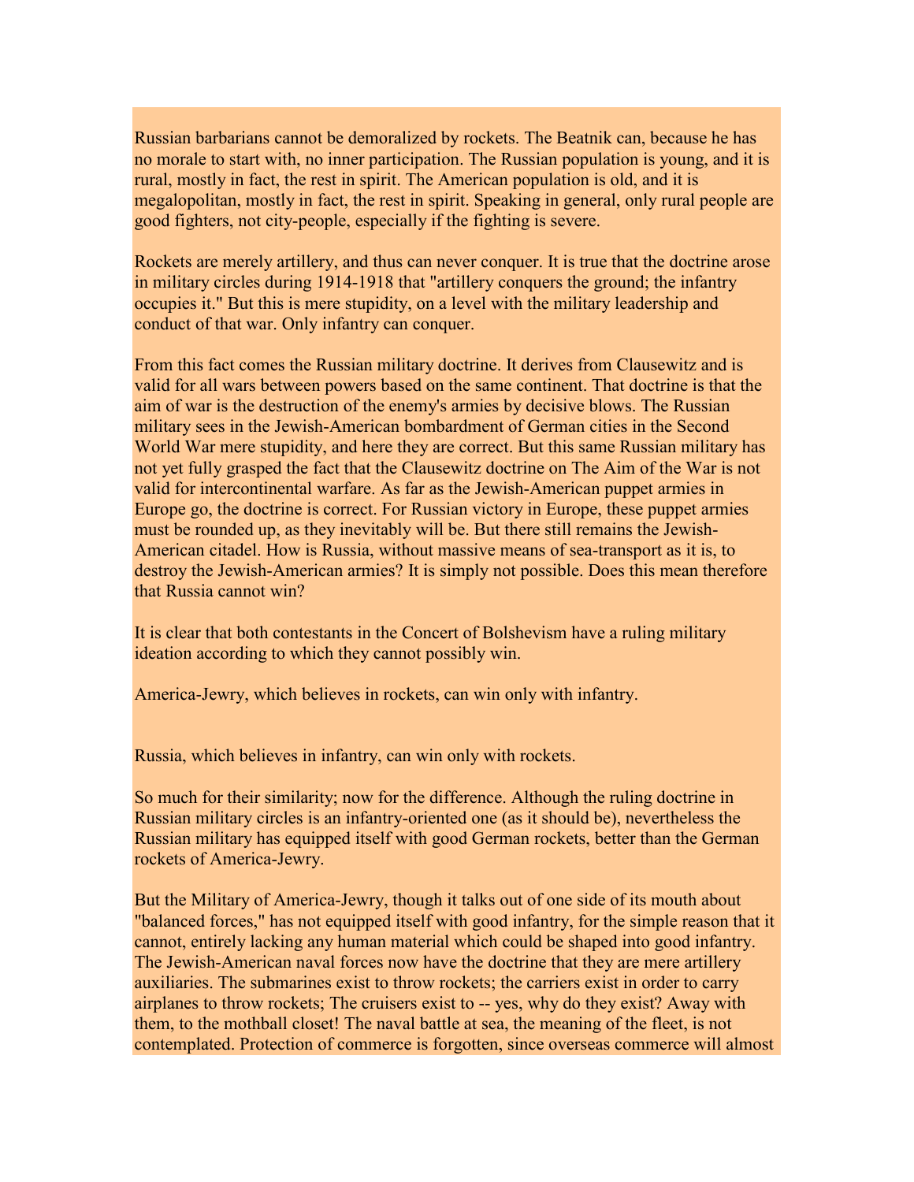Russian barbarians cannot be demoralized by rockets. The Beatnik can, because he has no morale to start with, no inner participation. The Russian population is young, and it is rural, mostly in fact, the rest in spirit. The American population is old, and it is megalopolitan, mostly in fact, the rest in spirit. Speaking in general, only rural people are good fighters, not city-people, especially if the fighting is severe.

Rockets are merely artillery, and thus can never conquer. It is true that the doctrine arose in military circles during 1914-1918 that "artillery conquers the ground; the infantry occupies it." But this is mere stupidity, on a level with the military leadership and conduct of that war. Only infantry can conquer.

From this fact comes the Russian military doctrine. It derives from Clausewitz and is valid for all wars between powers based on the same continent. That doctrine is that the aim of war is the destruction of the enemy's armies by decisive blows. The Russian military sees in the Jewish-American bombardment of German cities in the Second World War mere stupidity, and here they are correct. But this same Russian military has not yet fully grasped the fact that the Clausewitz doctrine on The Aim of the War is not valid for intercontinental warfare. As far as the Jewish-American puppet armies in Europe go, the doctrine is correct. For Russian victory in Europe, these puppet armies must be rounded up, as they inevitably will be. But there still remains the Jewish-American citadel. How is Russia, without massive means of sea-transport as it is, to destroy the Jewish-American armies? It is simply not possible. Does this mean therefore that Russia cannot win?

It is clear that both contestants in the Concert of Bolshevism have a ruling military ideation according to which they cannot possibly win.

America-Jewry, which believes in rockets, can win only with infantry.

Russia, which believes in infantry, can win only with rockets.

So much for their similarity; now for the difference. Although the ruling doctrine in Russian military circles is an infantry-oriented one (as it should be), nevertheless the Russian military has equipped itself with good German rockets, better than the German rockets of America-Jewry.

But the Military of America-Jewry, though it talks out of one side of its mouth about "balanced forces," has not equipped itself with good infantry, for the simple reason that it cannot, entirely lacking any human material which could be shaped into good infantry. The Jewish-American naval forces now have the doctrine that they are mere artillery auxiliaries. The submarines exist to throw rockets; the carriers exist in order to carry airplanes to throw rockets; The cruisers exist to -- yes, why do they exist? Away with them, to the mothball closet! The naval battle at sea, the meaning of the fleet, is not contemplated. Protection of commerce is forgotten, since overseas commerce will almost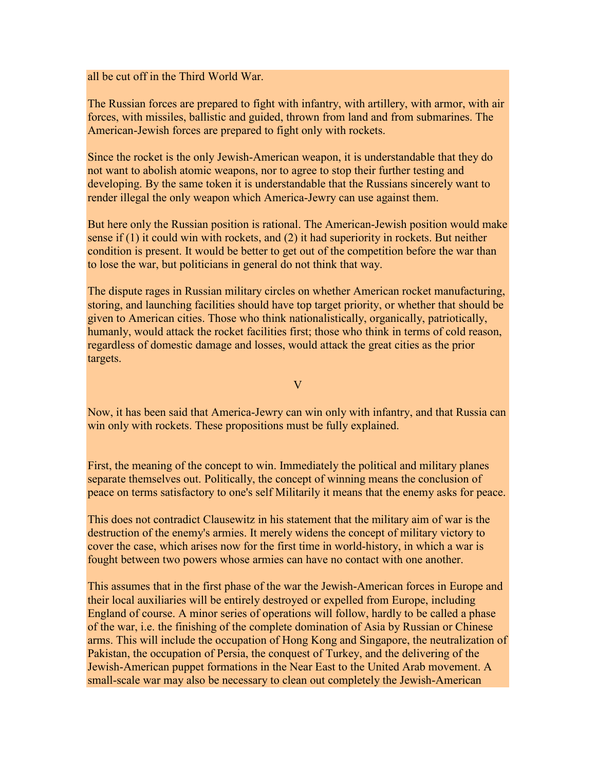all be cut off in the Third World War.

The Russian forces are prepared to fight with infantry, with artillery, with armor, with air forces, with missiles, ballistic and guided, thrown from land and from submarines. The American-Jewish forces are prepared to fight only with rockets.

Since the rocket is the only Jewish-American weapon, it is understandable that they do not want to abolish atomic weapons, nor to agree to stop their further testing and developing. By the same token it is understandable that the Russians sincerely want to render illegal the only weapon which America-Jewry can use against them.

But here only the Russian position is rational. The American-Jewish position would make sense if (1) it could win with rockets, and (2) it had superiority in rockets. But neither condition is present. It would be better to get out of the competition before the war than to lose the war, but politicians in general do not think that way.

The dispute rages in Russian military circles on whether American rocket manufacturing, storing, and launching facilities should have top target priority, or whether that should be given to American cities. Those who think nationalistically, organically, patriotically, humanly, would attack the rocket facilities first; those who think in terms of cold reason, regardless of domestic damage and losses, would attack the great cities as the prior targets.

## V

Now, it has been said that America-Jewry can win only with infantry, and that Russia can win only with rockets. These propositions must be fully explained.

First, the meaning of the concept to win. Immediately the political and military planes separate themselves out. Politically, the concept of winning means the conclusion of peace on terms satisfactory to one's self Militarily it means that the enemy asks for peace.

This does not contradict Clausewitz in his statement that the military aim of war is the destruction of the enemy's armies. It merely widens the concept of military victory to cover the case, which arises now for the first time in world-history, in which a war is fought between two powers whose armies can have no contact with one another.

This assumes that in the first phase of the war the Jewish-American forces in Europe and their local auxiliaries will be entirely destroyed or expelled from Europe, including England of course. A minor series of operations will follow, hardly to be called a phase of the war, i.e. the finishing of the complete domination of Asia by Russian or Chinese arms. This will include the occupation of Hong Kong and Singapore, the neutralization of Pakistan, the occupation of Persia, the conquest of Turkey, and the delivering of the Jewish-American puppet formations in the Near East to the United Arab movement. A small-scale war may also be necessary to clean out completely the Jewish-American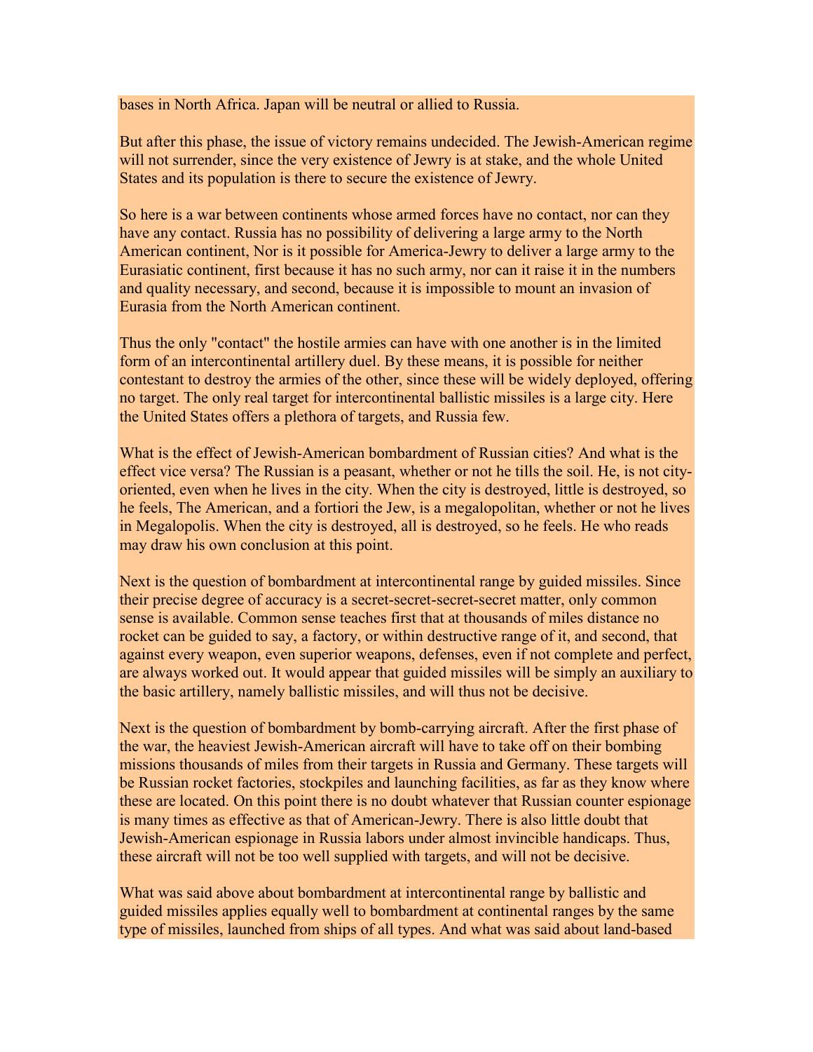bases in North Africa. Japan will be neutral or allied to Russia.

But after this phase, the issue of victory remains undecided. The Jewish-American regime will not surrender, since the very existence of Jewry is at stake, and the whole United States and its population is there to secure the existence of Jewry.

So here is a war between continents whose armed forces have no contact, nor can they have any contact. Russia has no possibility of delivering a large army to the North American continent, Nor is it possible for America-Jewry to deliver a large army to the Eurasiatic continent, first because it has no such army, nor can it raise it in the numbers and quality necessary, and second, because it is impossible to mount an invasion of Eurasia from the North American continent.

Thus the only "contact" the hostile armies can have with one another is in the limited form of an intercontinental artillery duel. By these means, it is possible for neither contestant to destroy the armies of the other, since these will be widely deployed, offering no target. The only real target for intercontinental ballistic missiles is a large city. Here the United States offers a plethora of targets, and Russia few.

What is the effect of Jewish-American bombardment of Russian cities? And what is the effect vice versa? The Russian is a peasant, whether or not he tills the soil. He, is not city-oriented, even when he lives in the city. When the city is destroyed, little is destroyed, so he feels, The American, and a fortiori the Jew, is a megalopolitan, whether or not he lives in Megalopolis. When the city is destroyed, all is destroyed, so he feels. He who reads may draw his own conclusion at this point.

Next is the question of bombardment at intercontinental range by guided missiles. Since their precise degree of accuracy is a secret-secret-secret-secret matter, only common sense is available. Common sense teaches first that at thousands of miles distance no rocket can be guided to say, a factory, or within destructive range of it, and second, that against every weapon, even superior weapons, defenses, even if not complete and perfect, are always worked out. It would appear that guided missiles will be simply an auxiliary to the basic artillery, namely ballistic missiles, and will thus not be decisive.

Next is the question of bombardment by bomb-carrying aircraft. After the first phase of the war, the heaviest Jewish-American aircraft will have to take off on their bombing missions thousands of miles from their targets in Russia and Germany. These targets will be Russian rocket factories, stockpiles and launching facilities, as far as they know where these are located. On this point there is no doubt whatever that Russian counter espionage is many times as effective as that of American-Jewry. There is also little doubt that Jewish-American espionage in Russia labors under almost invincible handicaps. Thus, these aircraft will not be too well supplied with targets, and will not be decisive.

What was said above about bombardment at intercontinental range by ballistic and guided missiles applies equally well to bombardment at continental ranges by the same type of missiles, launched from ships of all types. And what was said about land-based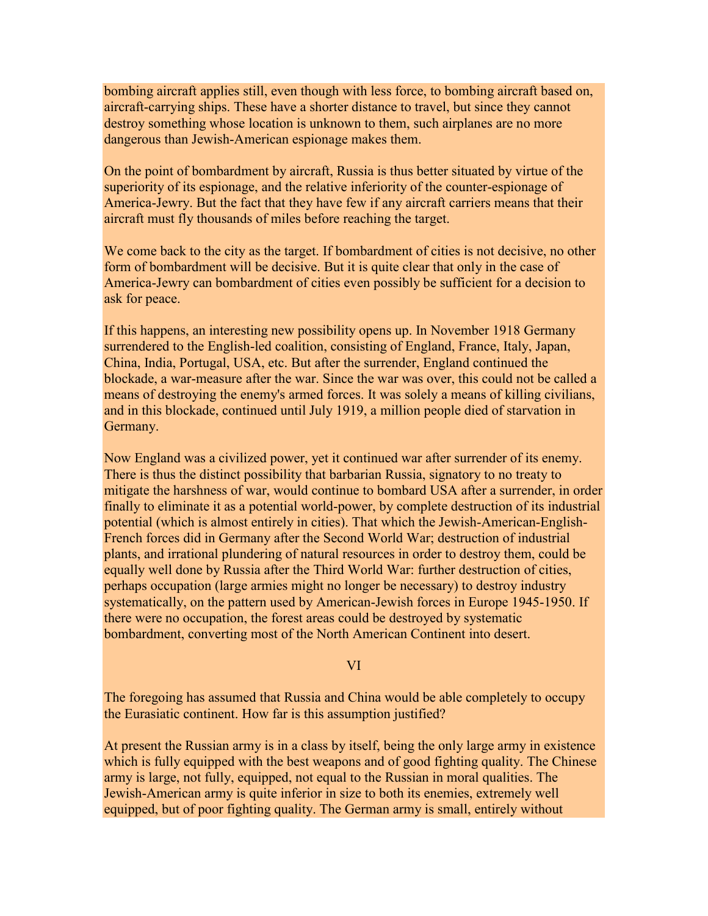bombing aircraft applies still, even though with less force, to bombing aircraft based on, aircraft-carrying ships. These have a shorter distance to travel, but since they cannot destroy something whose location is unknown to them, such airplanes are no more dangerous than Jewish-American espionage makes them.

On the point of bombardment by aircraft, Russia is thus better situated by virtue of the superiority of its espionage, and the relative inferiority of the counter-espionage of America-Jewry. But the fact that they have few if any aircraft carriers means that their aircraft must fly thousands of miles before reaching the target.

We come back to the city as the target. If bombardment of cities is not decisive, no other form of bombardment will be decisive. But it is quite clear that only in the case of America-Jewry can bombardment of cities even possibly be sufficient for a decision to ask for peace.

If this happens, an interesting new possibility opens up. In November 1918 Germany surrendered to the English-led coalition, consisting of England, France, Italy, Japan, China, India, Portugal, USA, etc. But after the surrender, England continued the blockade, a war-measure after the war. Since the war was over, this could not be called a means of destroying the enemy's armed forces. It was solely a means of killing civilians, and in this blockade, continued until July 1919, a million people died of starvation in Germany.

Now England was a civilized power, yet it continued war after surrender of its enemy. There is thus the distinct possibility that barbarian Russia, signatory to no treaty to mitigate the harshness of war, would continue to bombard USA after a surrender, in order finally to eliminate it as a potential world-power, by complete destruction of its industrial potential (which is almost entirely in cities). That which the Jewish-American-English-French forces did in Germany after the Second World War; destruction of industrial plants, and irrational plundering of natural resources in order to destroy them, could be equally well done by Russia after the Third World War: further destruction of cities, perhaps occupation (large armies might no longer be necessary) to destroy industry systematically, on the pattern used by American-Jewish forces in Europe 1945-1950. If there were no occupation, the forest areas could be destroyed by systematic bombardment, converting most of the North American Continent into desert.

VI

The foregoing has assumed that Russia and China would be able completely to occupy the Eurasiatic continent. How far is this assumption justified?

At present the Russian army is in a class by itself, being the only large army in existence which is fully equipped with the best weapons and of good fighting quality. The Chinese army is large, not fully, equipped, not equal to the Russian in moral qualities. The Jewish-American army is quite inferior in size to both its enemies, extremely well equipped, but of poor fighting quality. The German army is small, entirely without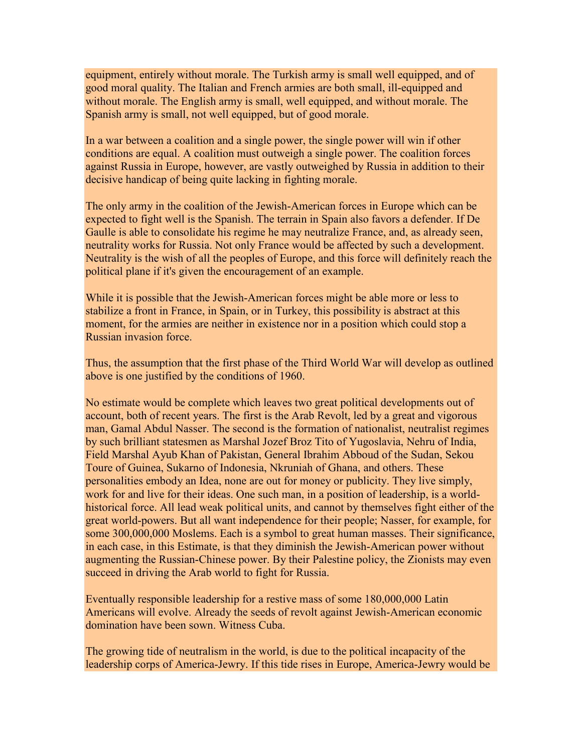equipment, entirely without morale. The Turkish army is small well equipped, and of good moral quality. The Italian and French armies are both small, ill-equipped and without morale. The English army is small, well equipped, and without morale. The Spanish army is small, not well equipped, but of good morale.

In a war between a coalition and a single power, the single power will win if other conditions are equal. A coalition must outweigh a single power. The coalition forces against Russia in Europe, however, are vastly outweighed by Russia in addition to their decisive handicap of being quite lacking in fighting morale.

The only army in the coalition of the Jewish-American forces in Europe which can be expected to fight well is the Spanish. The terrain in Spain also favors a defender. If De Gaulle is able to consolidate his regime he may neutralize France, and, as already seen, neutrality works for Russia. Not only France would be affected by such a development. Neutrality is the wish of all the peoples of Europe, and this force will definitely reach the political plane if it's given the encouragement of an example.

While it is possible that the Jewish-American forces might be able more or less to stabilize a front in France, in Spain, or in Turkey, this possibility is abstract at this moment, for the armies are neither in existence nor in a position which could stop a Russian invasion force.

Thus, the assumption that the first phase of the Third World War will develop as outlined above is one justified by the conditions of 1960.

No estimate would be complete which leaves two great political developments out of account, both of recent years. The first is the Arab Revolt, led by a great and vigorous man, Gamal Abdul Nasser. The second is the formation of nationalist, neutralist regimes by such brilliant statesmen as Marshal Jozef Broz Tito of Yugoslavia, Nehru of India, Field Marshal Ayub Khan of Pakistan, General Ibrahim Abboud of the Sudan, Sekou Toure of Guinea, Sukarno of Indonesia, Nkruniah of Ghana, and others. These personalities embody an Idea, none are out for money or publicity. They live simply, work for and live for their ideas. One such man, in a position of leadership, is a world-historical force. All lead weak political units, and cannot by themselves fight either of the great world-powers. But all want independence for their people; Nasser, for example, for some 300,000,000 Moslems. Each is a symbol to great human masses. Their significance, in each case, in this Estimate, is that they diminish the Jewish-American power without augmenting the Russian-Chinese power. By their Palestine policy, the Zionists may even succeed in driving the Arab world to fight for Russia.

Eventually responsible leadership for a restive mass of some 180,000,000 Latin Americans will evolve. Already the seeds of revolt against Jewish-American economic domination have been sown. Witness Cuba.

The growing tide of neutralism in the world, is due to the political incapacity of the leadership corps of America-Jewry. If this tide rises in Europe, America-Jewry would be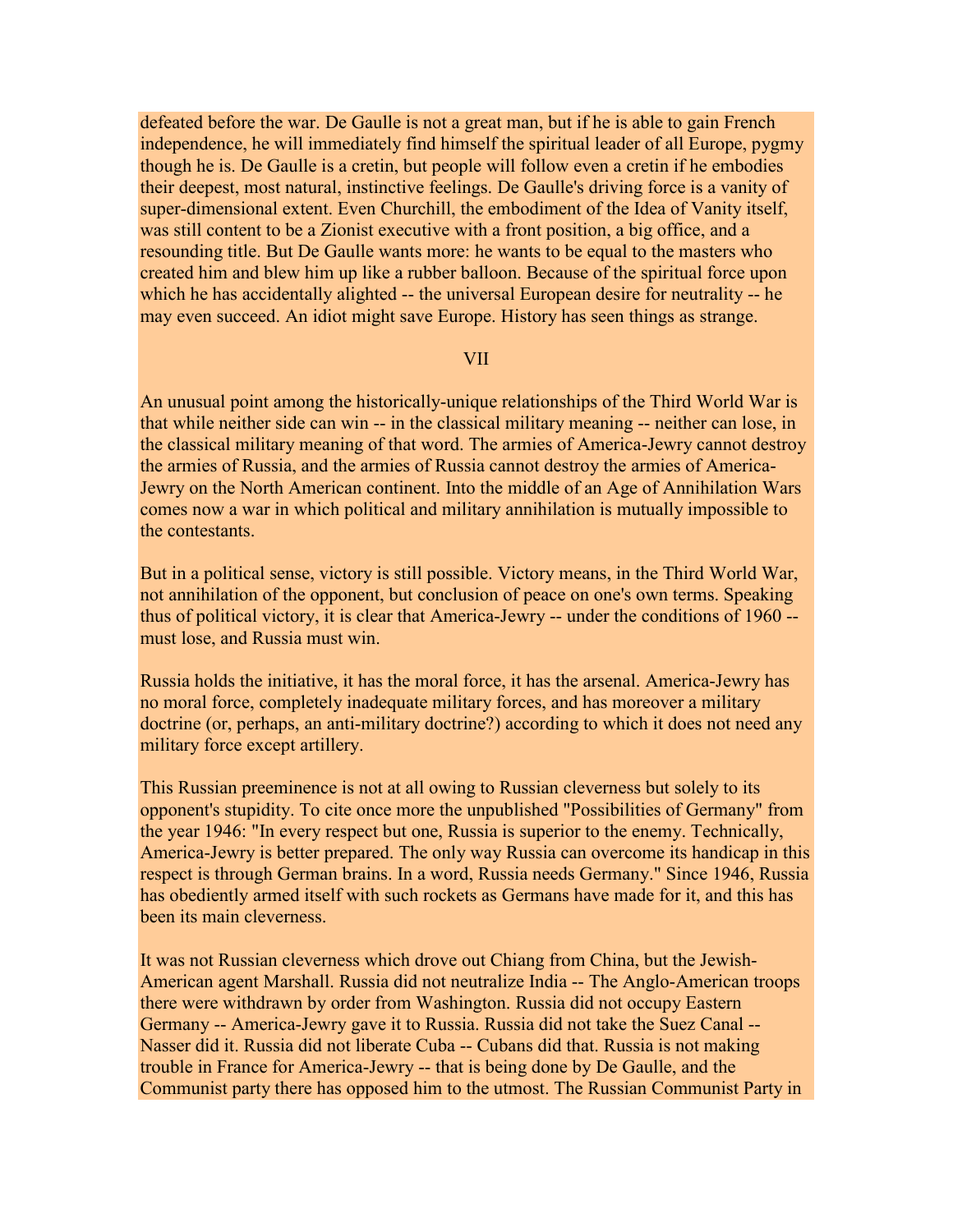defeated before the war. De Gaulle is not a great man, but if he is able to gain French independence, he will immediately find himself the spiritual leader of all Europe, pygmy though he is. De Gaulle is a cretin, but people will follow even a cretin if he embodies their deepest, most natural, instinctive feelings. De Gaulle's driving force is a vanity of super-dimensional extent. Even Churchill, the embodiment of the Idea of Vanity itself, was still content to be a Zionist executive with a front position, a big office, and a resounding title. But De Gaulle wants more: he wants to be equal to the masters who created him and blew him up like a rubber balloon. Because of the spiritual force upon which he has accidentally alighted -- the universal European desire for neutrality -- he may even succeed. An idiot might save Europe. History has seen things as strange.

## VII

An unusual point among the historically-unique relationships of the Third World War is that while neither side can win -- in the classical military meaning -- neither can lose, in the classical military meaning of that word. The armies of America-Jewry cannot destroy the armies of Russia, and the armies of Russia cannot destroy the armies of America-Jewry on the North American continent. Into the middle of an Age of Annihilation Wars comes now a war in which political and military annihilation is mutually impossible to the contestants.

But in a political sense, victory is still possible. Victory means, in the Third World War, not annihilation of the opponent, but conclusion of peace on one's own terms. Speaking thus of political victory, it is clear that America-Jewry -- under the conditions of 1960 -- must lose, and Russia must win.

Russia holds the initiative, it has the moral force, it has the arsenal. America-Jewry has no moral force, completely inadequate military forces, and has moreover a military doctrine (or, perhaps, an anti-military doctrine?) according to which it does not need any military force except artillery.

This Russian preeminence is not at all owing to Russian cleverness but solely to its opponent's stupidity. To cite once more the unpublished "Possibilities of Germany" from the year 1946: "In every respect but one, Russia is superior to the enemy. Technically, America-Jewry is better prepared. The only way Russia can overcome its handicap in this respect is through German brains. In a word, Russia needs Germany." Since 1946, Russia has obediently armed itself with such rockets as Germans have made for it, and this has been its main cleverness.

It was not Russian cleverness which drove out Chiang from China, but the Jewish-American agent Marshall. Russia did not neutralize India -- The Anglo-American troops there were withdrawn by order from Washington. Russia did not occupy Eastern Germany -- America-Jewry gave it to Russia. Russia did not take the Suez Canal -- Nasser did it. Russia did not liberate Cuba -- Cubans did that. Russia is not making trouble in France for America-Jewry -- that is being done by De Gaulle, and the Communist party there has opposed him to the utmost. The Russian Communist Party in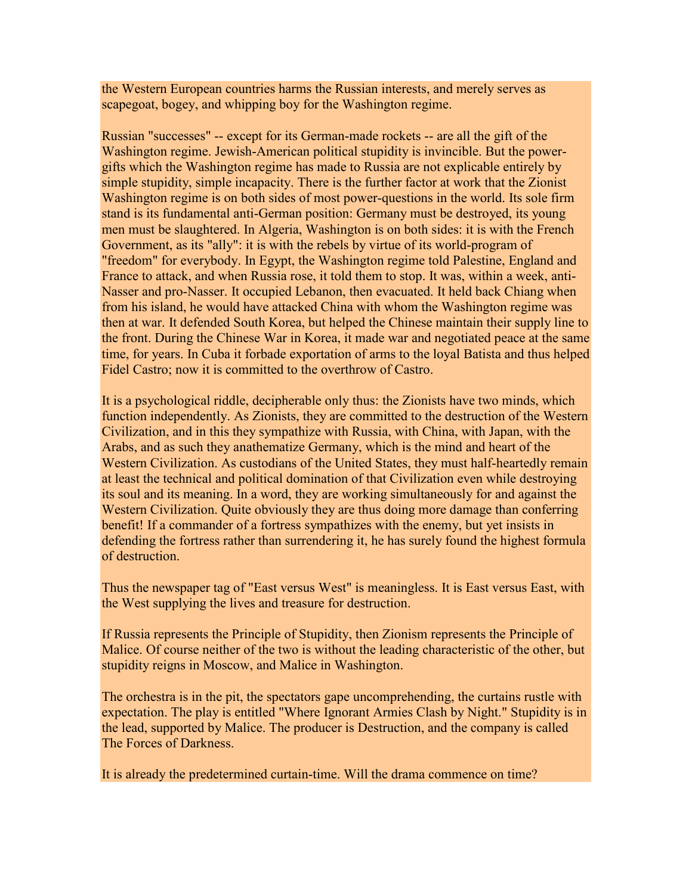the Western European countries harms the Russian interests, and merely serves as scapegoat, bogey, and whipping boy for the Washington regime.

Russian "successes" -- except for its German-made rockets -- are all the gift of the Washington regime. Jewish-American political stupidity is invincible. But the power-gifts which the Washington regime has made to Russia are not explicable entirely by simple stupidity, simple incapacity. There is the further factor at work that the Zionist Washington regime is on both sides of most power-questions in the world. Its sole firm stand is its fundamental anti-German position: Germany must be destroyed, its young men must be slaughtered. In Algeria, Washington is on both sides: it is with the French Government, as its "ally": it is with the rebels by virtue of its world-program of "freedom" for everybody. In Egypt, the Washington regime told Palestine, England and France to attack, and when Russia rose, it told them to stop. It was, within a week, anti-Nasser and pro-Nasser. It occupied Lebanon, then evacuated. It held back Chiang when from his island, he would have attacked China with whom the Washington regime was then at war. It defended South Korea, but helped the Chinese maintain their supply line to the front. During the Chinese War in Korea, it made war and negotiated peace at the same time, for years. In Cuba it forbade exportation of arms to the loyal Batista and thus helped Fidel Castro; now it is committed to the overthrow of Castro.

It is a psychological riddle, decipherable only thus: the Zionists have two minds, which function independently. As Zionists, they are committed to the destruction of the Western Civilization, and in this they sympathize with Russia, with China, with Japan, with the Arabs, and as such they anathematize Germany, which is the mind and heart of the Western Civilization. As custodians of the United States, they must half-heartedly remain at least the technical and political domination of that Civilization even while destroying its soul and its meaning. In a word, they are working simultaneously for and against the Western Civilization. Quite obviously they are thus doing more damage than conferring benefit! If a commander of a fortress sympathizes with the enemy, but yet insists in defending the fortress rather than surrendering it, he has surely found the highest formula of destruction.

Thus the newspaper tag of "East versus West" is meaningless. It is East versus East, with the West supplying the lives and treasure for destruction.

If Russia represents the Principle of Stupidity, then Zionism represents the Principle of Malice. Of course neither of the two is without the leading characteristic of the other, but stupidity reigns in Moscow, and Malice in Washington.

The orchestra is in the pit, the spectators gape uncomprehending, the curtains rustle with expectation. The play is entitled "Where Ignorant Armies Clash by Night." Stupidity is in the lead, supported by Malice. The producer is Destruction, and the company is called The Forces of Darkness.

It is already the predetermined curtain-time. Will the drama commence on time?